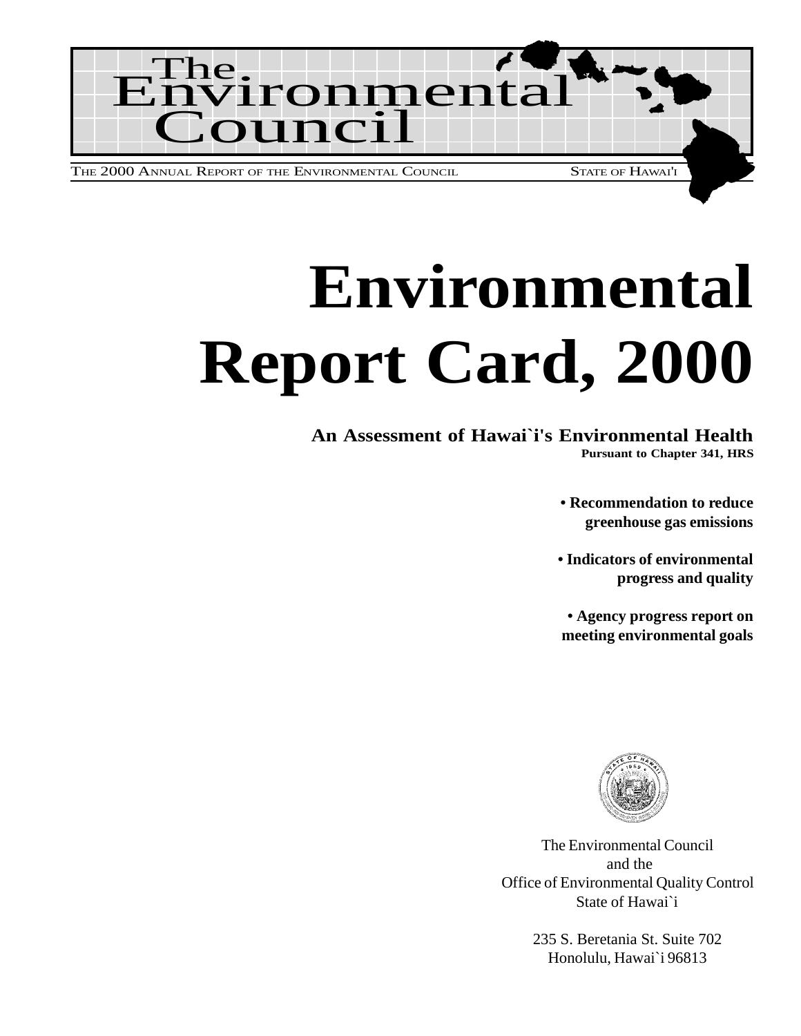# The Environmental Council

THE 2000 ANNUAL REPORT OF THE ENVIRONMENTAL COUNCIL — STATE OF HAWAI'I

# Environmental Report Card, 2000

**An Assessment of Hawai`i's Environmental Health**
**Pursuant to Chapter 341, HRS**

- **Recommendation to reduce greenhouse gas emissions**
- **Indicators of environmental progress and quality**
- **Agency progress report on meeting environmental goals**

The Environmental Council
and the
Office of Environmental Quality Control
State of Hawai`i

235 S. Beretania St. Suite 702
Honolulu, Hawai`i 96813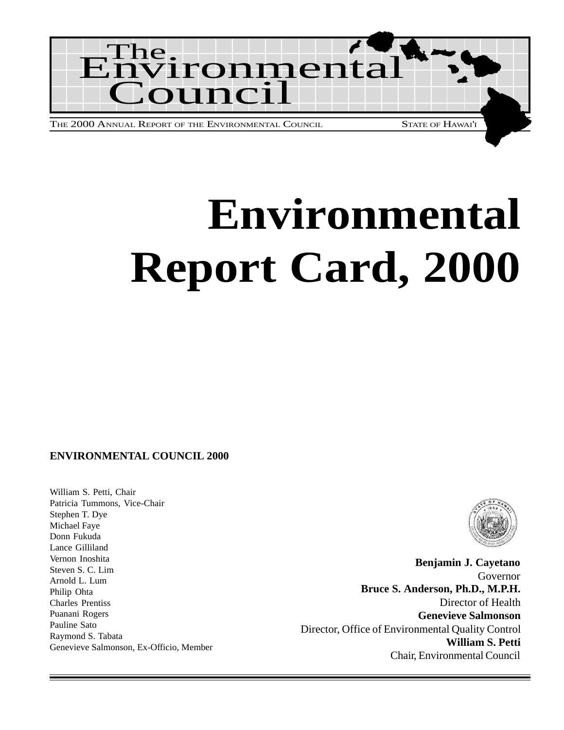# The Environmental Council

THE 2000 ANNUAL REPORT OF THE ENVIRONMENTAL COUNCIL — STATE OF HAWAI'I

# Environmental Report Card, 2000

**ENVIRONMENTAL COUNCIL 2000**

William S. Petti, Chair
Patricia Tummons, Vice-Chair
Stephen T. Dye
Michael Faye
Donn Fukuda
Lance Gilliland
Vernon Inoshita
Steven S. C. Lim
Arnold L. Lum
Philip Ohta
Charles Prentiss
Puanani Rogers
Pauline Sato
Raymond S. Tabata
Genevieve Salmonson, Ex-Officio, Member

**Benjamin J. Cayetano**
Governor
**Bruce S. Anderson, Ph.D., M.P.H.**
Director of Health
**Genevieve Salmonson**
Director, Office of Environmental Quality Control
**William S. Petti**
Chair, Environmental Council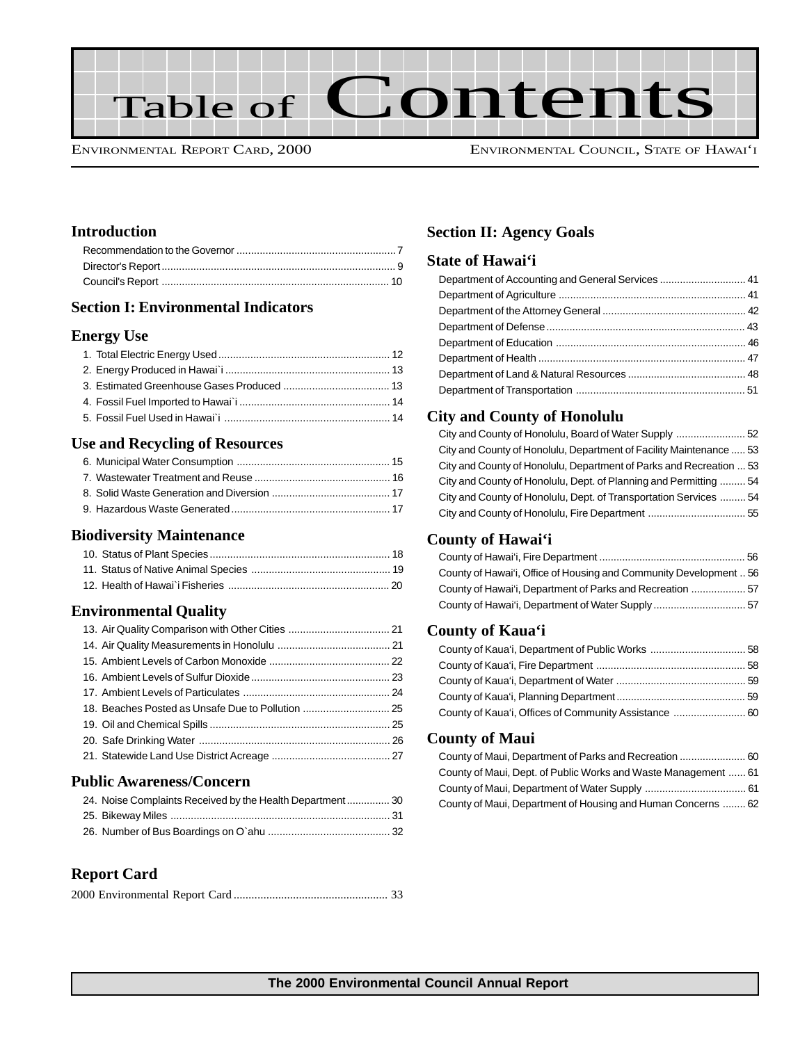# Table of Contents

ENVIRONMENTAL REPORT CARD, 2000 — ENVIRONMENTAL COUNCIL, STATE OF HAWAI‘I

## Introduction

- Recommendation to the Governor ....... 7
- Director's Report ....... 9
- Council's Report ....... 10

## Section I: Environmental Indicators

### Energy Use

1. Total Electric Energy Used ....... 12
2. Energy Produced in Hawai`i ....... 13
3. Estimated Greenhouse Gases Produced ....... 13
4. Fossil Fuel Imported to Hawai`i ....... 14
5. Fossil Fuel Used in Hawai`i ....... 14

### Use and Recycling of Resources

6. Municipal Water Consumption ....... 15
7. Wastewater Treatment and Reuse ....... 16
8. Solid Waste Generation and Diversion ....... 17
9. Hazardous Waste Generated ....... 17

### Biodiversity Maintenance

10. Status of Plant Species ....... 18
11. Status of Native Animal Species ....... 19
12. Health of Hawai`i Fisheries ....... 20

### Environmental Quality

13. Air Quality Comparison with Other Cities ....... 21
14. Air Quality Measurements in Honolulu ....... 21
15. Ambient Levels of Carbon Monoxide ....... 22
16. Ambient Levels of Sulfur Dioxide ....... 23
17. Ambient Levels of Particulates ....... 24
18. Beaches Posted as Unsafe Due to Pollution ....... 25
19. Oil and Chemical Spills ....... 25
20. Safe Drinking Water ....... 26
21. Statewide Land Use District Acreage ....... 27

### Public Awareness/Concern

24. Noise Complaints Received by the Health Department ....... 30
25. Bikeway Miles ....... 31
26. Number of Bus Boardings on O`ahu ....... 32

## Report Card

2000 Environmental Report Card ....... 33

## Section II: Agency Goals

### State of Hawai‘i

- Department of Accounting and General Services ....... 41
- Department of Agriculture ....... 41
- Department of the Attorney General ....... 42
- Department of Defense ....... 43
- Department of Education ....... 46
- Department of Health ....... 47
- Department of Land & Natural Resources ....... 48
- Department of Transportation ....... 51

### City and County of Honolulu

- City and County of Honolulu, Board of Water Supply ....... 52
- City and County of Honolulu, Department of Facility Maintenance ....... 53
- City and County of Honolulu, Department of Parks and Recreation ....... 53
- City and County of Honolulu, Dept. of Planning and Permitting ....... 54
- City and County of Honolulu, Dept. of Transportation Services ....... 54
- City and County of Honolulu, Fire Department ....... 55

### County of Hawai‘i

- County of Hawai'i, Fire Department ....... 56
- County of Hawai'i, Office of Housing and Community Development ....... 56
- County of Hawai'i, Department of Parks and Recreation ....... 57
- County of Hawai'i, Department of Water Supply ....... 57

### County of Kaua‘i

- County of Kaua'i, Department of Public Works ....... 58
- County of Kaua'i, Fire Department ....... 58
- County of Kaua'i, Department of Water ....... 59
- County of Kaua'i, Planning Department ....... 59
- County of Kaua'i, Offices of Community Assistance ....... 60

### County of Maui

- County of Maui, Department of Parks and Recreation ....... 60
- County of Maui, Dept. of Public Works and Waste Management ....... 61
- County of Maui, Department of Water Supply ....... 61
- County of Maui, Department of Housing and Human Concerns ....... 62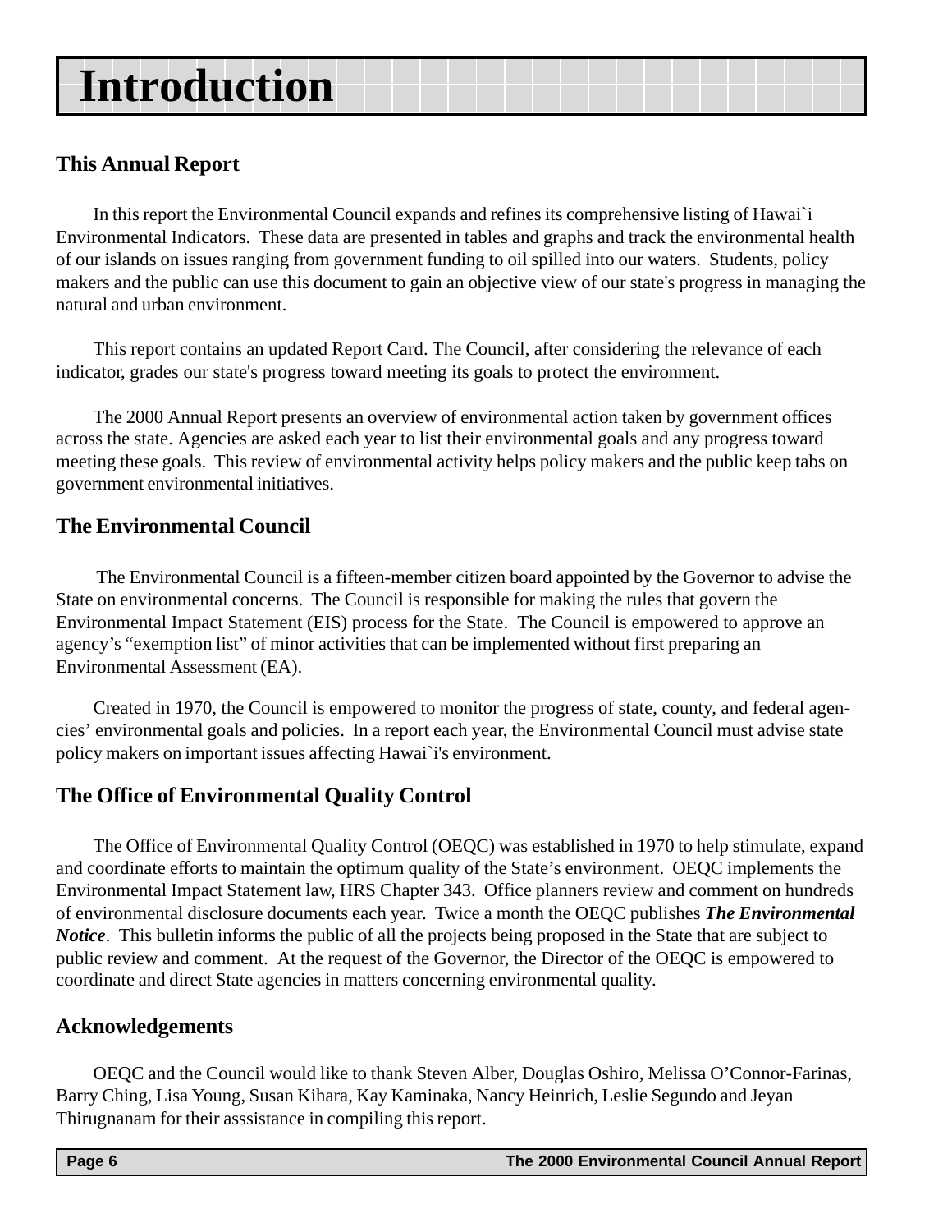# Introduction

## This Annual Report

In this report the Environmental Council expands and refines its comprehensive listing of Hawai`i Environmental Indicators. These data are presented in tables and graphs and track the environmental health of our islands on issues ranging from government funding to oil spilled into our waters. Students, policy makers and the public can use this document to gain an objective view of our state's progress in managing the natural and urban environment.

This report contains an updated Report Card. The Council, after considering the relevance of each indicator, grades our state's progress toward meeting its goals to protect the environment.

The 2000 Annual Report presents an overview of environmental action taken by government offices across the state. Agencies are asked each year to list their environmental goals and any progress toward meeting these goals. This review of environmental activity helps policy makers and the public keep tabs on government environmental initiatives.

## The Environmental Council

The Environmental Council is a fifteen-member citizen board appointed by the Governor to advise the State on environmental concerns. The Council is responsible for making the rules that govern the Environmental Impact Statement (EIS) process for the State. The Council is empowered to approve an agency's "exemption list" of minor activities that can be implemented without first preparing an Environmental Assessment (EA).

Created in 1970, the Council is empowered to monitor the progress of state, county, and federal agencies' environmental goals and policies. In a report each year, the Environmental Council must advise state policy makers on important issues affecting Hawai`i's environment.

## The Office of Environmental Quality Control

The Office of Environmental Quality Control (OEQC) was established in 1970 to help stimulate, expand and coordinate efforts to maintain the optimum quality of the State's environment. OEQC implements the Environmental Impact Statement law, HRS Chapter 343. Office planners review and comment on hundreds of environmental disclosure documents each year. Twice a month the OEQC publishes ***The Environmental Notice***. This bulletin informs the public of all the projects being proposed in the State that are subject to public review and comment. At the request of the Governor, the Director of the OEQC is empowered to coordinate and direct State agencies in matters concerning environmental quality.

## Acknowledgements

OEQC and the Council would like to thank Steven Alber, Douglas Oshiro, Melissa O'Connor-Farinas, Barry Ching, Lisa Young, Susan Kihara, Kay Kaminaka, Nancy Heinrich, Leslie Segundo and Jeyan Thirugnanam for their asssistance in compiling this report.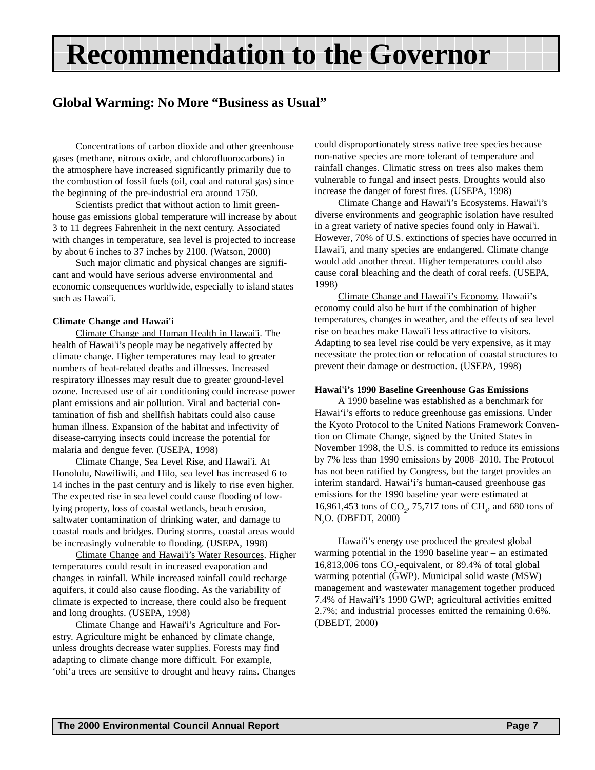# Recommendation to the Governor

## Global Warming: No More "Business as Usual"

Concentrations of carbon dioxide and other greenhouse gases (methane, nitrous oxide, and chlorofluorocarbons) in the atmosphere have increased significantly primarily due to the combustion of fossil fuels (oil, coal and natural gas) since the beginning of the pre-industrial era around 1750.

Scientists predict that without action to limit greenhouse gas emissions global temperature will increase by about 3 to 11 degrees Fahrenheit in the next century. Associated with changes in temperature, sea level is projected to increase by about 6 inches to 37 inches by 2100. (Watson, 2000)

Such major climatic and physical changes are significant and would have serious adverse environmental and economic consequences worldwide, especially to island states such as Hawai'i.

### Climate Change and Hawai'i

Climate Change and Human Health in Hawai'i. The health of Hawai'i's people may be negatively affected by climate change. Higher temperatures may lead to greater numbers of heat-related deaths and illnesses. Increased respiratory illnesses may result due to greater ground-level ozone. Increased use of air conditioning could increase power plant emissions and air pollution. Viral and bacterial contamination of fish and shellfish habitats could also cause human illness. Expansion of the habitat and infectivity of disease-carrying insects could increase the potential for malaria and dengue fever. (USEPA, 1998)

Climate Change, Sea Level Rise, and Hawai'i. At Honolulu, Nawiliwili, and Hilo, sea level has increased 6 to 14 inches in the past century and is likely to rise even higher. The expected rise in sea level could cause flooding of low-lying property, loss of coastal wetlands, beach erosion, saltwater contamination of drinking water, and damage to coastal roads and bridges. During storms, coastal areas would be increasingly vulnerable to flooding. (USEPA, 1998)

Climate Change and Hawai'i's Water Resources. Higher temperatures could result in increased evaporation and changes in rainfall. While increased rainfall could recharge aquifers, it could also cause flooding. As the variability of climate is expected to increase, there could also be frequent and long droughts. (USEPA, 1998)

Climate Change and Hawai'i's Agriculture and Forestry. Agriculture might be enhanced by climate change, unless droughts decrease water supplies. Forests may find adapting to climate change more difficult. For example, ‘ohi‘a trees are sensitive to drought and heavy rains. Changes could disproportionately stress native tree species because non-native species are more tolerant of temperature and rainfall changes. Climatic stress on trees also makes them vulnerable to fungal and insect pests. Droughts would also increase the danger of forest fires. (USEPA, 1998)

Climate Change and Hawai'i's Ecosystems. Hawai'i's diverse environments and geographic isolation have resulted in a great variety of native species found only in Hawai'i. However, 70% of U.S. extinctions of species have occurred in Hawai'i, and many species are endangered. Climate change would add another threat. Higher temperatures could also cause coral bleaching and the death of coral reefs. (USEPA, 1998)

Climate Change and Hawai'i's Economy. Hawaii's economy could also be hurt if the combination of higher temperatures, changes in weather, and the effects of sea level rise on beaches make Hawai'i less attractive to visitors. Adapting to sea level rise could be very expensive, as it may necessitate the protection or relocation of coastal structures to prevent their damage or destruction. (USEPA, 1998)

### Hawai'i's 1990 Baseline Greenhouse Gas Emissions

A 1990 baseline was established as a benchmark for Hawai‘i's efforts to reduce greenhouse gas emissions. Under the Kyoto Protocol to the United Nations Framework Convention on Climate Change, signed by the United States in November 1998, the U.S. is committed to reduce its emissions by 7% less than 1990 emissions by 2008–2010. The Protocol has not been ratified by Congress, but the target provides an interim standard. Hawai‘i's human-caused greenhouse gas emissions for the 1990 baseline year were estimated at 16,961,453 tons of $CO_2$, 75,717 tons of $CH_4$, and 680 tons of $N_2O$. (DBEDT, 2000)

Hawai'i's energy use produced the greatest global warming potential in the 1990 baseline year – an estimated 16,813,006 tons $CO_2$-equivalent, or 89.4% of total global warming potential (GWP). Municipal solid waste (MSW) management and wastewater management together produced 7.4% of Hawai'i's 1990 GWP; agricultural activities emitted 2.7%; and industrial processes emitted the remaining 0.6%. (DBEDT, 2000)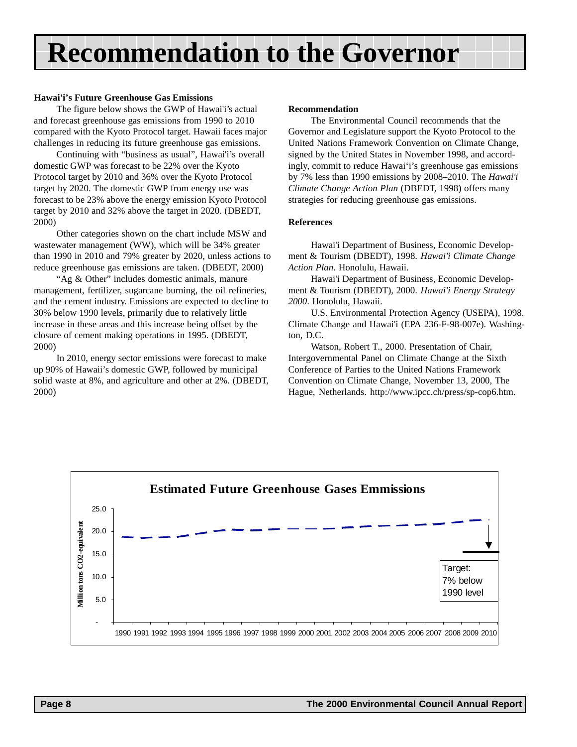# Recommendation to the Governor

**Hawai'i's Future Greenhouse Gas Emissions**

The figure below shows the GWP of Hawai'i's actual and forecast greenhouse gas emissions from 1990 to 2010 compared with the Kyoto Protocol target. Hawaii faces major challenges in reducing its future greenhouse gas emissions.

Continuing with "business as usual", Hawai'i's overall domestic GWP was forecast to be 22% over the Kyoto Protocol target by 2010 and 36% over the Kyoto Protocol target by 2020. The domestic GWP from energy use was forecast to be 23% above the energy emission Kyoto Protocol target by 2010 and 32% above the target in 2020. (DBEDT, 2000)

Other categories shown on the chart include MSW and wastewater management (WW), which will be 34% greater than 1990 in 2010 and 79% greater by 2020, unless actions to reduce greenhouse gas emissions are taken. (DBEDT, 2000)

"Ag & Other" includes domestic animals, manure management, fertilizer, sugarcane burning, the oil refineries, and the cement industry. Emissions are expected to decline to 30% below 1990 levels, primarily due to relatively little increase in these areas and this increase being offset by the closure of cement making operations in 1995. (DBEDT, 2000)

In 2010, energy sector emissions were forecast to make up 90% of Hawaii's domestic GWP, followed by municipal solid waste at 8%, and agriculture and other at 2%. (DBEDT, 2000)

**Recommendation**

The Environmental Council recommends that the Governor and Legislature support the Kyoto Protocol to the United Nations Framework Convention on Climate Change, signed by the United States in November 1998, and accordingly, commit to reduce Hawai'i's greenhouse gas emissions by 7% less than 1990 emissions by 2008–2010. The *Hawai'i Climate Change Action Plan* (DBEDT, 1998) offers many strategies for reducing greenhouse gas emissions.

**References**

Hawai'i Department of Business, Economic Development & Tourism (DBEDT), 1998. *Hawai'i Climate Change Action Plan*. Honolulu, Hawaii.

Hawai'i Department of Business, Economic Development & Tourism (DBEDT), 2000. *Hawai'i Energy Strategy 2000*. Honolulu, Hawaii.

U.S. Environmental Protection Agency (USEPA), 1998. Climate Change and Hawai'i (EPA 236-F-98-007e). Washington, D.C.

Watson, Robert T., 2000. Presentation of Chair, Intergovernmental Panel on Climate Change at the Sixth Conference of Parties to the United Nations Framework Convention on Climate Change, November 13, 2000, The Hague, Netherlands. http://www.ipcc.ch/press/sp-cop6.htm.

**Estimated Future Greenhouse Gases Emmissions**

Million tons CO2-equivalent (y-axis: -, 5.0, 10.0, 15.0, 20.0, 25.0); years 1990–2010 (x-axis)

Target: 7% below 1990 level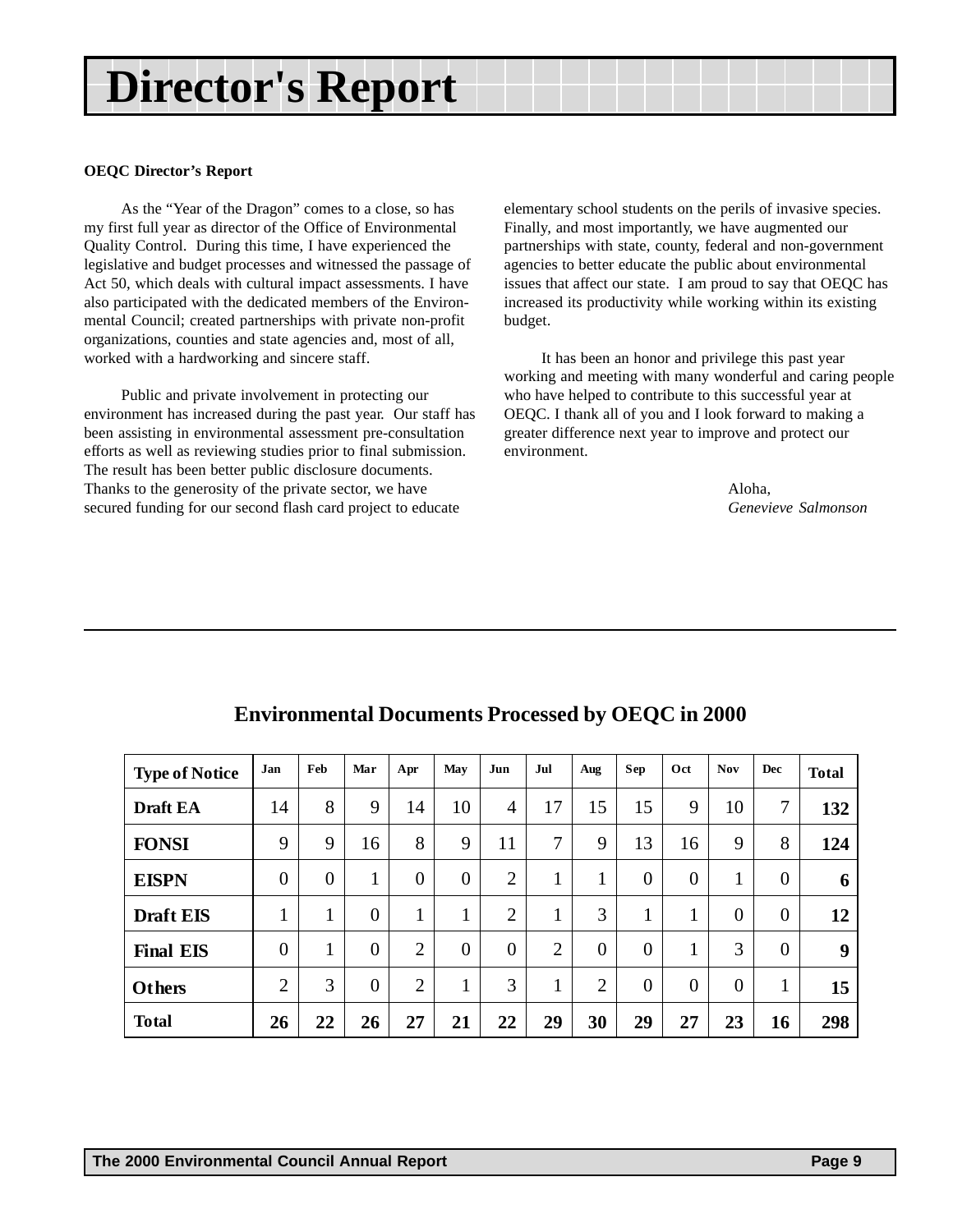# Director's Report

**OEQC Director's Report**

As the "Year of the Dragon" comes to a close, so has my first full year as director of the Office of Environmental Quality Control. During this time, I have experienced the legislative and budget processes and witnessed the passage of Act 50, which deals with cultural impact assessments. I have also participated with the dedicated members of the Environmental Council; created partnerships with private non-profit organizations, counties and state agencies and, most of all, worked with a hardworking and sincere staff.

Public and private involvement in protecting our environment has increased during the past year. Our staff has been assisting in environmental assessment pre-consultation efforts as well as reviewing studies prior to final submission. The result has been better public disclosure documents. Thanks to the generosity of the private sector, we have secured funding for our second flash card project to educate elementary school students on the perils of invasive species. Finally, and most importantly, we have augmented our partnerships with state, county, federal and non-government agencies to better educate the public about environmental issues that affect our state. I am proud to say that OEQC has increased its productivity while working within its existing budget.

It has been an honor and privilege this past year working and meeting with many wonderful and caring people who have helped to contribute to this successful year at OEQC. I thank all of you and I look forward to making a greater difference next year to improve and protect our environment.

Aloha,
*Genevieve Salmonson*

---

## Environmental Documents Processed by OEQC in 2000

| Type of Notice | Jan | Feb | Mar | Apr | May | Jun | Jul | Aug | Sep | Oct | Nov | Dec | Total |
|---|---|---|---|---|---|---|---|---|---|---|---|---|---|
| **Draft EA** | 14 | 8 | 9 | 14 | 10 | 4 | 17 | 15 | 15 | 9 | 10 | 7 | **132** |
| **FONSI** | 9 | 9 | 16 | 8 | 9 | 11 | 7 | 9 | 13 | 16 | 9 | 8 | **124** |
| **EISPN** | 0 | 0 | 1 | 0 | 0 | 2 | 1 | 1 | 0 | 0 | 1 | 0 | **6** |
| **Draft EIS** | 1 | 1 | 0 | 1 | 1 | 2 | 1 | 3 | 1 | 1 | 0 | 0 | **12** |
| **Final EIS** | 0 | 1 | 0 | 2 | 0 | 0 | 2 | 0 | 0 | 1 | 3 | 0 | **9** |
| **Others** | 2 | 3 | 0 | 2 | 1 | 3 | 1 | 2 | 0 | 0 | 0 | 1 | **15** |
| **Total** | **26** | **22** | **26** | **27** | **21** | **22** | **29** | **30** | **29** | **27** | **23** | **16** | **298** |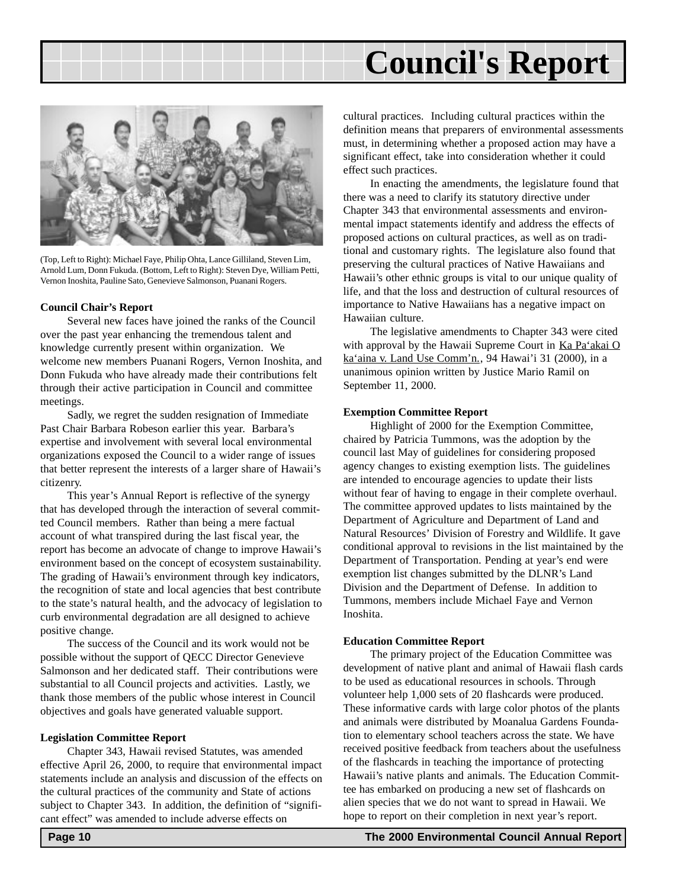# Council's Report

(Top, Left to Right): Michael Faye, Philip Ohta, Lance Gilliland, Steven Lim, Arnold Lum, Donn Fukuda. (Bottom, Left to Right): Steven Dye, William Petti, Vernon Inoshita, Pauline Sato, Genevieve Salmonson, Puanani Rogers.

**Council Chair's Report**

Several new faces have joined the ranks of the Council over the past year enhancing the tremendous talent and knowledge currently present within organization. We welcome new members Puanani Rogers, Vernon Inoshita, and Donn Fukuda who have already made their contributions felt through their active participation in Council and committee meetings.

Sadly, we regret the sudden resignation of Immediate Past Chair Barbara Robeson earlier this year. Barbara's expertise and involvement with several local environmental organizations exposed the Council to a wider range of issues that better represent the interests of a larger share of Hawaii's citizenry.

This year's Annual Report is reflective of the synergy that has developed through the interaction of several committed Council members. Rather than being a mere factual account of what transpired during the last fiscal year, the report has become an advocate of change to improve Hawaii's environment based on the concept of ecosystem sustainability. The grading of Hawaii's environment through key indicators, the recognition of state and local agencies that best contribute to the state's natural health, and the advocacy of legislation to curb environmental degradation are all designed to achieve positive change.

The success of the Council and its work would not be possible without the support of QECC Director Genevieve Salmonson and her dedicated staff. Their contributions were substantial to all Council projects and activities. Lastly, we thank those members of the public whose interest in Council objectives and goals have generated valuable support.

**Legislation Committee Report**

Chapter 343, Hawaii revised Statutes, was amended effective April 26, 2000, to require that environmental impact statements include an analysis and discussion of the effects on the cultural practices of the community and State of actions subject to Chapter 343. In addition, the definition of "significant effect" was amended to include adverse effects on cultural practices. Including cultural practices within the definition means that preparers of environmental assessments must, in determining whether a proposed action may have a significant effect, take into consideration whether it could effect such practices.

In enacting the amendments, the legislature found that there was a need to clarify its statutory directive under Chapter 343 that environmental assessments and environmental impact statements identify and address the effects of proposed actions on cultural practices, as well as on traditional and customary rights. The legislature also found that preserving the cultural practices of Native Hawaiians and Hawaii's other ethnic groups is vital to our unique quality of life, and that the loss and destruction of cultural resources of importance to Native Hawaiians has a negative impact on Hawaiian culture.

The legislative amendments to Chapter 343 were cited with approval by the Hawaii Supreme Court in Ka Pa'akai O ka'aina v. Land Use Comm'n., 94 Hawai'i 31 (2000), in a unanimous opinion written by Justice Mario Ramil on September 11, 2000.

**Exemption Committee Report**

Highlight of 2000 for the Exemption Committee, chaired by Patricia Tummons, was the adoption by the council last May of guidelines for considering proposed agency changes to existing exemption lists. The guidelines are intended to encourage agencies to update their lists without fear of having to engage in their complete overhaul. The committee approved updates to lists maintained by the Department of Agriculture and Department of Land and Natural Resources' Division of Forestry and Wildlife. It gave conditional approval to revisions in the list maintained by the Department of Transportation. Pending at year's end were exemption list changes submitted by the DLNR's Land Division and the Department of Defense. In addition to Tummons, members include Michael Faye and Vernon Inoshita.

**Education Committee Report**

The primary project of the Education Committee was development of native plant and animal of Hawaii flash cards to be used as educational resources in schools. Through volunteer help 1,000 sets of 20 flashcards were produced. These informative cards with large color photos of the plants and animals were distributed by Moanalua Gardens Foundation to elementary school teachers across the state. We have received positive feedback from teachers about the usefulness of the flashcards in teaching the importance of protecting Hawaii's native plants and animals. The Education Committee has embarked on producing a new set of flashcards on alien species that we do not want to spread in Hawaii. We hope to report on their completion in next year's report.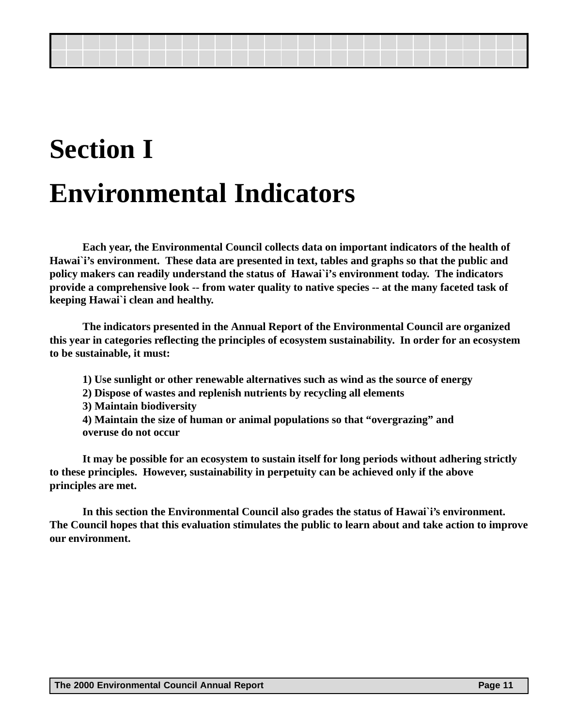# Section I

# Environmental Indicators

**Each year, the Environmental Council collects data on important indicators of the health of Hawai`i's environment. These data are presented in text, tables and graphs so that the public and policy makers can readily understand the status of Hawai`i's environment today. The indicators provide a comprehensive look -- from water quality to native species -- at the many faceted task of keeping Hawai`i clean and healthy.**

**The indicators presented in the Annual Report of the Environmental Council are organized this year in categories reflecting the principles of ecosystem sustainability. In order for an ecosystem to be sustainable, it must:**

**1) Use sunlight or other renewable alternatives such as wind as the source of energy**
**2) Dispose of wastes and replenish nutrients by recycling all elements**
**3) Maintain biodiversity**
**4) Maintain the size of human or animal populations so that "overgrazing" and overuse do not occur**

**It may be possible for an ecosystem to sustain itself for long periods without adhering strictly to these principles. However, sustainability in perpetuity can be achieved only if the above principles are met.**

**In this section the Environmental Council also grades the status of Hawai`i's environment. The Council hopes that this evaluation stimulates the public to learn about and take action to improve our environment.**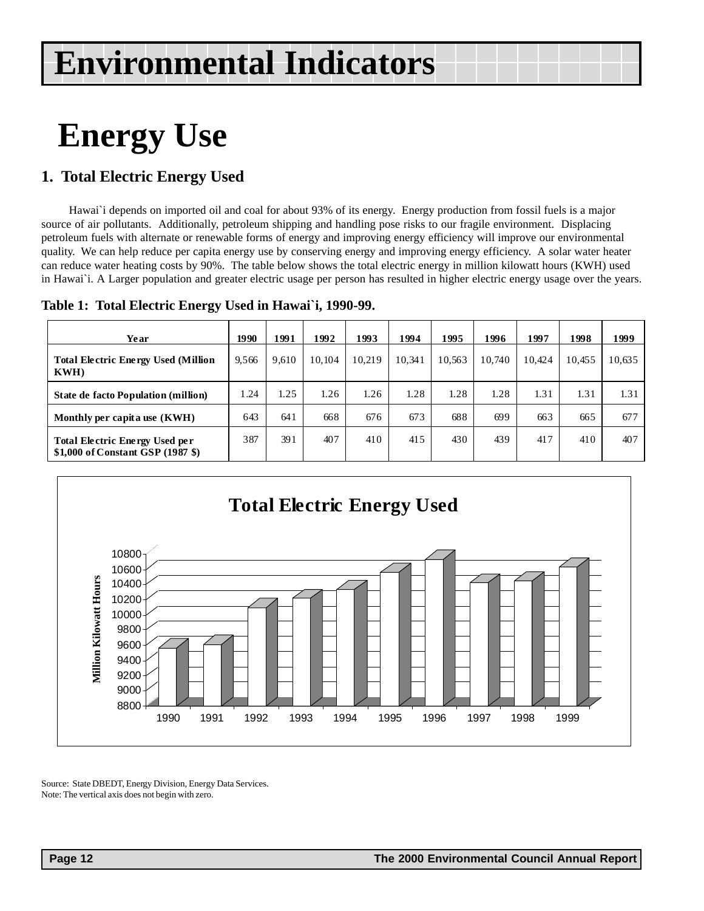# Environmental Indicators

# Energy Use

## 1. Total Electric Energy Used

Hawai`i depends on imported oil and coal for about 93% of its energy. Energy production from fossil fuels is a major source of air pollutants. Additionally, petroleum shipping and handling pose risks to our fragile environment. Displacing petroleum fuels with alternate or renewable forms of energy and improving energy efficiency will improve our environmental quality. We can help reduce per capita energy use by conserving energy and improving energy efficiency. A solar water heater can reduce water heating costs by 90%. The table below shows the total electric energy in million kilowatt hours (KWH) used in Hawai`i. A Larger population and greater electric usage per person has resulted in higher electric energy usage over the years.

**Table 1: Total Electric Energy Used in Hawai`i, 1990-99.**

| Year | 1990 | 1991 | 1992 | 1993 | 1994 | 1995 | 1996 | 1997 | 1998 | 1999 |
|---|---|---|---|---|---|---|---|---|---|---|
| **Total Electric Energy Used (Million KWH)** | 9,566 | 9,610 | 10,104 | 10,219 | 10,341 | 10,563 | 10,740 | 10,424 | 10,455 | 10,635 |
| **State de facto Population (million)** | 1.24 | 1.25 | 1.26 | 1.26 | 1.28 | 1.28 | 1.28 | 1.31 | 1.31 | 1.31 |
| **Monthly per capita use (KWH)** | 643 | 641 | 668 | 676 | 673 | 688 | 699 | 663 | 665 | 677 |
| **Total Electric Energy Used per $1,000 of Constant GSP (1987 $)** | 387 | 391 | 407 | 410 | 415 | 430 | 439 | 417 | 410 | 407 |

**Total Electric Energy Used**

Source: State DBEDT, Energy Division, Energy Data Services.
Note: The vertical axis does not begin with zero.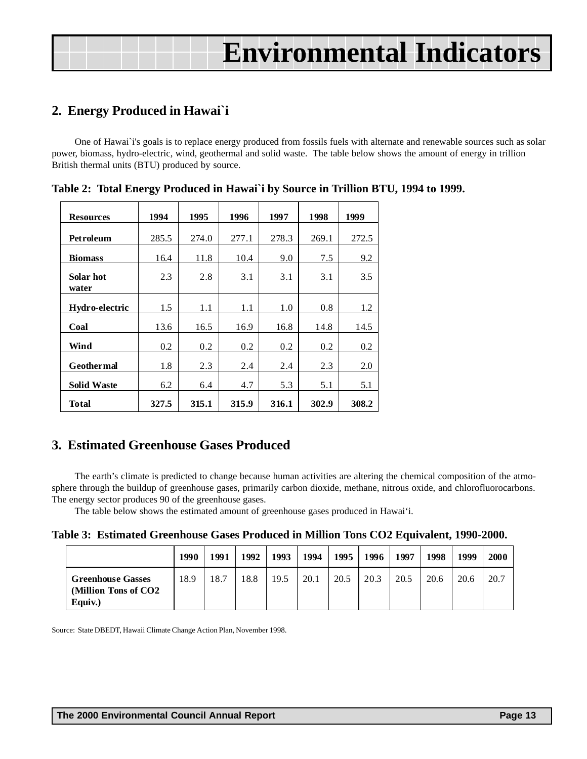# Environmental Indicators

## 2. Energy Produced in Hawai`i

One of Hawai`i's goals is to replace energy produced from fossils fuels with alternate and renewable sources such as solar power, biomass, hydro-electric, wind, geothermal and solid waste. The table below shows the amount of energy in trillion British thermal units (BTU) produced by source.

**Table 2: Total Energy Produced in Hawai`i by Source in Trillion BTU, 1994 to 1999.**

| Resources | 1994 | 1995 | 1996 | 1997 | 1998 | 1999 |
|---|---|---|---|---|---|---|
| **Petroleum** | 285.5 | 274.0 | 277.1 | 278.3 | 269.1 | 272.5 |
| **Biomass** | 16.4 | 11.8 | 10.4 | 9.0 | 7.5 | 9.2 |
| **Solar hot water** | 2.3 | 2.8 | 3.1 | 3.1 | 3.1 | 3.5 |
| **Hydro-electric** | 1.5 | 1.1 | 1.1 | 1.0 | 0.8 | 1.2 |
| **Coal** | 13.6 | 16.5 | 16.9 | 16.8 | 14.8 | 14.5 |
| **Wind** | 0.2 | 0.2 | 0.2 | 0.2 | 0.2 | 0.2 |
| **Geothermal** | 1.8 | 2.3 | 2.4 | 2.4 | 2.3 | 2.0 |
| **Solid Waste** | 6.2 | 6.4 | 4.7 | 5.3 | 5.1 | 5.1 |
| **Total** | **327.5** | **315.1** | **315.9** | **316.1** | **302.9** | **308.2** |

## 3. Estimated Greenhouse Gases Produced

The earth's climate is predicted to change because human activities are altering the chemical composition of the atmosphere through the buildup of greenhouse gases, primarily carbon dioxide, methane, nitrous oxide, and chlorofluorocarbons. The energy sector produces 90 of the greenhouse gases.

The table below shows the estimated amount of greenhouse gases produced in Hawai'i.

**Table 3: Estimated Greenhouse Gases Produced in Million Tons CO2 Equivalent, 1990-2000.**

| | 1990 | 1991 | 1992 | 1993 | 1994 | 1995 | 1996 | 1997 | 1998 | 1999 | 2000 |
|---|---|---|---|---|---|---|---|---|---|---|---|
| **Greenhouse Gasses (Million Tons of CO2 Equiv.)** | 18.9 | 18.7 | 18.8 | 19.5 | 20.1 | 20.5 | 20.3 | 20.5 | 20.6 | 20.6 | 20.7 |

Source: State DBEDT, Hawaii Climate Change Action Plan, November 1998.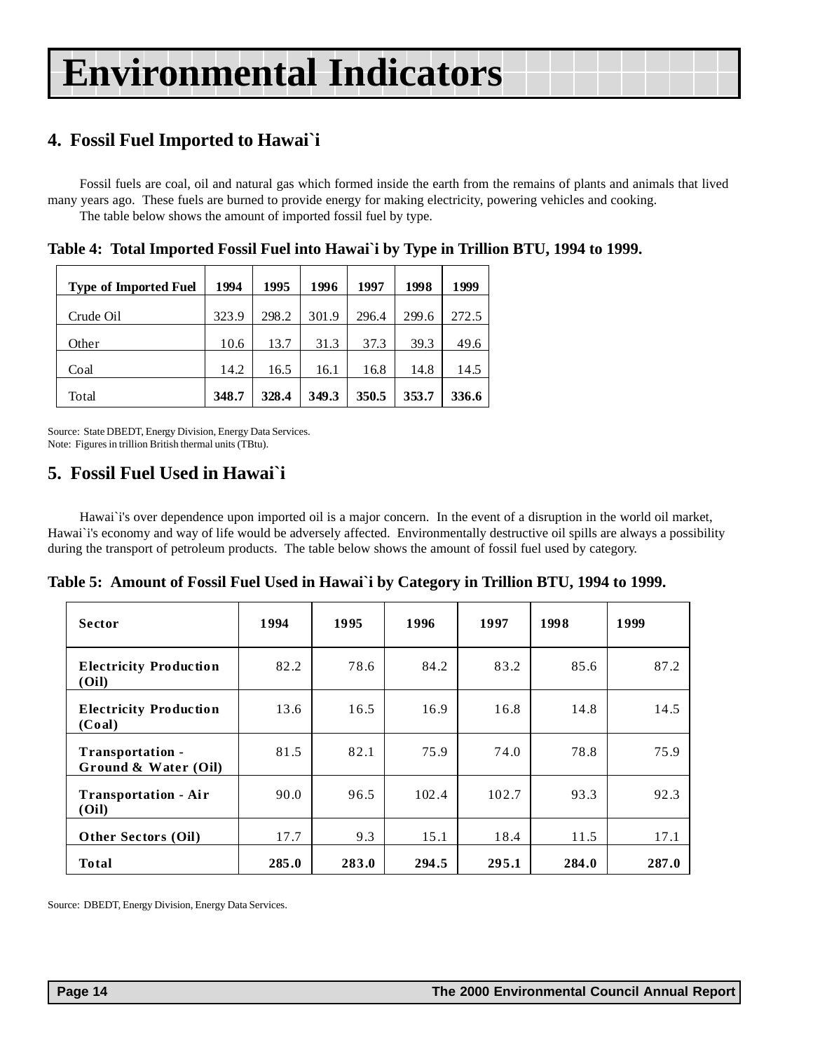# Environmental Indicators

## 4. Fossil Fuel Imported to Hawai`i

Fossil fuels are coal, oil and natural gas which formed inside the earth from the remains of plants and animals that lived many years ago. These fuels are burned to provide energy for making electricity, powering vehicles and cooking.

The table below shows the amount of imported fossil fuel by type.

**Table 4: Total Imported Fossil Fuel into Hawai`i by Type in Trillion BTU, 1994 to 1999.**

| Type of Imported Fuel | 1994 | 1995 | 1996 | 1997 | 1998 | 1999 |
|---|---|---|---|---|---|---|
| Crude Oil | 323.9 | 298.2 | 301.9 | 296.4 | 299.6 | 272.5 |
| Other | 10.6 | 13.7 | 31.3 | 37.3 | 39.3 | 49.6 |
| Coal | 14.2 | 16.5 | 16.1 | 16.8 | 14.8 | 14.5 |
| Total | **348.7** | **328.4** | **349.3** | **350.5** | **353.7** | **336.6** |

Source: State DBEDT, Energy Division, Energy Data Services.
Note: Figures in trillion British thermal units (TBtu).

## 5. Fossil Fuel Used in Hawai`i

Hawai`i's over dependence upon imported oil is a major concern. In the event of a disruption in the world oil market, Hawai`i's economy and way of life would be adversely affected. Environmentally destructive oil spills are always a possibility during the transport of petroleum products. The table below shows the amount of fossil fuel used by category.

**Table 5: Amount of Fossil Fuel Used in Hawai`i by Category in Trillion BTU, 1994 to 1999.**

| Sector | 1994 | 1995 | 1996 | 1997 | 1998 | 1999 |
|---|---|---|---|---|---|---|
| **Electricity Production (Oil)** | 82.2 | 78.6 | 84.2 | 83.2 | 85.6 | 87.2 |
| **Electricity Production (Coal)** | 13.6 | 16.5 | 16.9 | 16.8 | 14.8 | 14.5 |
| **Transportation - Ground & Water (Oil)** | 81.5 | 82.1 | 75.9 | 74.0 | 78.8 | 75.9 |
| **Transportation - Air (Oil)** | 90.0 | 96.5 | 102.4 | 102.7 | 93.3 | 92.3 |
| **Other Sectors (Oil)** | 17.7 | 9.3 | 15.1 | 18.4 | 11.5 | 17.1 |
| **Total** | **285.0** | **283.0** | **294.5** | **295.1** | **284.0** | **287.0** |

Source: DBEDT, Energy Division, Energy Data Services.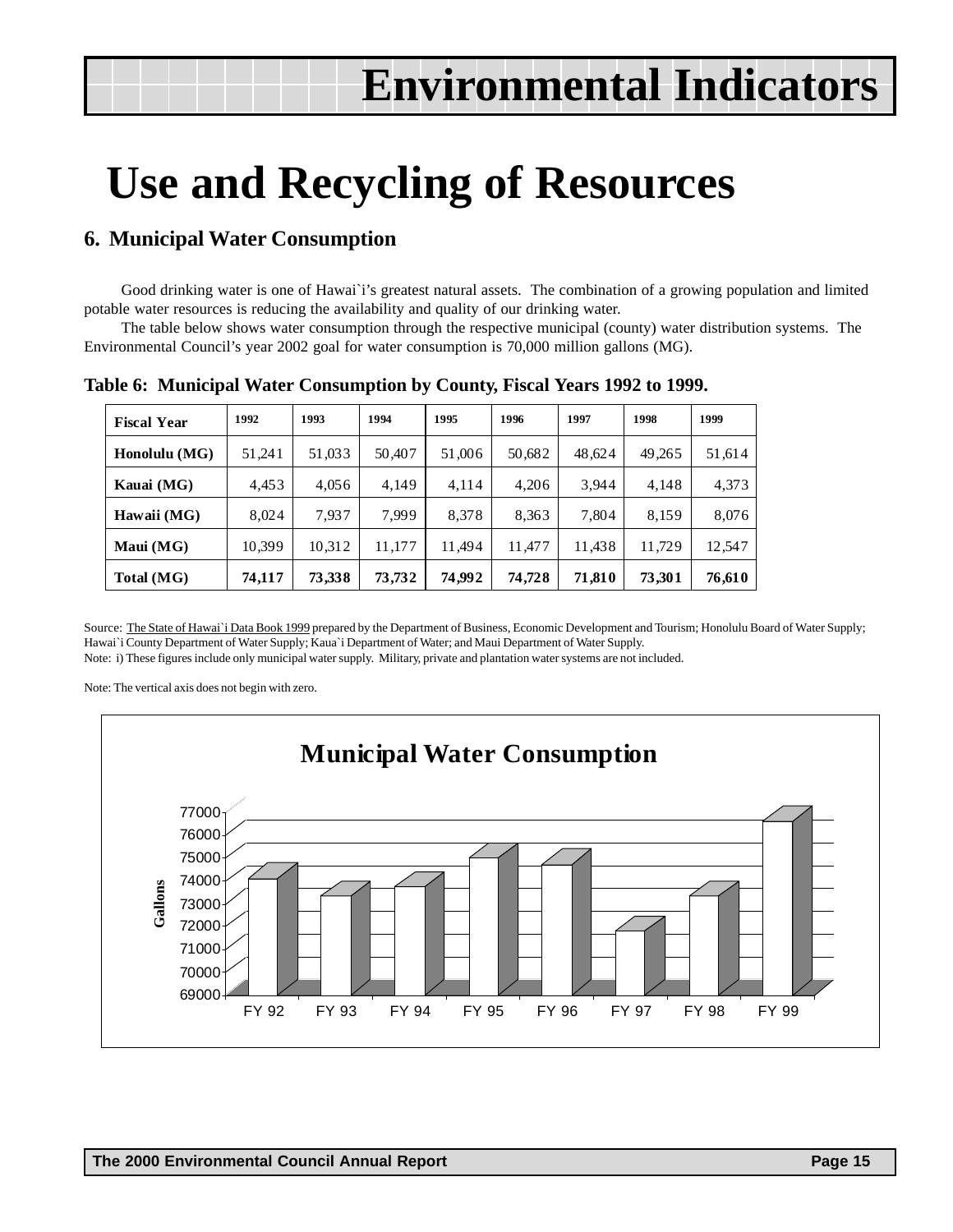# Environmental Indicators

# Use and Recycling of Resources

## 6. Municipal Water Consumption

Good drinking water is one of Hawai`i's greatest natural assets. The combination of a growing population and limited potable water resources is reducing the availability and quality of our drinking water.

The table below shows water consumption through the respective municipal (county) water distribution systems. The Environmental Council's year 2002 goal for water consumption is 70,000 million gallons (MG).

**Table 6: Municipal Water Consumption by County, Fiscal Years 1992 to 1999.**

| Fiscal Year | 1992 | 1993 | 1994 | 1995 | 1996 | 1997 | 1998 | 1999 |
|---|---|---|---|---|---|---|---|---|
| Honolulu (MG) | 51,241 | 51,033 | 50,407 | 51,006 | 50,682 | 48,624 | 49,265 | 51,614 |
| Kauai (MG) | 4,453 | 4,056 | 4,149 | 4,114 | 4,206 | 3,944 | 4,148 | 4,373 |
| Hawaii (MG) | 8,024 | 7,937 | 7,999 | 8,378 | 8,363 | 7,804 | 8,159 | 8,076 |
| Maui (MG) | 10,399 | 10,312 | 11,177 | 11,494 | 11,477 | 11,438 | 11,729 | 12,547 |
| **Total (MG)** | **74,117** | **73,338** | **73,732** | **74,992** | **74,728** | **71,810** | **73,301** | **76,610** |

Source: The State of Hawai`i Data Book 1999 prepared by the Department of Business, Economic Development and Tourism; Honolulu Board of Water Supply; Hawai`i County Department of Water Supply; Kaua`i Department of Water; and Maui Department of Water Supply.
Note: i) These figures include only municipal water supply. Military, private and plantation water systems are not included.

Note: The vertical axis does not begin with zero.

**Municipal Water Consumption**

| Fiscal Year | Gallons |
|---|---|
| FY 92 | 74,117 |
| FY 93 | 73,338 |
| FY 94 | 73,732 |
| FY 95 | 74,992 |
| FY 96 | 74,728 |
| FY 97 | 71,810 |
| FY 98 | 73,301 |
| FY 99 | 76,610 |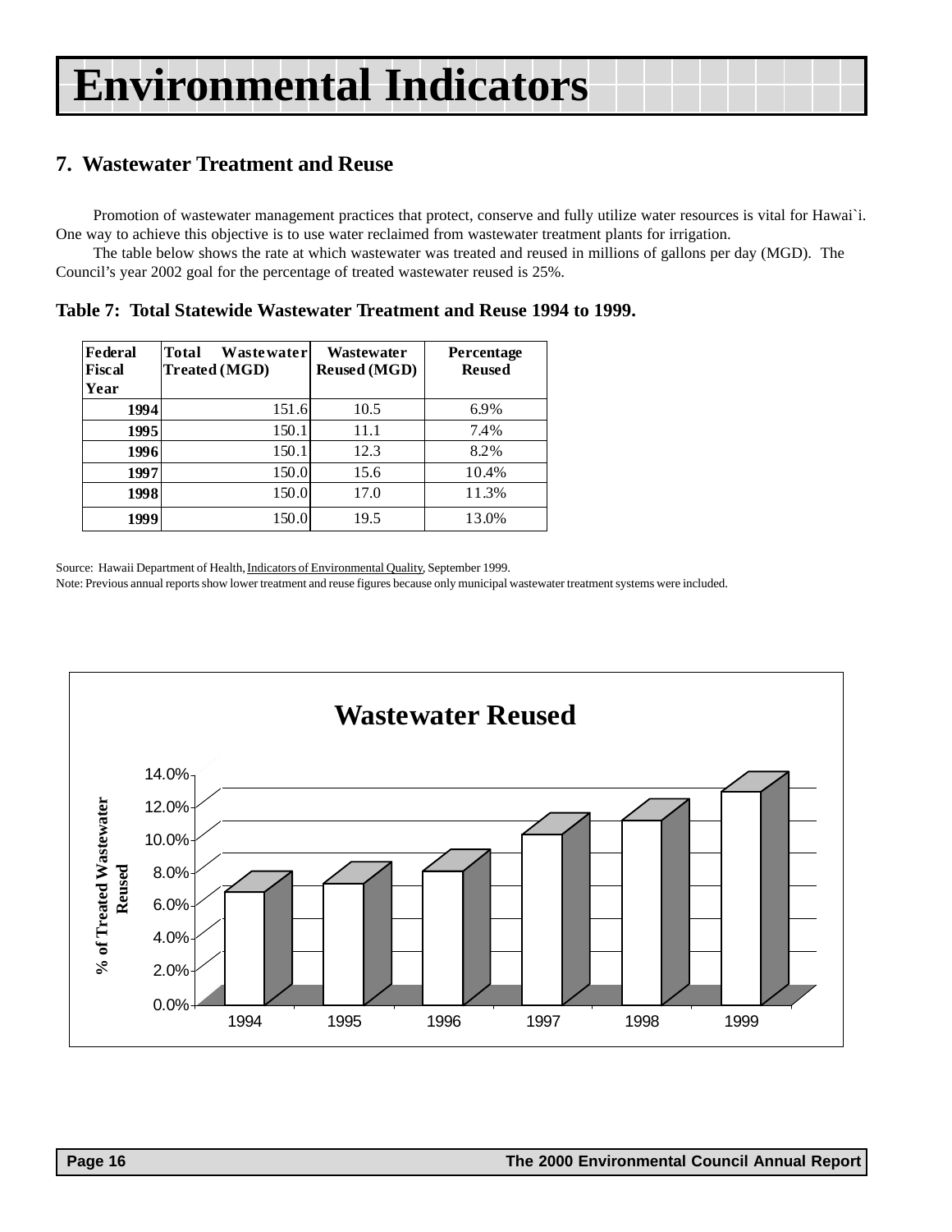# Environmental Indicators

## 7. Wastewater Treatment and Reuse

Promotion of wastewater management practices that protect, conserve and fully utilize water resources is vital for Hawai`i. One way to achieve this objective is to use water reclaimed from wastewater treatment plants for irrigation.

The table below shows the rate at which wastewater was treated and reused in millions of gallons per day (MGD). The Council's year 2002 goal for the percentage of treated wastewater reused is 25%.

**Table 7: Total Statewide Wastewater Treatment and Reuse 1994 to 1999.**

| Federal Fiscal Year | Total Wastewater Treated (MGD) | Wastewater Reused (MGD) | Percentage Reused |
|---|---|---|---|
| 1994 | 151.6 | 10.5 | 6.9% |
| 1995 | 150.1 | 11.1 | 7.4% |
| 1996 | 150.1 | 12.3 | 8.2% |
| 1997 | 150.0 | 15.6 | 10.4% |
| 1998 | 150.0 | 17.0 | 11.3% |
| 1999 | 150.0 | 19.5 | 13.0% |

Source: Hawaii Department of Health, Indicators of Environmental Quality, September 1999.
Note: Previous annual reports show lower treatment and reuse figures because only municipal wastewater treatment systems were included.

**Wastewater Reused**

% of Treated Wastewater Reused

| Year | % of Treated Wastewater Reused |
|---|---|
| 1994 | 6.9% |
| 1995 | 7.4% |
| 1996 | 8.2% |
| 1997 | 10.4% |
| 1998 | 11.3% |
| 1999 | 13.0% |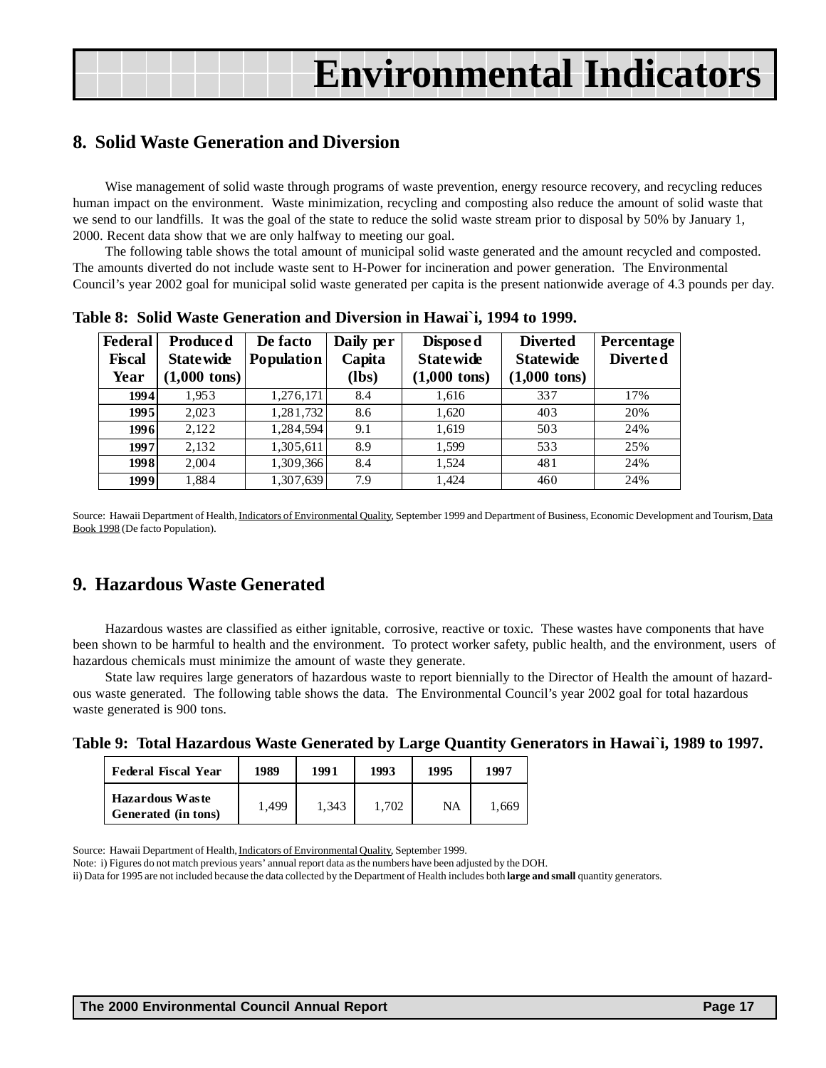# Environmental Indicators

## 8. Solid Waste Generation and Diversion

Wise management of solid waste through programs of waste prevention, energy resource recovery, and recycling reduces human impact on the environment. Waste minimization, recycling and composting also reduce the amount of solid waste that we send to our landfills. It was the goal of the state to reduce the solid waste stream prior to disposal by 50% by January 1, 2000. Recent data show that we are only halfway to meeting our goal.

The following table shows the total amount of municipal solid waste generated and the amount recycled and composted. The amounts diverted do not include waste sent to H-Power for incineration and power generation. The Environmental Council's year 2002 goal for municipal solid waste generated per capita is the present nationwide average of 4.3 pounds per day.

**Table 8: Solid Waste Generation and Diversion in Hawai`i, 1994 to 1999.**

| Federal Fiscal Year | Produced Statewide (1,000 tons) | De facto Population | Daily per Capita (lbs) | Disposed Statewide (1,000 tons) | Diverted Statewide (1,000 tons) | Percentage Diverted |
|---|---|---|---|---|---|---|
| 1994 | 1,953 | 1,276,171 | 8.4 | 1,616 | 337 | 17% |
| 1995 | 2,023 | 1,281,732 | 8.6 | 1,620 | 403 | 20% |
| 1996 | 2,122 | 1,284,594 | 9.1 | 1,619 | 503 | 24% |
| 1997 | 2,132 | 1,305,611 | 8.9 | 1,599 | 533 | 25% |
| 1998 | 2,004 | 1,309,366 | 8.4 | 1,524 | 481 | 24% |
| 1999 | 1,884 | 1,307,639 | 7.9 | 1,424 | 460 | 24% |

Source: Hawaii Department of Health, Indicators of Environmental Quality, September 1999 and Department of Business, Economic Development and Tourism, Data Book 1998 (De facto Population).

## 9. Hazardous Waste Generated

Hazardous wastes are classified as either ignitable, corrosive, reactive or toxic. These wastes have components that have been shown to be harmful to health and the environment. To protect worker safety, public health, and the environment, users of hazardous chemicals must minimize the amount of waste they generate.

State law requires large generators of hazardous waste to report biennially to the Director of Health the amount of hazardous waste generated. The following table shows the data. The Environmental Council's year 2002 goal for total hazardous waste generated is 900 tons.

**Table 9: Total Hazardous Waste Generated by Large Quantity Generators in Hawai`i, 1989 to 1997.**

| Federal Fiscal Year | 1989 | 1991 | 1993 | 1995 | 1997 |
|---|---|---|---|---|---|
| Hazardous Waste Generated (in tons) | 1,499 | 1,343 | 1,702 | NA | 1,669 |

Source: Hawaii Department of Health, Indicators of Environmental Quality, September 1999.

Note: i) Figures do not match previous years' annual report data as the numbers have been adjusted by the DOH.

ii) Data for 1995 are not included because the data collected by the Department of Health includes both **large and small** quantity generators.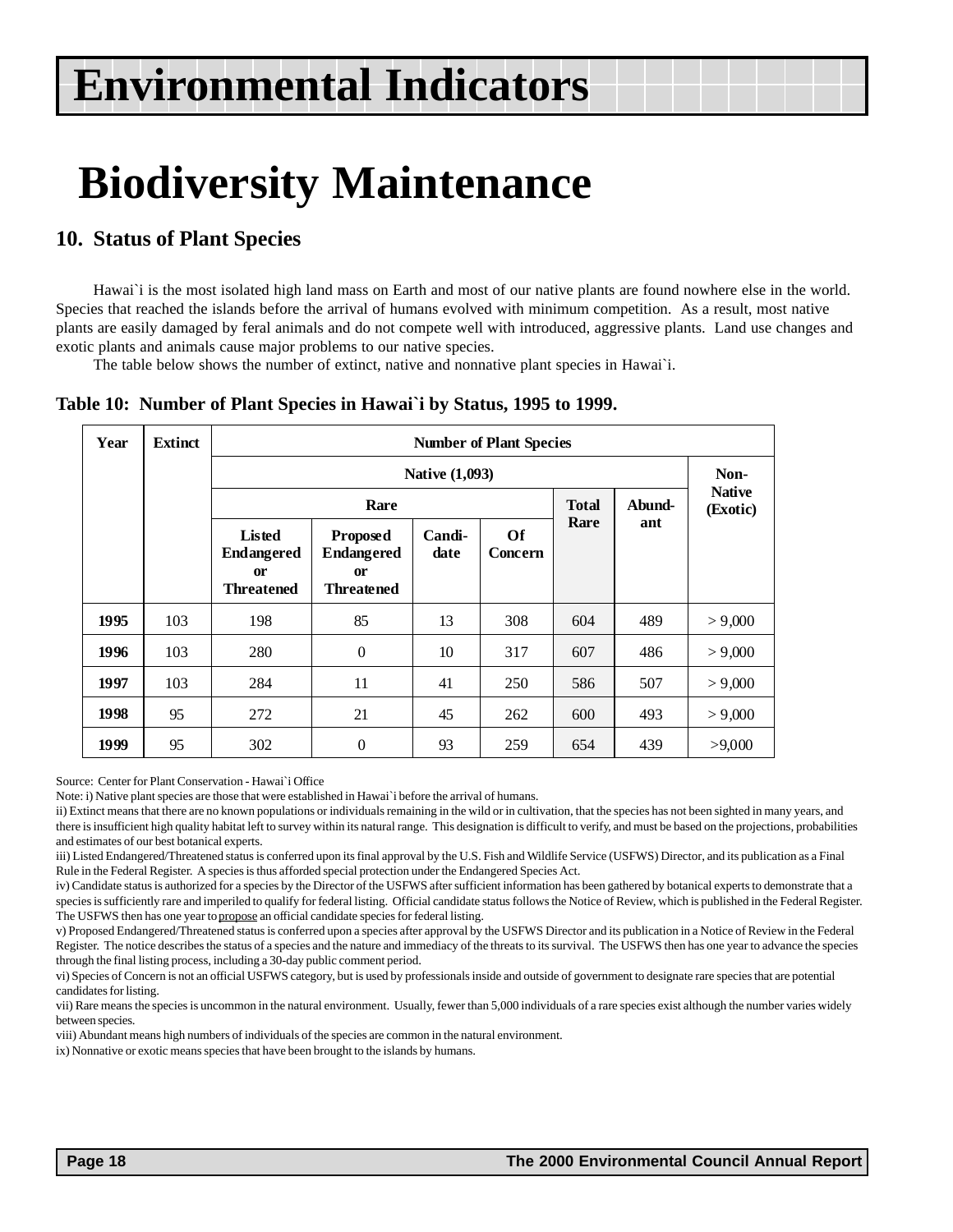# Environmental Indicators

# Biodiversity Maintenance

## 10. Status of Plant Species

Hawai`i is the most isolated high land mass on Earth and most of our native plants are found nowhere else in the world. Species that reached the islands before the arrival of humans evolved with minimum competition. As a result, most native plants are easily damaged by feral animals and do not compete well with introduced, aggressive plants. Land use changes and exotic plants and animals cause major problems to our native species.

The table below shows the number of extinct, native and nonnative plant species in Hawai`i.

**Table 10: Number of Plant Species in Hawai`i by Status, 1995 to 1999.**

| Year | Extinct | Number of Plant Species | | | | | | |
|---|---|---|---|---|---|---|---|---|
| | | Native (1,093) | | | | | | Non-Native (Exotic) |
| | | Rare | | | | Total Rare | Abund-ant | |
| | | Listed Endangered or Threatened | Proposed Endangered or Threatened | Candi-date | Of Concern | | | |
| **1995** | 103 | 198 | 85 | 13 | 308 | 604 | 489 | > 9,000 |
| **1996** | 103 | 280 | 0 | 10 | 317 | 607 | 486 | > 9,000 |
| **1997** | 103 | 284 | 11 | 41 | 250 | 586 | 507 | > 9,000 |
| **1998** | 95 | 272 | 21 | 45 | 262 | 600 | 493 | > 9,000 |
| **1999** | 95 | 302 | 0 | 93 | 259 | 654 | 439 | >9,000 |

Source: Center for Plant Conservation - Hawai`i Office

Note: i) Native plant species are those that were established in Hawai`i before the arrival of humans.

ii) Extinct means that there are no known populations or individuals remaining in the wild or in cultivation, that the species has not been sighted in many years, and there is insufficient high quality habitat left to survey within its natural range. This designation is difficult to verify, and must be based on the projections, probabilities and estimates of our best botanical experts.

iii) Listed Endangered/Threatened status is conferred upon its final approval by the U.S. Fish and Wildlife Service (USFWS) Director, and its publication as a Final Rule in the Federal Register. A species is thus afforded special protection under the Endangered Species Act.

iv) Candidate status is authorized for a species by the Director of the USFWS after sufficient information has been gathered by botanical experts to demonstrate that a species is sufficiently rare and imperiled to qualify for federal listing. Official candidate status follows the Notice of Review, which is published in the Federal Register. The USFWS then has one year to propose an official candidate species for federal listing.

v) Proposed Endangered/Threatened status is conferred upon a species after approval by the USFWS Director and its publication in a Notice of Review in the Federal Register. The notice describes the status of a species and the nature and immediacy of the threats to its survival. The USFWS then has one year to advance the species through the final listing process, including a 30-day public comment period.

vi) Species of Concern is not an official USFWS category, but is used by professionals inside and outside of government to designate rare species that are potential candidates for listing.

vii) Rare means the species is uncommon in the natural environment. Usually, fewer than 5,000 individuals of a rare species exist although the number varies widely between species.

viii) Abundant means high numbers of individuals of the species are common in the natural environment.

ix) Nonnative or exotic means species that have been brought to the islands by humans.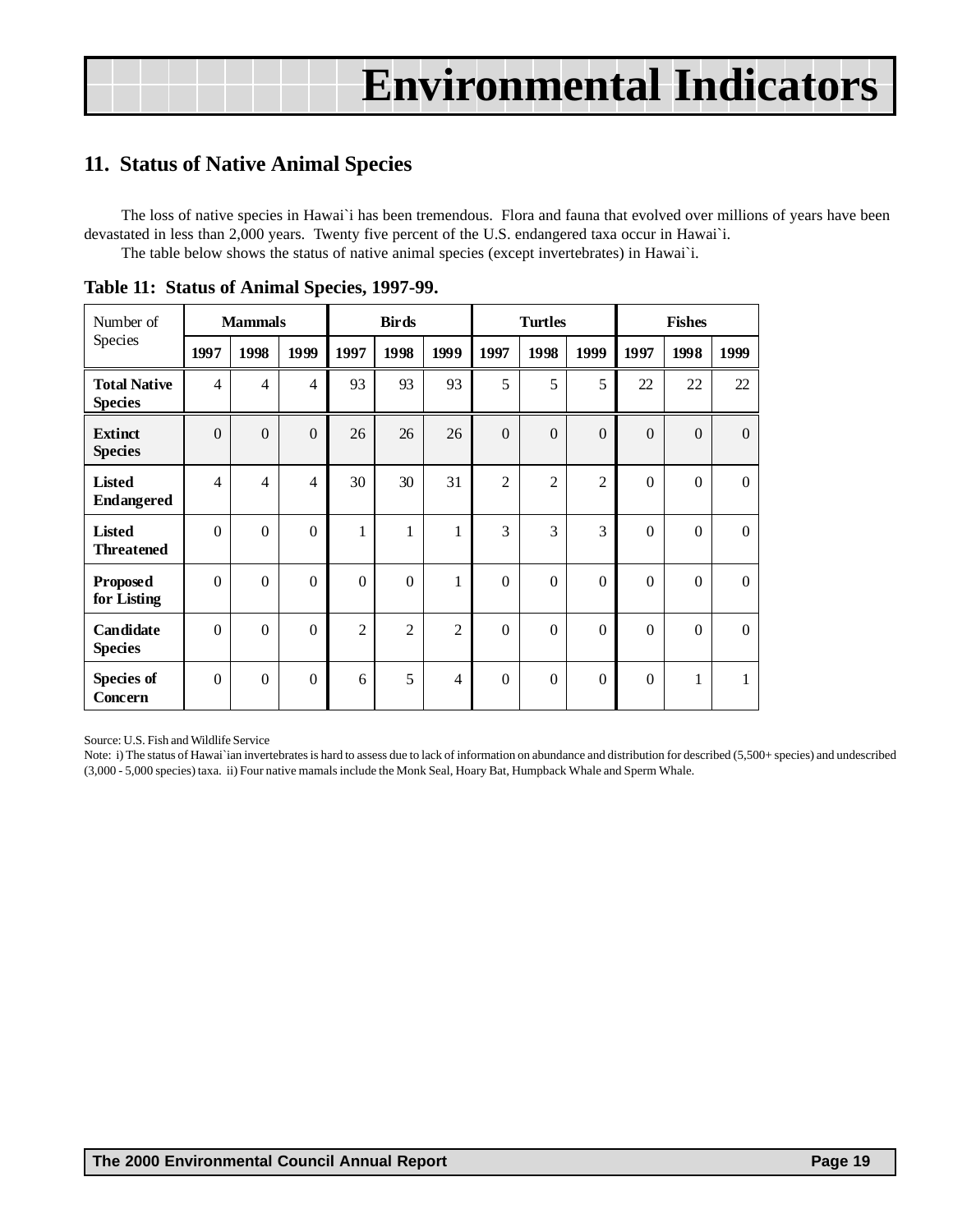# Environmental Indicators

## 11. Status of Native Animal Species

The loss of native species in Hawai`i has been tremendous. Flora and fauna that evolved over millions of years have been devastated in less than 2,000 years. Twenty five percent of the U.S. endangered taxa occur in Hawai`i.

The table below shows the status of native animal species (except invertebrates) in Hawai`i.

**Table 11: Status of Animal Species, 1997-99.**

| Number of Species | Mammals | | | Birds | | | Turtles | | | Fishes | | |
|---|---|---|---|---|---|---|---|---|---|---|---|---|
| | 1997 | 1998 | 1999 | 1997 | 1998 | 1999 | 1997 | 1998 | 1999 | 1997 | 1998 | 1999 |
| **Total Native Species** | 4 | 4 | 4 | 93 | 93 | 93 | 5 | 5 | 5 | 22 | 22 | 22 |
| **Extinct Species** | 0 | 0 | 0 | 26 | 26 | 26 | 0 | 0 | 0 | 0 | 0 | 0 |
| **Listed Endangered** | 4 | 4 | 4 | 30 | 30 | 31 | 2 | 2 | 2 | 0 | 0 | 0 |
| **Listed Threatened** | 0 | 0 | 0 | 1 | 1 | 1 | 3 | 3 | 3 | 0 | 0 | 0 |
| **Proposed for Listing** | 0 | 0 | 0 | 0 | 0 | 1 | 0 | 0 | 0 | 0 | 0 | 0 |
| **Candidate Species** | 0 | 0 | 0 | 2 | 2 | 2 | 0 | 0 | 0 | 0 | 0 | 0 |
| **Species of Concern** | 0 | 0 | 0 | 6 | 5 | 4 | 0 | 0 | 0 | 0 | 1 | 1 |

Source: U.S. Fish and Wildlife Service

Note: i) The status of Hawai`ian invertebrates is hard to assess due to lack of information on abundance and distribution for described (5,500+ species) and undescribed (3,000 - 5,000 species) taxa. ii) Four native mamals include the Monk Seal, Hoary Bat, Humpback Whale and Sperm Whale.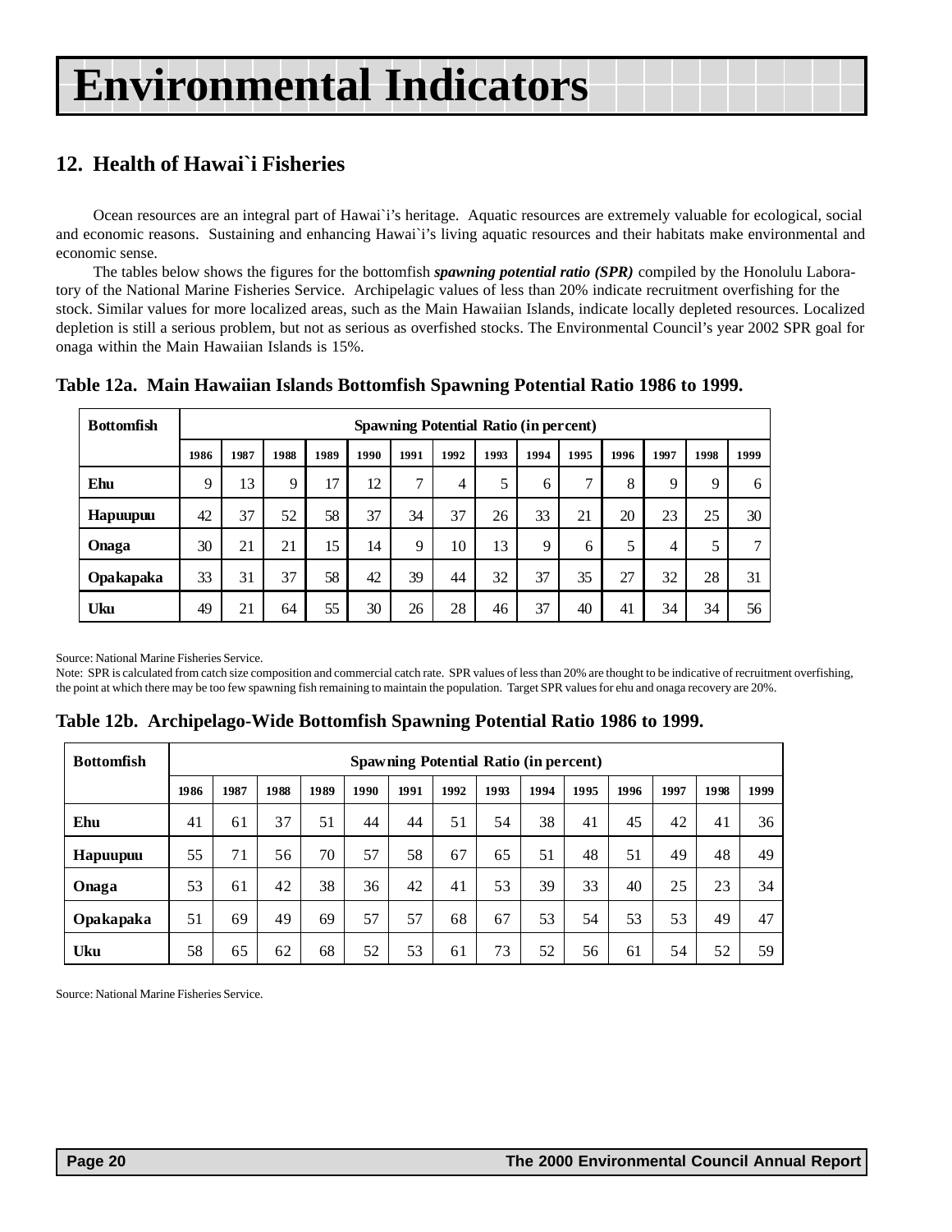# Environmental Indicators

## 12. Health of Hawai`i Fisheries

Ocean resources are an integral part of Hawai`i's heritage. Aquatic resources are extremely valuable for ecological, social and economic reasons. Sustaining and enhancing Hawai`i's living aquatic resources and their habitats make environmental and economic sense.

The tables below shows the figures for the bottomfish ***spawning potential ratio (SPR)*** compiled by the Honolulu Laboratory of the National Marine Fisheries Service. Archipelagic values of less than 20% indicate recruitment overfishing for the stock. Similar values for more localized areas, such as the Main Hawaiian Islands, indicate locally depleted resources. Localized depletion is still a serious problem, but not as serious as overfished stocks. The Environmental Council's year 2002 SPR goal for onaga within the Main Hawaiian Islands is 15%.

### Table 12a. Main Hawaiian Islands Bottomfish Spawning Potential Ratio 1986 to 1999.

| Bottomfish | Spawning Potential Ratio (in percent) | | | | | | | | | | | | | |
|---|---|---|---|---|---|---|---|---|---|---|---|---|---|---|
| | 1986 | 1987 | 1988 | 1989 | 1990 | 1991 | 1992 | 1993 | 1994 | 1995 | 1996 | 1997 | 1998 | 1999 |
| **Ehu** | 9 | 13 | 9 | 17 | 12 | 7 | 4 | 5 | 6 | 7 | 8 | 9 | 9 | 6 |
| **Hapuupuu** | 42 | 37 | 52 | 58 | 37 | 34 | 37 | 26 | 33 | 21 | 20 | 23 | 25 | 30 |
| **Onaga** | 30 | 21 | 21 | 15 | 14 | 9 | 10 | 13 | 9 | 6 | 5 | 4 | 5 | 7 |
| **Opakapaka** | 33 | 31 | 37 | 58 | 42 | 39 | 44 | 32 | 37 | 35 | 27 | 32 | 28 | 31 |
| **Uku** | 49 | 21 | 64 | 55 | 30 | 26 | 28 | 46 | 37 | 40 | 41 | 34 | 34 | 56 |

Source: National Marine Fisheries Service.

Note: SPR is calculated from catch size composition and commercial catch rate. SPR values of less than 20% are thought to be indicative of recruitment overfishing, the point at which there may be too few spawning fish remaining to maintain the population. Target SPR values for ehu and onaga recovery are 20%.

### Table 12b. Archipelago-Wide Bottomfish Spawning Potential Ratio 1986 to 1999.

| Bottomfish | Spawning Potential Ratio (in percent) | | | | | | | | | | | | | |
|---|---|---|---|---|---|---|---|---|---|---|---|---|---|---|
| | 1986 | 1987 | 1988 | 1989 | 1990 | 1991 | 1992 | 1993 | 1994 | 1995 | 1996 | 1997 | 1998 | 1999 |
| **Ehu** | 41 | 61 | 37 | 51 | 44 | 44 | 51 | 54 | 38 | 41 | 45 | 42 | 41 | 36 |
| **Hapuupuu** | 55 | 71 | 56 | 70 | 57 | 58 | 67 | 65 | 51 | 48 | 51 | 49 | 48 | 49 |
| **Onaga** | 53 | 61 | 42 | 38 | 36 | 42 | 41 | 53 | 39 | 33 | 40 | 25 | 23 | 34 |
| **Opakapaka** | 51 | 69 | 49 | 69 | 57 | 57 | 68 | 67 | 53 | 54 | 53 | 53 | 49 | 47 |
| **Uku** | 58 | 65 | 62 | 68 | 52 | 53 | 61 | 73 | 52 | 56 | 61 | 54 | 52 | 59 |

Source: National Marine Fisheries Service.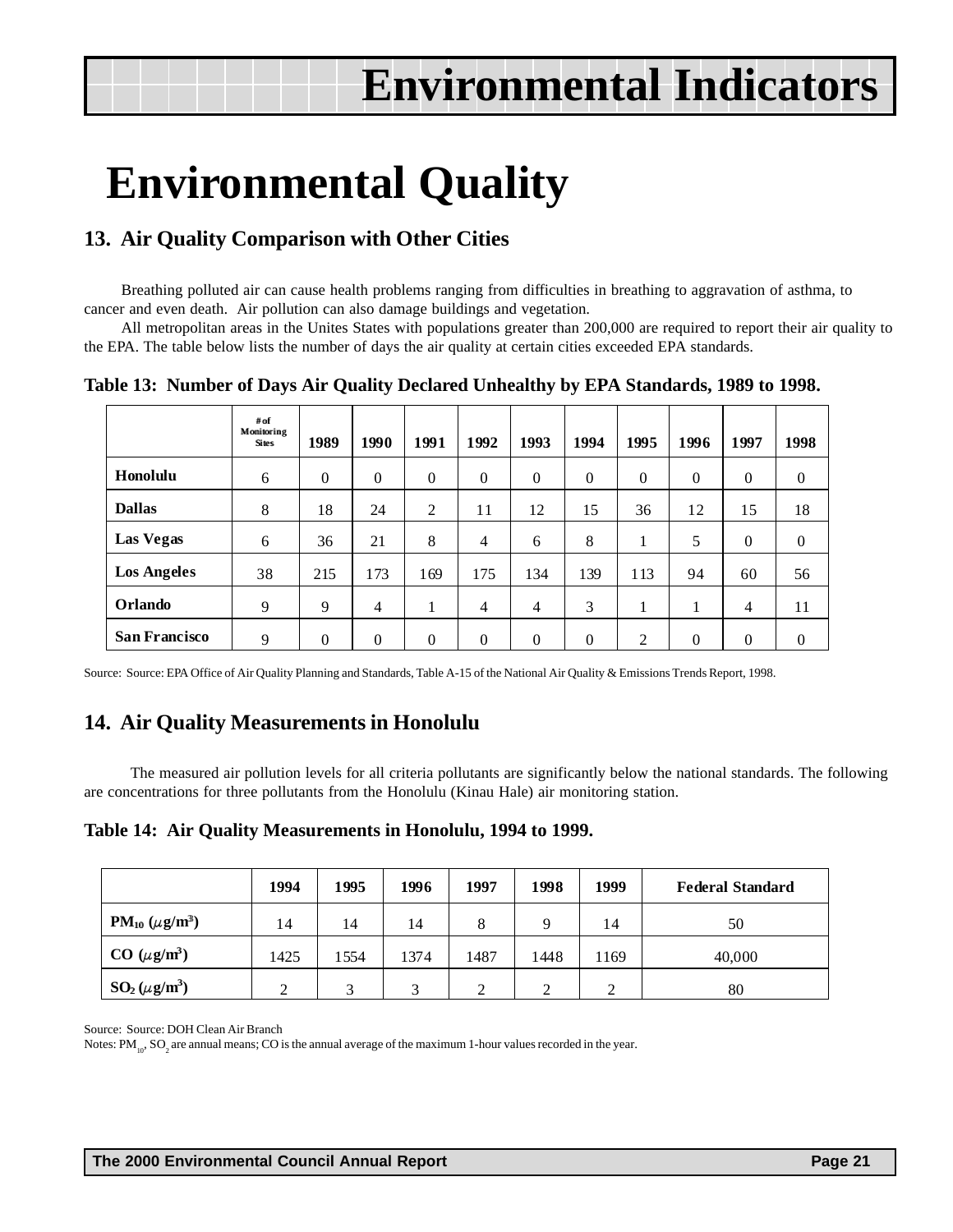# Environmental Quality

## 13. Air Quality Comparison with Other Cities

Breathing polluted air can cause health problems ranging from difficulties in breathing to aggravation of asthma, to cancer and even death. Air pollution can also damage buildings and vegetation.

All metropolitan areas in the Unites States with populations greater than 200,000 are required to report their air quality to the EPA. The table below lists the number of days the air quality at certain cities exceeded EPA standards.

**Table 13: Number of Days Air Quality Declared Unhealthy by EPA Standards, 1989 to 1998.**

| | # of Monitoring Sites | 1989 | 1990 | 1991 | 1992 | 1993 | 1994 | 1995 | 1996 | 1997 | 1998 |
|---|---|---|---|---|---|---|---|---|---|---|---|
| **Honolulu** | 6 | 0 | 0 | 0 | 0 | 0 | 0 | 0 | 0 | 0 | 0 |
| **Dallas** | 8 | 18 | 24 | 2 | 11 | 12 | 15 | 36 | 12 | 15 | 18 |
| **Las Vegas** | 6 | 36 | 21 | 8 | 4 | 6 | 8 | 1 | 5 | 0 | 0 |
| **Los Angeles** | 38 | 215 | 173 | 169 | 175 | 134 | 139 | 113 | 94 | 60 | 56 |
| **Orlando** | 9 | 9 | 4 | 1 | 4 | 4 | 3 | 1 | 1 | 4 | 11 |
| **San Francisco** | 9 | 0 | 0 | 0 | 0 | 0 | 0 | 2 | 0 | 0 | 0 |

Source: Source: EPA Office of Air Quality Planning and Standards, Table A-15 of the National Air Quality & Emissions Trends Report, 1998.

## 14. Air Quality Measurements in Honolulu

The measured air pollution levels for all criteria pollutants are significantly below the national standards. The following are concentrations for three pollutants from the Honolulu (Kinau Hale) air monitoring station.

**Table 14: Air Quality Measurements in Honolulu, 1994 to 1999.**

| | 1994 | 1995 | 1996 | 1997 | 1998 | 1999 | Federal Standard |
|---|---|---|---|---|---|---|---|
| **$PM_{10}$ ($\mu g/m^3$)** | 14 | 14 | 14 | 8 | 9 | 14 | 50 |
| **CO ($\mu g/m^3$)** | 1425 | 1554 | 1374 | 1487 | 1448 | 1169 | 40,000 |
| **$SO_2$ ($\mu g/m^3$)** | 2 | 3 | 3 | 2 | 2 | 2 | 80 |

Source: Source: DOH Clean Air Branch

Notes: $PM_{10}$, $SO_2$ are annual means; CO is the annual average of the maximum 1-hour values recorded in the year.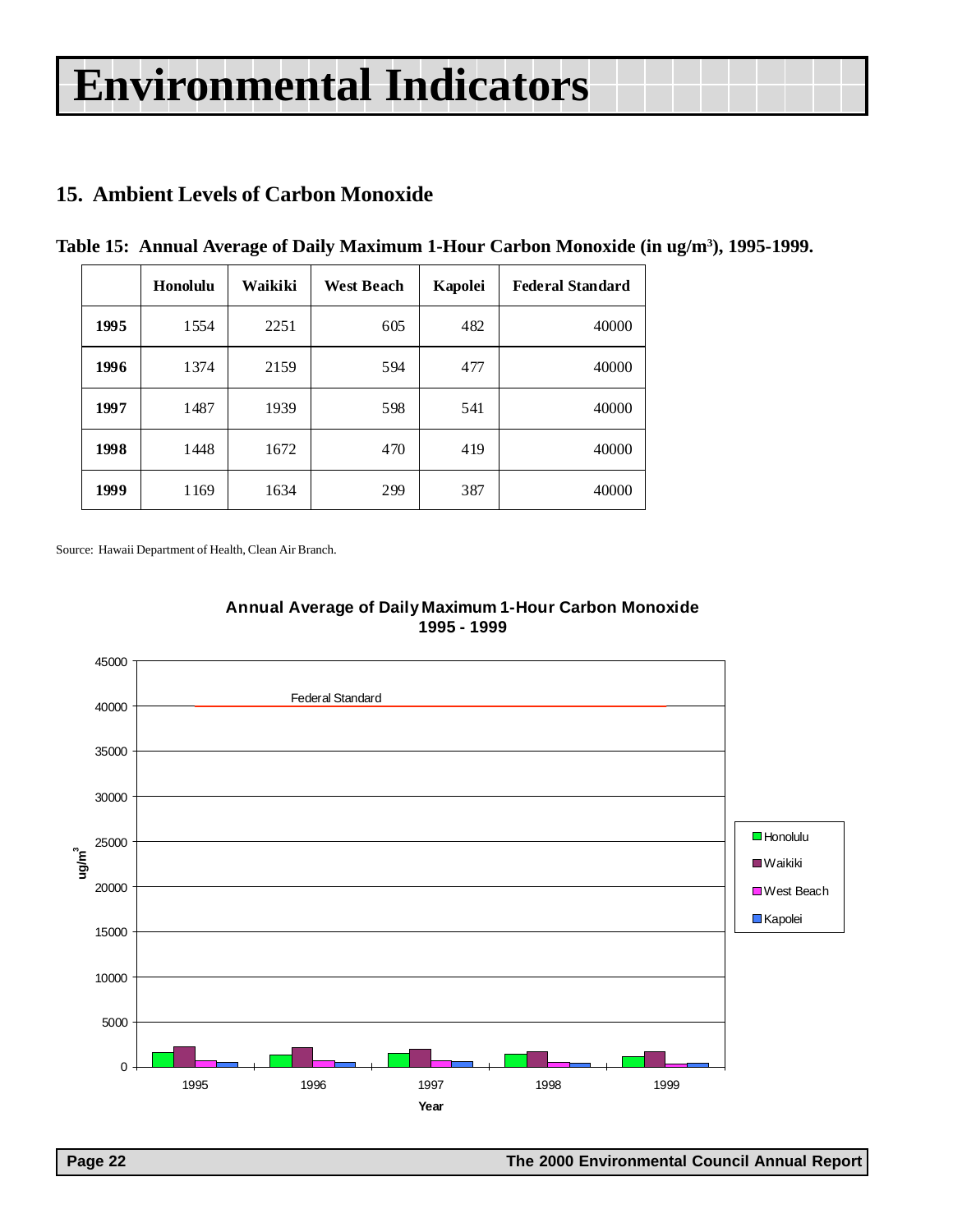# Environmental Indicators

## 15. Ambient Levels of Carbon Monoxide

**Table 15: Annual Average of Daily Maximum 1-Hour Carbon Monoxide (in ug/m$^3$), 1995-1999.**

| | Honolulu | Waikiki | West Beach | Kapolei | Federal Standard |
|---|---|---|---|---|---|
| **1995** | 1554 | 2251 | 605 | 482 | 40000 |
| **1996** | 1374 | 2159 | 594 | 477 | 40000 |
| **1997** | 1487 | 1939 | 598 | 541 | 40000 |
| **1998** | 1448 | 1672 | 470 | 419 | 40000 |
| **1999** | 1169 | 1634 | 299 | 387 | 40000 |

Source: Hawaii Department of Health, Clean Air Branch.

**Annual Average of Daily Maximum 1-Hour Carbon Monoxide 1995 - 1999**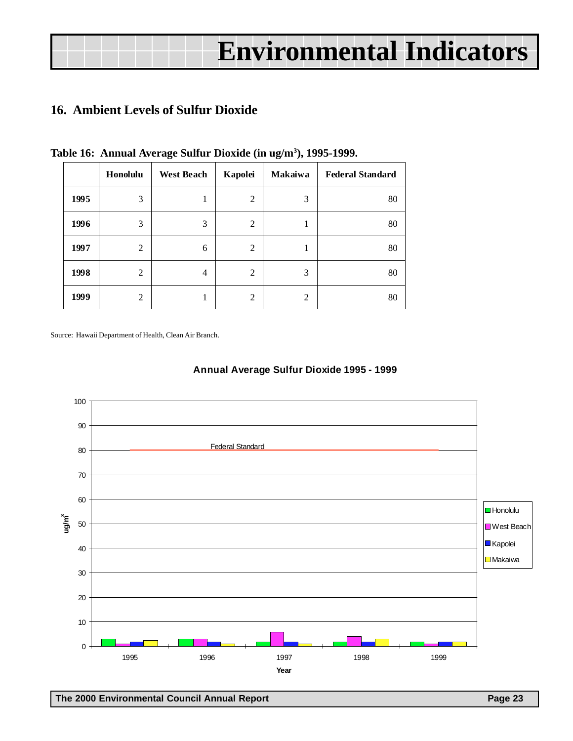# Environmental Indicators

## 16. Ambient Levels of Sulfur Dioxide

**Table 16: Annual Average Sulfur Dioxide (in ug/m$^3$), 1995-1999.**

| | Honolulu | West Beach | Kapolei | Makaiwa | Federal Standard |
|---|---|---|---|---|---|
| **1995** | 3 | 1 | 2 | 3 | 80 |
| **1996** | 3 | 3 | 2 | 1 | 80 |
| **1997** | 2 | 6 | 2 | 1 | 80 |
| **1998** | 2 | 4 | 2 | 3 | 80 |
| **1999** | 2 | 1 | 2 | 2 | 80 |

Source: Hawaii Department of Health, Clean Air Branch.

**Annual Average Sulfur Dioxide 1995 - 1999**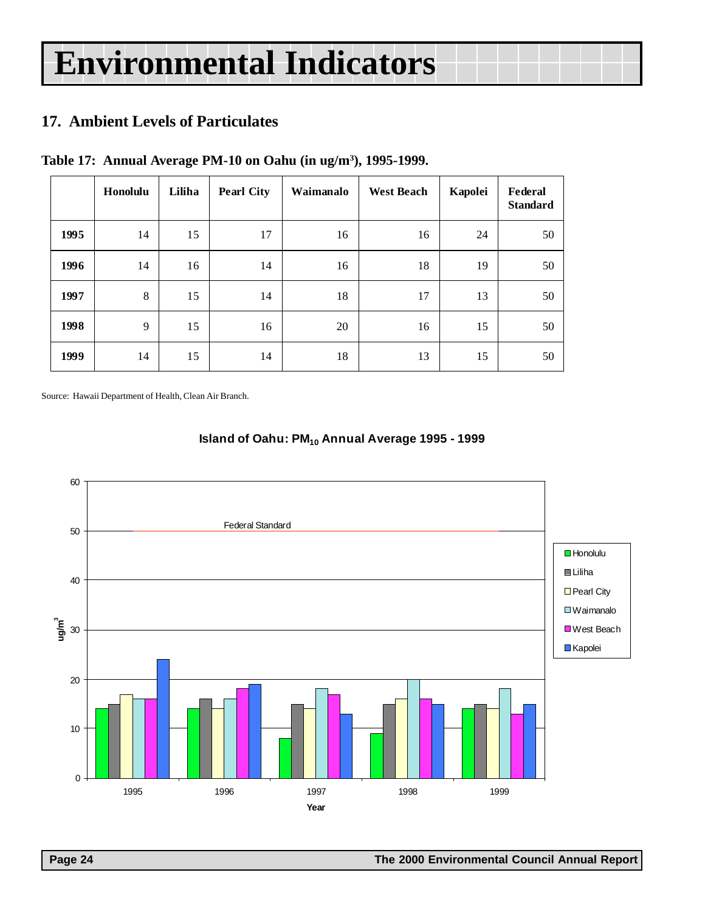# Environmental Indicators

## 17. Ambient Levels of Particulates

**Table 17: Annual Average PM-10 on Oahu (in ug/m³), 1995-1999.**

| | Honolulu | Liliha | Pearl City | Waimanalo | West Beach | Kapolei | Federal Standard |
|---|---|---|---|---|---|---|---|
| **1995** | 14 | 15 | 17 | 16 | 16 | 24 | 50 |
| **1996** | 14 | 16 | 14 | 16 | 18 | 19 | 50 |
| **1997** | 8 | 15 | 14 | 18 | 17 | 13 | 50 |
| **1998** | 9 | 15 | 16 | 20 | 16 | 15 | 50 |
| **1999** | 14 | 15 | 14 | 18 | 13 | 15 | 50 |

Source: Hawaii Department of Health, Clean Air Branch.

**Island of Oahu: $PM_{10}$ Annual Average 1995 - 1999**

| Year | Honolulu | Liliha | Pearl City | Waimanalo | West Beach | Kapolei |
|---|---|---|---|---|---|---|
| 1995 | 14 | 15 | 17 | 16 | 16 | 24 |
| 1996 | 14 | 16 | 14 | 16 | 18 | 19 |
| 1997 | 8 | 15 | 14 | 18 | 17 | 13 |
| 1998 | 9 | 15 | 16 | 20 | 16 | 15 |
| 1999 | 14 | 15 | 14 | 18 | 13 | 15 |

Federal Standard: 50 ug/m³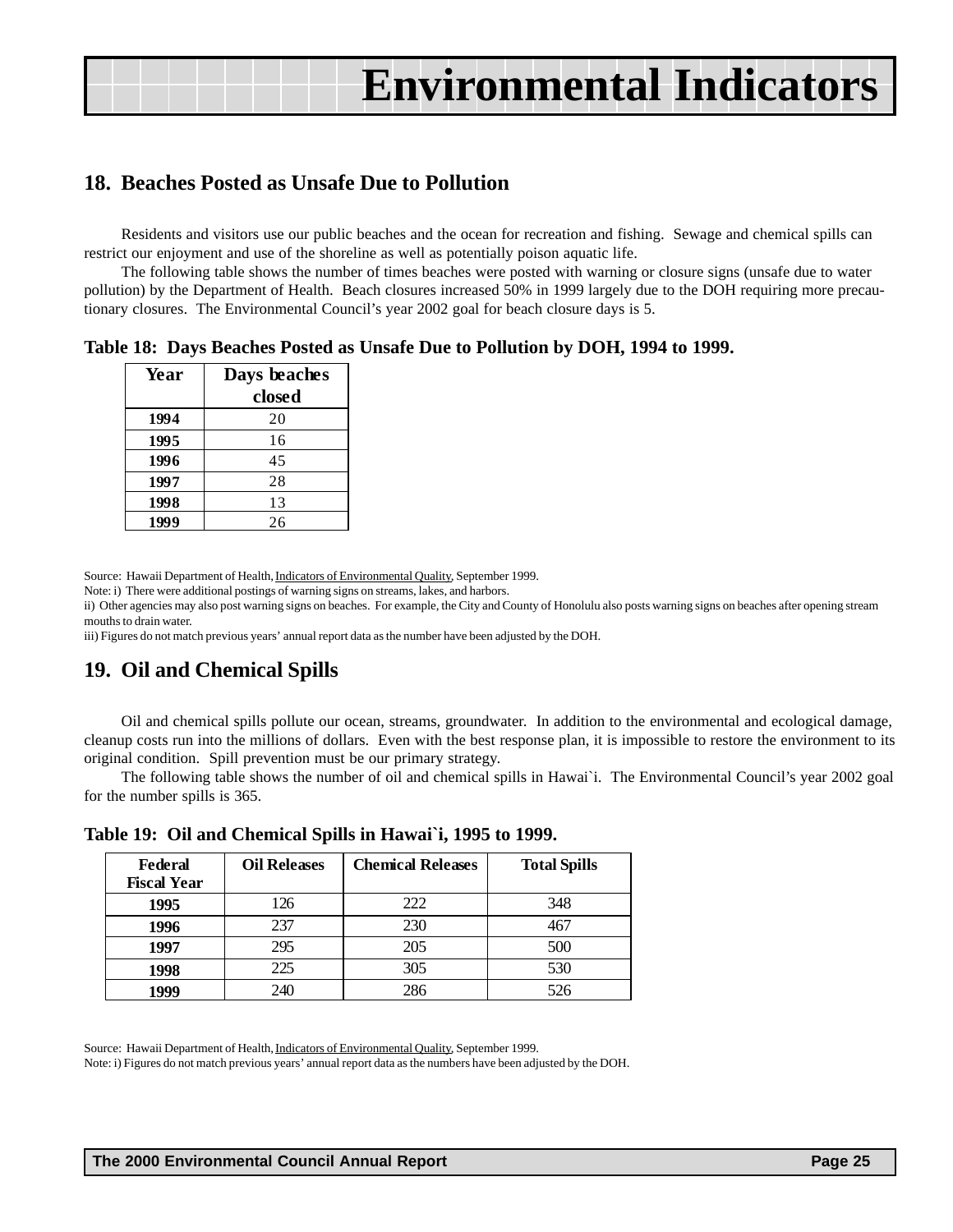# Environmental Indicators

## 18. Beaches Posted as Unsafe Due to Pollution

Residents and visitors use our public beaches and the ocean for recreation and fishing. Sewage and chemical spills can restrict our enjoyment and use of the shoreline as well as potentially poison aquatic life.

The following table shows the number of times beaches were posted with warning or closure signs (unsafe due to water pollution) by the Department of Health. Beach closures increased 50% in 1999 largely due to the DOH requiring more precautionary closures. The Environmental Council's year 2002 goal for beach closure days is 5.

**Table 18: Days Beaches Posted as Unsafe Due to Pollution by DOH, 1994 to 1999.**

| Year | Days beaches closed |
|---|---|
| 1994 | 20 |
| 1995 | 16 |
| 1996 | 45 |
| 1997 | 28 |
| 1998 | 13 |
| 1999 | 26 |

Source: Hawaii Department of Health, Indicators of Environmental Quality, September 1999.
Note: i) There were additional postings of warning signs on streams, lakes, and harbors.
ii) Other agencies may also post warning signs on beaches. For example, the City and County of Honolulu also posts warning signs on beaches after opening stream mouths to drain water.
iii) Figures do not match previous years' annual report data as the number have been adjusted by the DOH.

## 19. Oil and Chemical Spills

Oil and chemical spills pollute our ocean, streams, groundwater. In addition to the environmental and ecological damage, cleanup costs run into the millions of dollars. Even with the best response plan, it is impossible to restore the environment to its original condition. Spill prevention must be our primary strategy.

The following table shows the number of oil and chemical spills in Hawai`i. The Environmental Council's year 2002 goal for the number spills is 365.

**Table 19: Oil and Chemical Spills in Hawai`i, 1995 to 1999.**

| Federal Fiscal Year | Oil Releases | Chemical Releases | Total Spills |
|---|---|---|---|
| 1995 | 126 | 222 | 348 |
| 1996 | 237 | 230 | 467 |
| 1997 | 295 | 205 | 500 |
| 1998 | 225 | 305 | 530 |
| 1999 | 240 | 286 | 526 |

Source: Hawaii Department of Health, Indicators of Environmental Quality, September 1999.
Note: i) Figures do not match previous years' annual report data as the numbers have been adjusted by the DOH.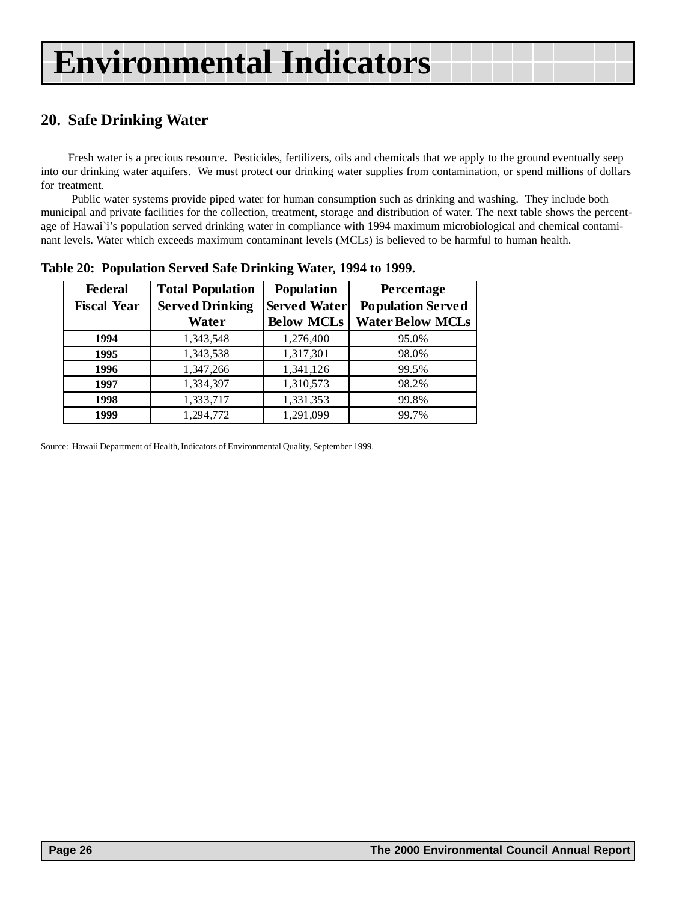# Environmental Indicators

## 20. Safe Drinking Water

Fresh water is a precious resource. Pesticides, fertilizers, oils and chemicals that we apply to the ground eventually seep into our drinking water aquifers. We must protect our drinking water supplies from contamination, or spend millions of dollars for treatment.

Public water systems provide piped water for human consumption such as drinking and washing. They include both municipal and private facilities for the collection, treatment, storage and distribution of water. The next table shows the percentage of Hawai`i's population served drinking water in compliance with 1994 maximum microbiological and chemical contaminant levels. Water which exceeds maximum contaminant levels (MCLs) is believed to be harmful to human health.

**Table 20: Population Served Safe Drinking Water, 1994 to 1999.**

| Federal Fiscal Year | Total Population Served Drinking Water | Population Served Water Below MCLs | Percentage Population Served Water Below MCLs |
|---|---|---|---|
| **1994** | 1,343,548 | 1,276,400 | 95.0% |
| **1995** | 1,343,538 | 1,317,301 | 98.0% |
| **1996** | 1,347,266 | 1,341,126 | 99.5% |
| **1997** | 1,334,397 | 1,310,573 | 98.2% |
| **1998** | 1,333,717 | 1,331,353 | 99.8% |
| **1999** | 1,294,772 | 1,291,099 | 99.7% |

Source: Hawaii Department of Health, Indicators of Environmental Quality, September 1999.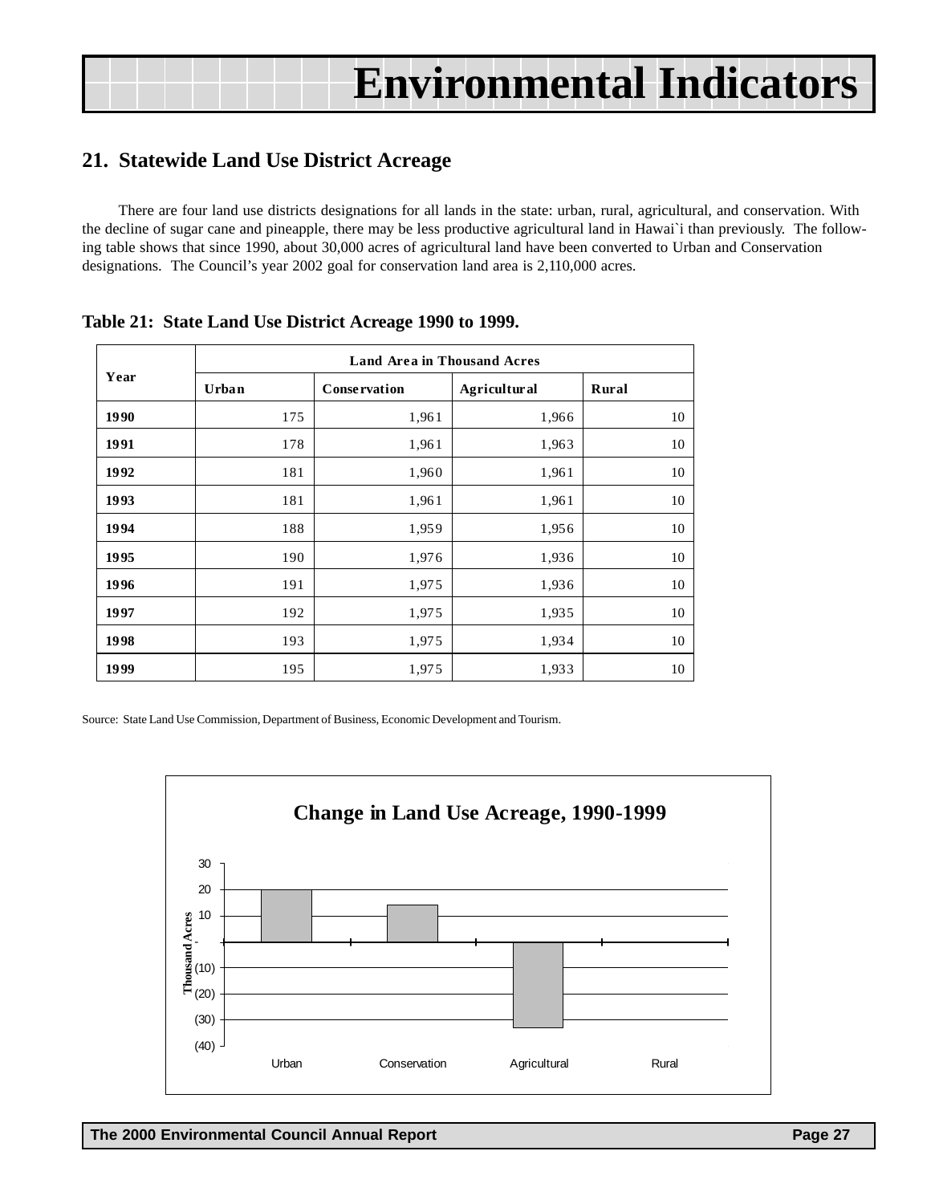# Environmental Indicators

## 21. Statewide Land Use District Acreage

There are four land use districts designations for all lands in the state: urban, rural, agricultural, and conservation. With the decline of sugar cane and pineapple, there may be less productive agricultural land in Hawai`i than previously. The following table shows that since 1990, about 30,000 acres of agricultural land have been converted to Urban and Conservation designations. The Council's year 2002 goal for conservation land area is 2,110,000 acres.

**Table 21: State Land Use District Acreage 1990 to 1999.**

| Year | Land Area in Thousand Acres | | | |
|---|---|---|---|---|
| | Urban | Conservation | Agricultural | Rural |
| **1990** | 175 | 1,961 | 1,966 | 10 |
| **1991** | 178 | 1,961 | 1,963 | 10 |
| **1992** | 181 | 1,960 | 1,961 | 10 |
| **1993** | 181 | 1,961 | 1,961 | 10 |
| **1994** | 188 | 1,959 | 1,956 | 10 |
| **1995** | 190 | 1,976 | 1,936 | 10 |
| **1996** | 191 | 1,975 | 1,936 | 10 |
| **1997** | 192 | 1,975 | 1,935 | 10 |
| **1998** | 193 | 1,975 | 1,934 | 10 |
| **1999** | 195 | 1,975 | 1,933 | 10 |

Source: State Land Use Commission, Department of Business, Economic Development and Tourism.

**Change in Land Use Acreage, 1990-1999**

Thousand Acres

30
20
10
-
(10)
(20)
(30)
(40)

Urban Conservation Agricultural Rural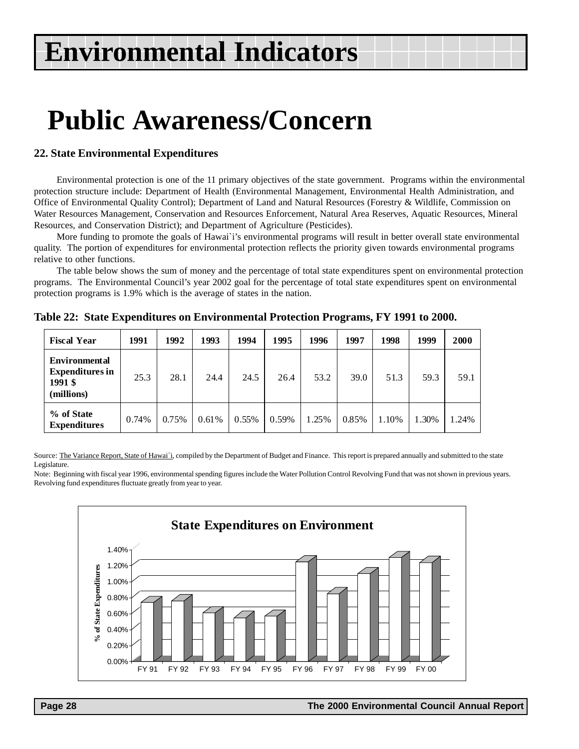# Environmental Indicators

# Public Awareness/Concern

### 22. State Environmental Expenditures

Environmental protection is one of the 11 primary objectives of the state government. Programs within the environmental protection structure include: Department of Health (Environmental Management, Environmental Health Administration, and Office of Environmental Quality Control); Department of Land and Natural Resources (Forestry & Wildlife, Commission on Water Resources Management, Conservation and Resources Enforcement, Natural Area Reserves, Aquatic Resources, Mineral Resources, and Conservation District); and Department of Agriculture (Pesticides).

More funding to promote the goals of Hawai`i's environmental programs will result in better overall state environmental quality. The portion of expenditures for environmental protection reflects the priority given towards environmental programs relative to other functions.

The table below shows the sum of money and the percentage of total state expenditures spent on environmental protection programs. The Environmental Council's year 2002 goal for the percentage of total state expenditures spent on environmental protection programs is 1.9% which is the average of states in the nation.

**Table 22: State Expenditures on Environmental Protection Programs, FY 1991 to 2000.**

| Fiscal Year | 1991 | 1992 | 1993 | 1994 | 1995 | 1996 | 1997 | 1998 | 1999 | 2000 |
|---|---|---|---|---|---|---|---|---|---|---|
| Environmental Expenditures in 1991 $ (millions) | 25.3 | 28.1 | 24.4 | 24.5 | 26.4 | 53.2 | 39.0 | 51.3 | 59.3 | 59.1 |
| % of State Expenditures | 0.74% | 0.75% | 0.61% | 0.55% | 0.59% | 1.25% | 0.85% | 1.10% | 1.30% | 1.24% |

Source: The Variance Report, State of Hawai`i, compiled by the Department of Budget and Finance. This report is prepared annually and submitted to the state Legislature.

Note: Beginning with fiscal year 1996, environmental spending figures include the Water Pollution Control Revolving Fund that was not shown in previous years. Revolving fund expenditures fluctuate greatly from year to year.

**State Expenditures on Environment**

| | FY 91 | FY 92 | FY 93 | FY 94 | FY 95 | FY 96 | FY 97 | FY 98 | FY 99 | FY 00 |
|---|---|---|---|---|---|---|---|---|---|---|
| % of State Expenditures | 0.74% | 0.75% | 0.61% | 0.55% | 0.59% | 1.25% | 0.85% | 1.10% | 1.30% | 1.24% |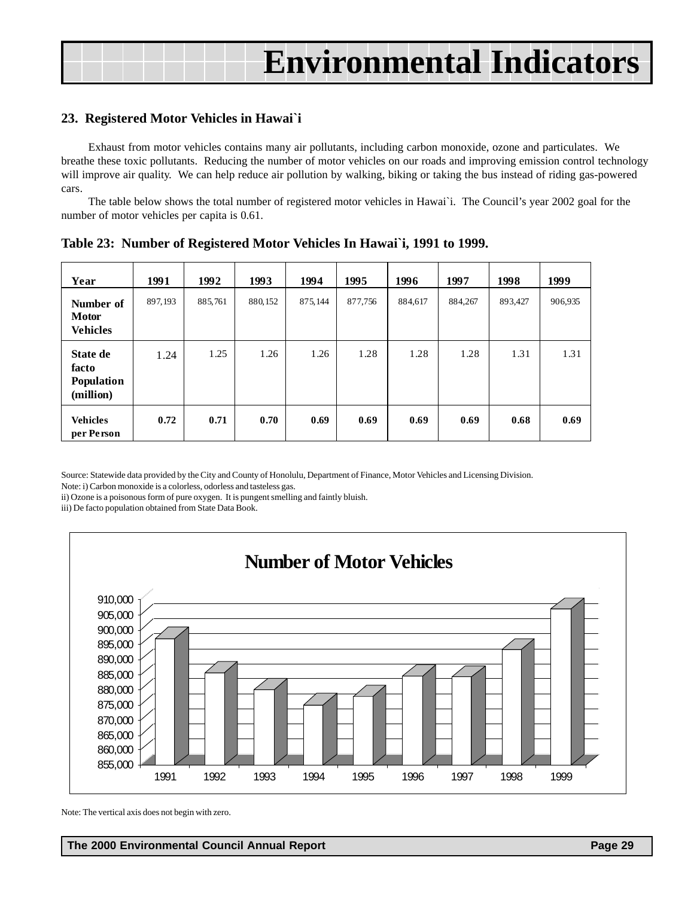# Environmental Indicators

## 23. Registered Motor Vehicles in Hawai`i

Exhaust from motor vehicles contains many air pollutants, including carbon monoxide, ozone and particulates. We breathe these toxic pollutants. Reducing the number of motor vehicles on our roads and improving emission control technology will improve air quality. We can help reduce air pollution by walking, biking or taking the bus instead of riding gas-powered cars.

The table below shows the total number of registered motor vehicles in Hawai`i. The Council's year 2002 goal for the number of motor vehicles per capita is 0.61.

**Table 23: Number of Registered Motor Vehicles In Hawai`i, 1991 to 1999.**

| Year | 1991 | 1992 | 1993 | 1994 | 1995 | 1996 | 1997 | 1998 | 1999 |
|---|---|---|---|---|---|---|---|---|---|
| Number of Motor Vehicles | 897,193 | 885,761 | 880,152 | 875,144 | 877,756 | 884,617 | 884,267 | 893,427 | 906,935 |
| State de facto Population (million) | 1.24 | 1.25 | 1.26 | 1.26 | 1.28 | 1.28 | 1.28 | 1.31 | 1.31 |
| Vehicles per Person | **0.72** | **0.71** | **0.70** | **0.69** | **0.69** | **0.69** | **0.69** | **0.68** | **0.69** |

Source: Statewide data provided by the City and County of Honolulu, Department of Finance, Motor Vehicles and Licensing Division.
Note: i) Carbon monoxide is a colorless, odorless and tasteless gas.
ii) Ozone is a poisonous form of pure oxygen. It is pungent smelling and faintly bluish.
iii) De facto population obtained from State Data Book.

**Number of Motor Vehicles**

| Year | Number of Motor Vehicles |
|---|---|
| 1991 | 897,193 |
| 1992 | 885,761 |
| 1993 | 880,152 |
| 1994 | 875,144 |
| 1995 | 877,756 |
| 1996 | 884,617 |
| 1997 | 884,267 |
| 1998 | 893,427 |
| 1999 | 906,935 |

Note: The vertical axis does not begin with zero.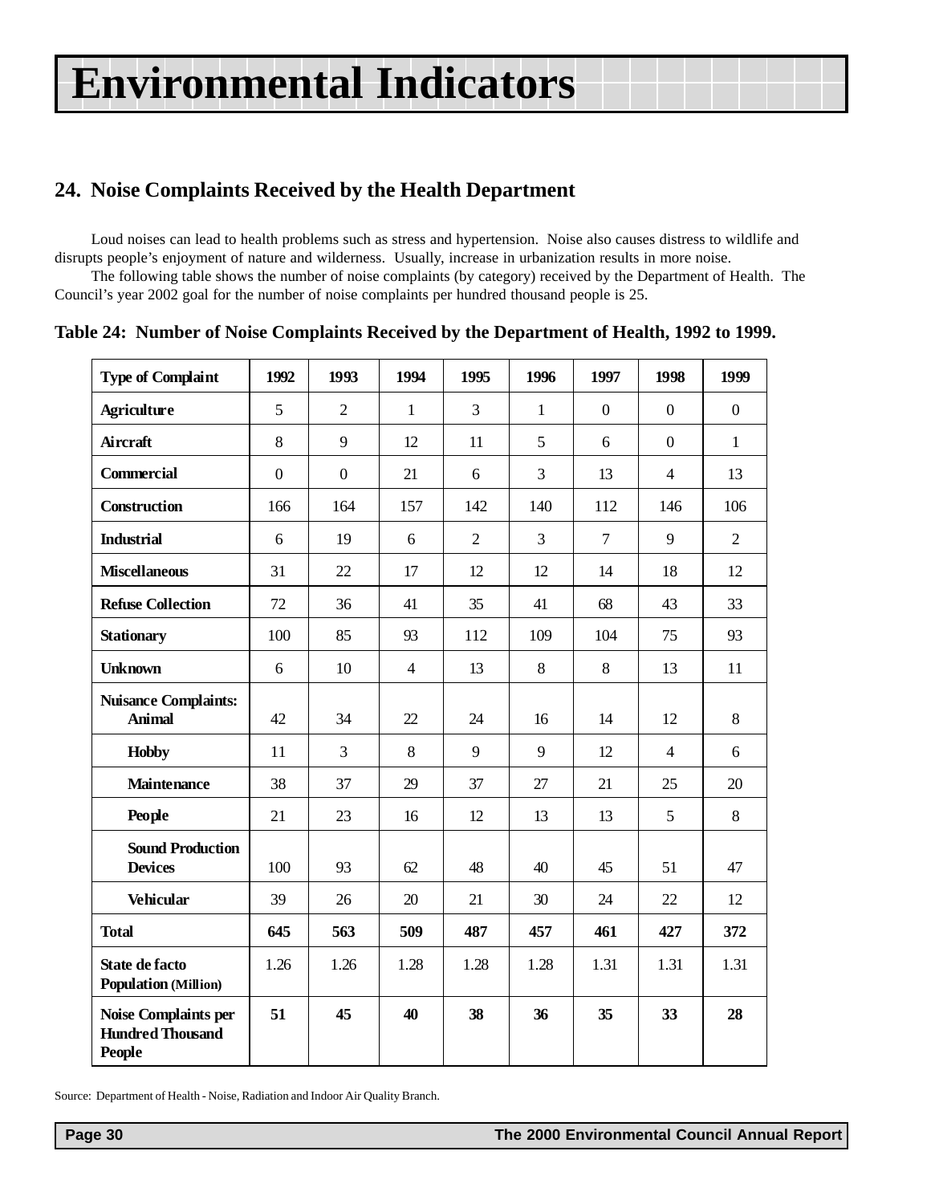# Environmental Indicators

## 24. Noise Complaints Received by the Health Department

Loud noises can lead to health problems such as stress and hypertension. Noise also causes distress to wildlife and disrupts people's enjoyment of nature and wilderness. Usually, increase in urbanization results in more noise.

The following table shows the number of noise complaints (by category) received by the Department of Health. The Council's year 2002 goal for the number of noise complaints per hundred thousand people is 25.

**Table 24: Number of Noise Complaints Received by the Department of Health, 1992 to 1999.**

| Type of Complaint | 1992 | 1993 | 1994 | 1995 | 1996 | 1997 | 1998 | 1999 |
|---|---|---|---|---|---|---|---|---|
| **Agriculture** | 5 | 2 | 1 | 3 | 1 | 0 | 0 | 0 |
| **Aircraft** | 8 | 9 | 12 | 11 | 5 | 6 | 0 | 1 |
| **Commercial** | 0 | 0 | 21 | 6 | 3 | 13 | 4 | 13 |
| **Construction** | 166 | 164 | 157 | 142 | 140 | 112 | 146 | 106 |
| **Industrial** | 6 | 19 | 6 | 2 | 3 | 7 | 9 | 2 |
| **Miscellaneous** | 31 | 22 | 17 | 12 | 12 | 14 | 18 | 12 |
| **Refuse Collection** | 72 | 36 | 41 | 35 | 41 | 68 | 43 | 33 |
| **Stationary** | 100 | 85 | 93 | 112 | 109 | 104 | 75 | 93 |
| **Unknown** | 6 | 10 | 4 | 13 | 8 | 8 | 13 | 11 |
| **Nuisance Complaints: Animal** | 42 | 34 | 22 | 24 | 16 | 14 | 12 | 8 |
| **Hobby** | 11 | 3 | 8 | 9 | 9 | 12 | 4 | 6 |
| **Maintenance** | 38 | 37 | 29 | 37 | 27 | 21 | 25 | 20 |
| **People** | 21 | 23 | 16 | 12 | 13 | 13 | 5 | 8 |
| **Sound Production Devices** | 100 | 93 | 62 | 48 | 40 | 45 | 51 | 47 |
| **Vehicular** | 39 | 26 | 20 | 21 | 30 | 24 | 22 | 12 |
| **Total** | **645** | **563** | **509** | **487** | **457** | **461** | **427** | **372** |
| **State de facto Population (Million)** | 1.26 | 1.26 | 1.28 | 1.28 | 1.28 | 1.31 | 1.31 | 1.31 |
| **Noise Complaints per Hundred Thousand People** | **51** | **45** | **40** | **38** | **36** | **35** | **33** | **28** |

Source: Department of Health - Noise, Radiation and Indoor Air Quality Branch.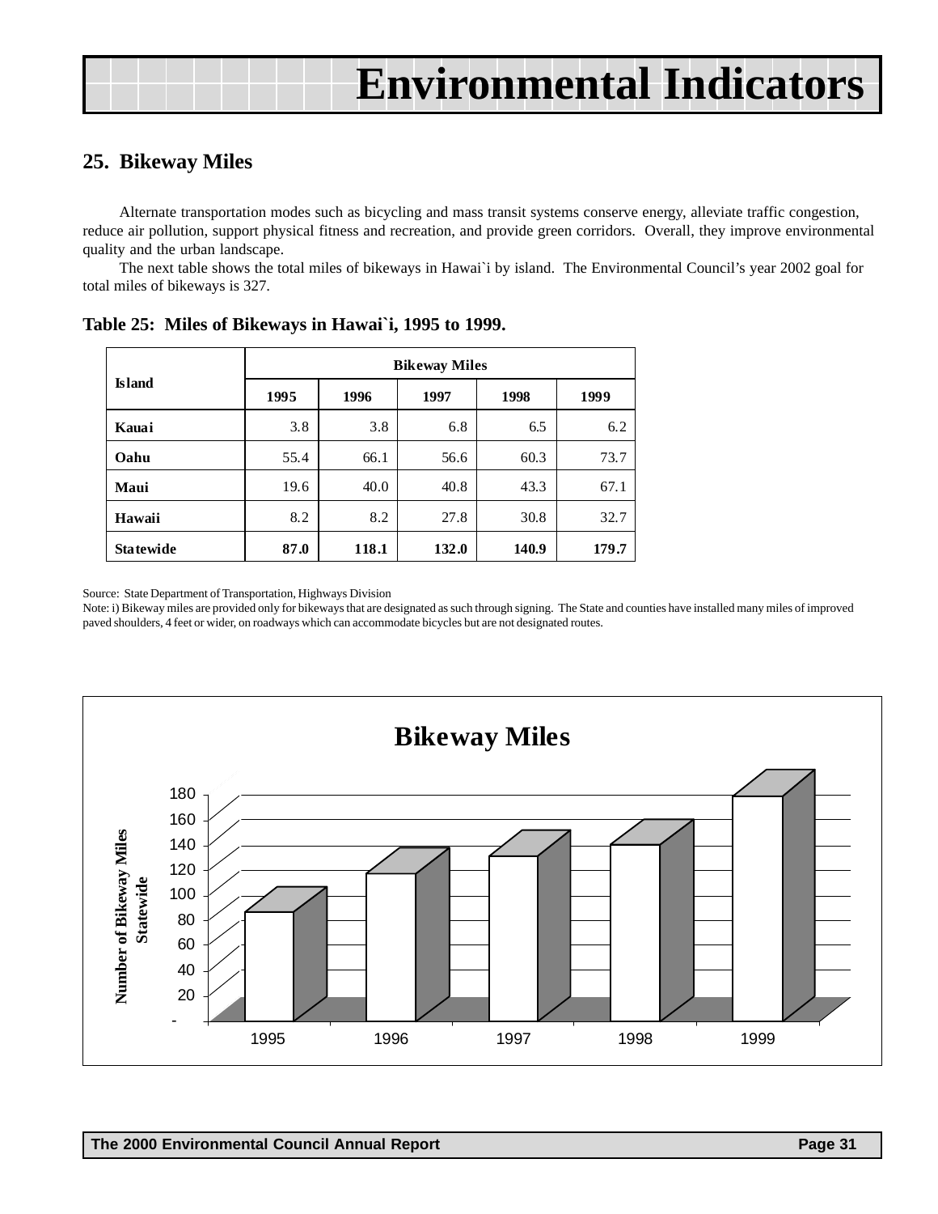# Environmental Indicators

## 25. Bikeway Miles

Alternate transportation modes such as bicycling and mass transit systems conserve energy, alleviate traffic congestion, reduce air pollution, support physical fitness and recreation, and provide green corridors. Overall, they improve environmental quality and the urban landscape.

The next table shows the total miles of bikeways in Hawai`i by island. The Environmental Council's year 2002 goal for total miles of bikeways is 327.

**Table 25: Miles of Bikeways in Hawai`i, 1995 to 1999.**

| Island | Bikeway Miles | | | | |
|---|---|---|---|---|---|
| | 1995 | 1996 | 1997 | 1998 | 1999 |
| **Kauai** | 3.8 | 3.8 | 6.8 | 6.5 | 6.2 |
| **Oahu** | 55.4 | 66.1 | 56.6 | 60.3 | 73.7 |
| **Maui** | 19.6 | 40.0 | 40.8 | 43.3 | 67.1 |
| **Hawaii** | 8.2 | 8.2 | 27.8 | 30.8 | 32.7 |
| **Statewide** | **87.0** | **118.1** | **132.0** | **140.9** | **179.7** |

Source: State Department of Transportation, Highways Division

Note: i) Bikeway miles are provided only for bikeways that are designated as such through signing. The State and counties have installed many miles of improved paved shoulders, 4 feet or wider, on roadways which can accommodate bicycles but are not designated routes.

**Bikeway Miles**

Number of Bikeway Miles Statewide

| Year | Bikeway Miles |
|---|---|
| 1995 | 87.0 |
| 1996 | 118.1 |
| 1997 | 132.0 |
| 1998 | 140.9 |
| 1999 | 179.7 |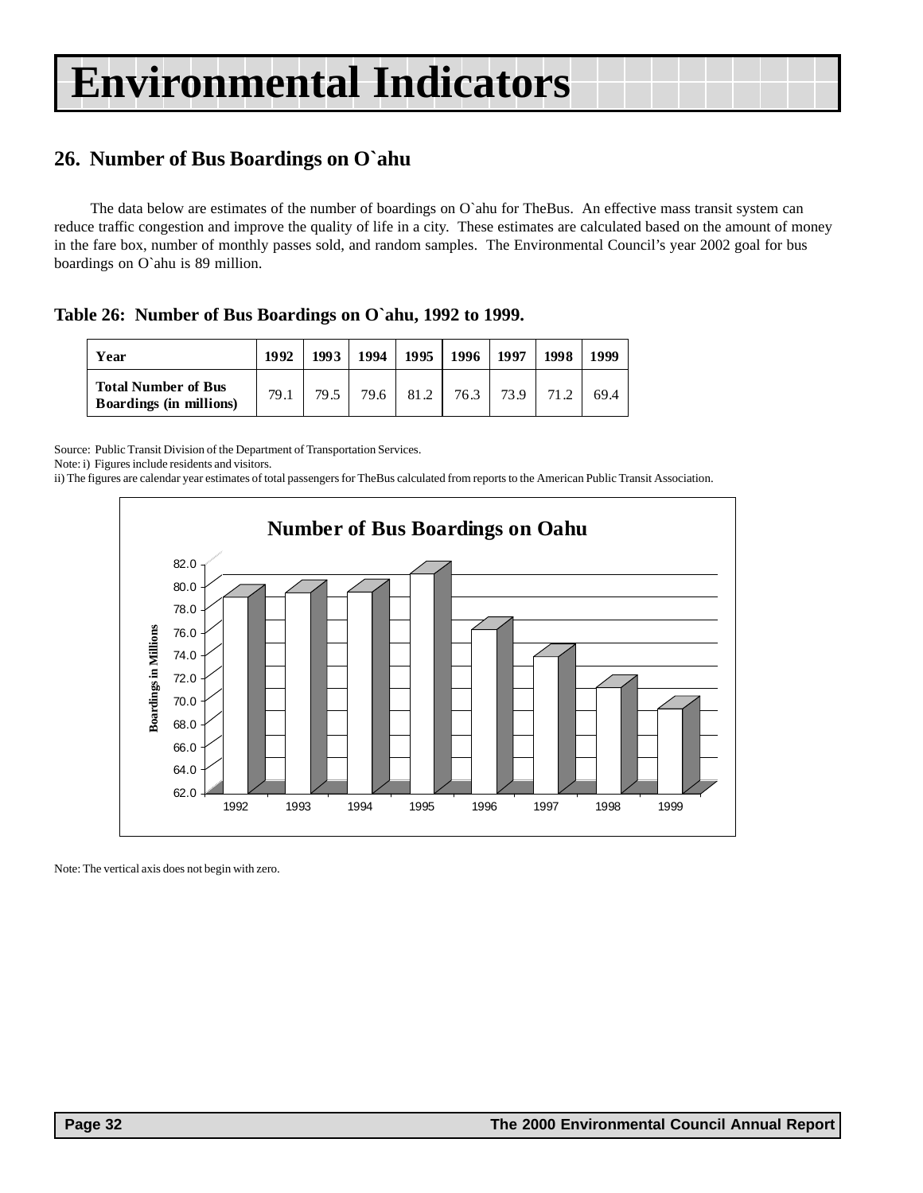# Environmental Indicators

## 26. Number of Bus Boardings on O`ahu

The data below are estimates of the number of boardings on O`ahu for TheBus. An effective mass transit system can reduce traffic congestion and improve the quality of life in a city. These estimates are calculated based on the amount of money in the fare box, number of monthly passes sold, and random samples. The Environmental Council's year 2002 goal for bus boardings on O`ahu is 89 million.

### Table 26: Number of Bus Boardings on O`ahu, 1992 to 1999.

| Year | 1992 | 1993 | 1994 | 1995 | 1996 | 1997 | 1998 | 1999 |
|---|---|---|---|---|---|---|---|---|
| **Total Number of Bus Boardings (in millions)** | 79.1 | 79.5 | 79.6 | 81.2 | 76.3 | 73.9 | 71.2 | 69.4 |

Source: Public Transit Division of the Department of Transportation Services.

Note: i) Figures include residents and visitors.

ii) The figures are calendar year estimates of total passengers for TheBus calculated from reports to the American Public Transit Association.

**Number of Bus Boardings on Oahu**

Note: The vertical axis does not begin with zero.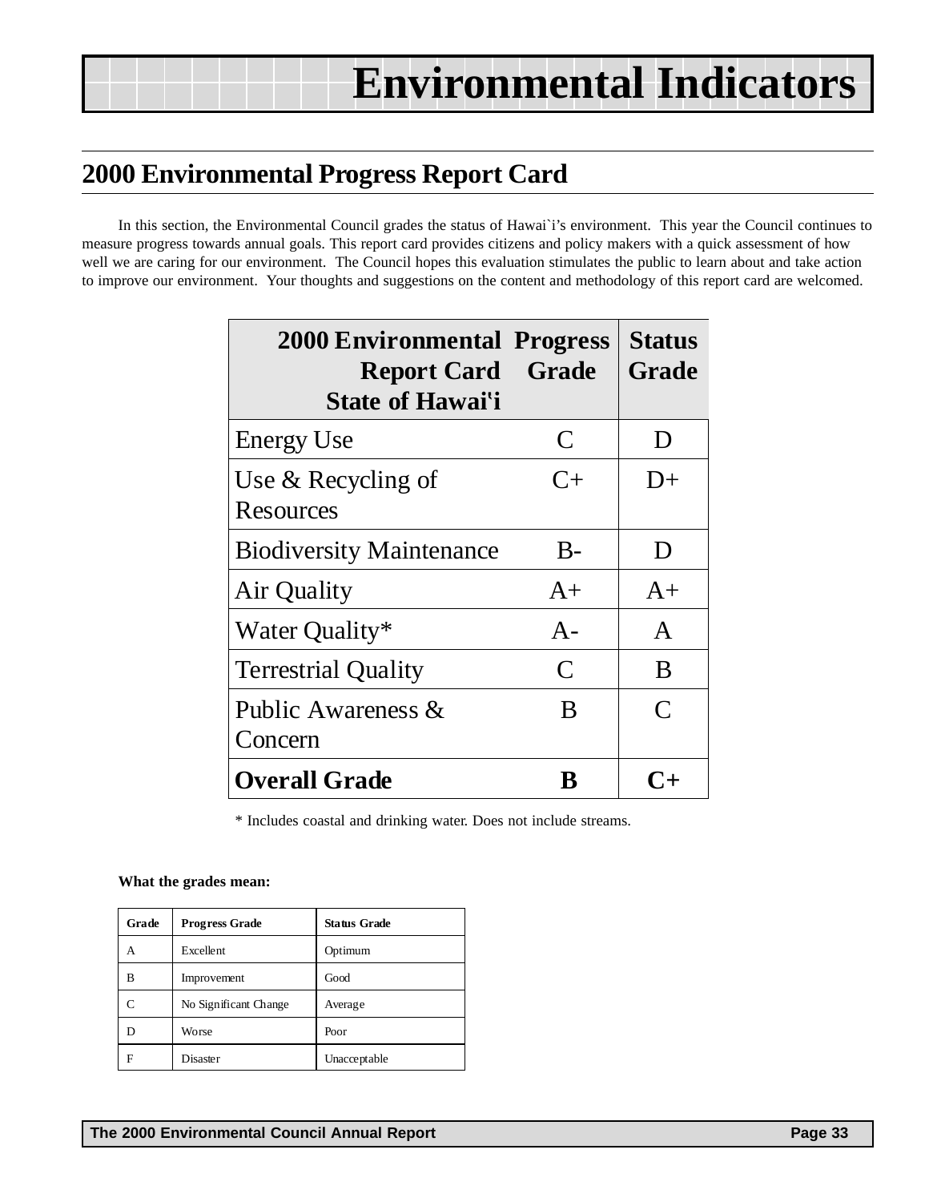# Environmental Indicators

## 2000 Environmental Progress Report Card

In this section, the Environmental Council grades the status of Hawai`i's environment. This year the Council continues to measure progress towards annual goals. This report card provides citizens and policy makers with a quick assessment of how well we are caring for our environment. The Council hopes this evaluation stimulates the public to learn about and take action to improve our environment. Your thoughts and suggestions on the content and methodology of this report card are welcomed.

| 2000 Environmental Report Card State of Hawaiʻi | Progress Grade | Status Grade |
|---|---|---|
| Energy Use | C | D |
| Use & Recycling of Resources | C+ | D+ |
| Biodiversity Maintenance | B- | D |
| Air Quality | A+ | A+ |
| Water Quality* | A- | A |
| Terrestrial Quality | C | B |
| Public Awareness & Concern | B | C |
| **Overall Grade** | **B** | **C+** |

\* Includes coastal and drinking water. Does not include streams.

**What the grades mean:**

| Grade | Progress Grade | Status Grade |
|---|---|---|
| A | Excellent | Optimum |
| B | Improvement | Good |
| C | No Significant Change | Average |
| D | Worse | Poor |
| F | Disaster | Unacceptable |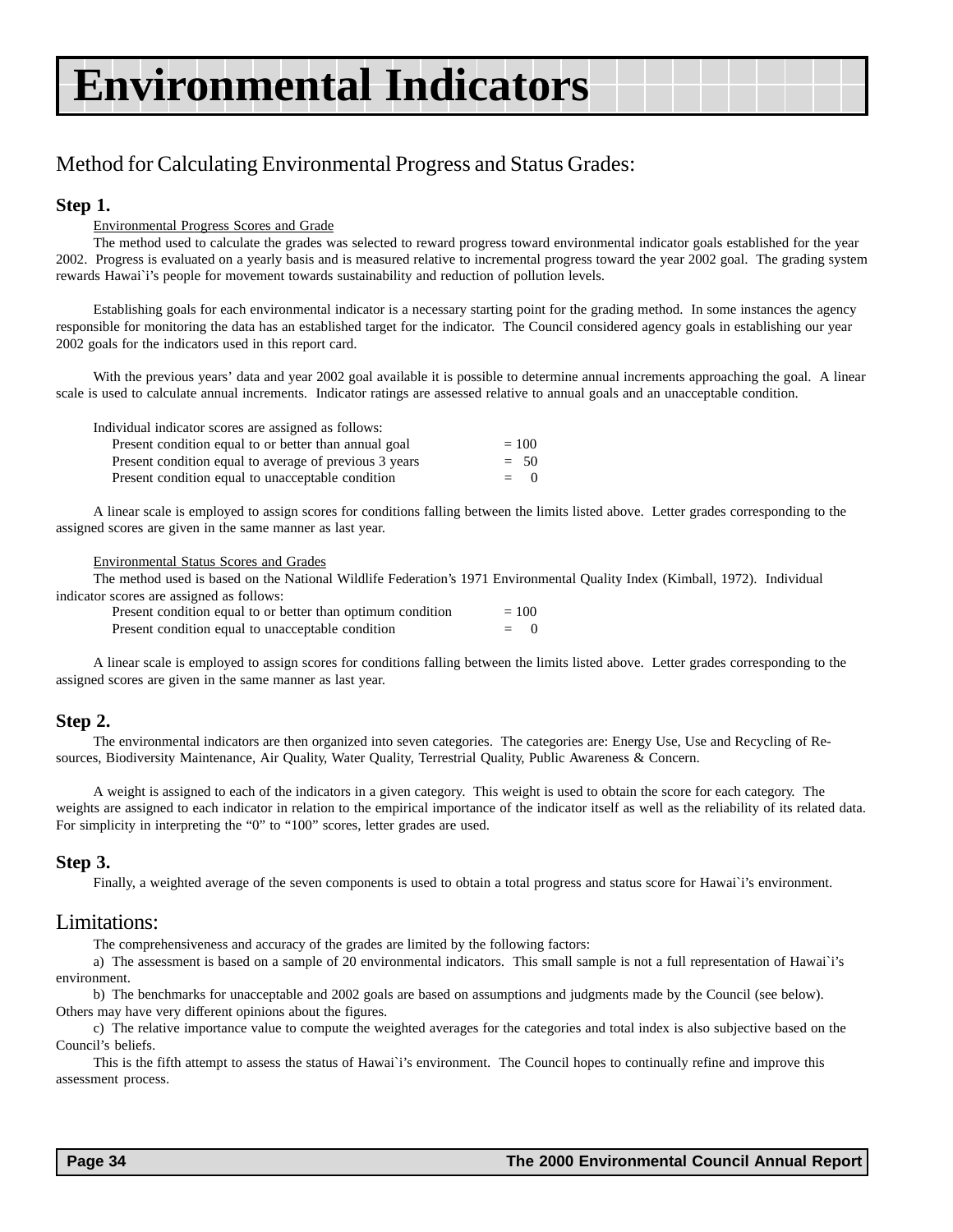# Environmental Indicators

## Method for Calculating Environmental Progress and Status Grades:

### Step 1.

Environmental Progress Scores and Grade

The method used to calculate the grades was selected to reward progress toward environmental indicator goals established for the year 2002. Progress is evaluated on a yearly basis and is measured relative to incremental progress toward the year 2002 goal. The grading system rewards Hawai`i's people for movement towards sustainability and reduction of pollution levels.

Establishing goals for each environmental indicator is a necessary starting point for the grading method. In some instances the agency responsible for monitoring the data has an established target for the indicator. The Council considered agency goals in establishing our year 2002 goals for the indicators used in this report card.

With the previous years' data and year 2002 goal available it is possible to determine annual increments approaching the goal. A linear scale is used to calculate annual increments. Indicator ratings are assessed relative to annual goals and an unacceptable condition.

Individual indicator scores are assigned as follows:

| | |
|---|---|
| Present condition equal to or better than annual goal | = 100 |
| Present condition equal to average of previous 3 years | = 50 |
| Present condition equal to unacceptable condition | = 0 |

A linear scale is employed to assign scores for conditions falling between the limits listed above. Letter grades corresponding to the assigned scores are given in the same manner as last year.

Environmental Status Scores and Grades

The method used is based on the National Wildlife Federation's 1971 Environmental Quality Index (Kimball, 1972). Individual indicator scores are assigned as follows:

| | |
|---|---|
| Present condition equal to or better than optimum condition | = 100 |
| Present condition equal to unacceptable condition | = 0 |

A linear scale is employed to assign scores for conditions falling between the limits listed above. Letter grades corresponding to the assigned scores are given in the same manner as last year.

### Step 2.

The environmental indicators are then organized into seven categories. The categories are: Energy Use, Use and Recycling of Resources, Biodiversity Maintenance, Air Quality, Water Quality, Terrestrial Quality, Public Awareness & Concern.

A weight is assigned to each of the indicators in a given category. This weight is used to obtain the score for each category. The weights are assigned to each indicator in relation to the empirical importance of the indicator itself as well as the reliability of its related data. For simplicity in interpreting the "0" to "100" scores, letter grades are used.

### Step 3.

Finally, a weighted average of the seven components is used to obtain a total progress and status score for Hawai`i's environment.

## Limitations:

The comprehensiveness and accuracy of the grades are limited by the following factors:

a) The assessment is based on a sample of 20 environmental indicators. This small sample is not a full representation of Hawai`i's environment.

b) The benchmarks for unacceptable and 2002 goals are based on assumptions and judgments made by the Council (see below). Others may have very different opinions about the figures.

c) The relative importance value to compute the weighted averages for the categories and total index is also subjective based on the Council's beliefs.

This is the fifth attempt to assess the status of Hawai`i's environment. The Council hopes to continually refine and improve this assessment process.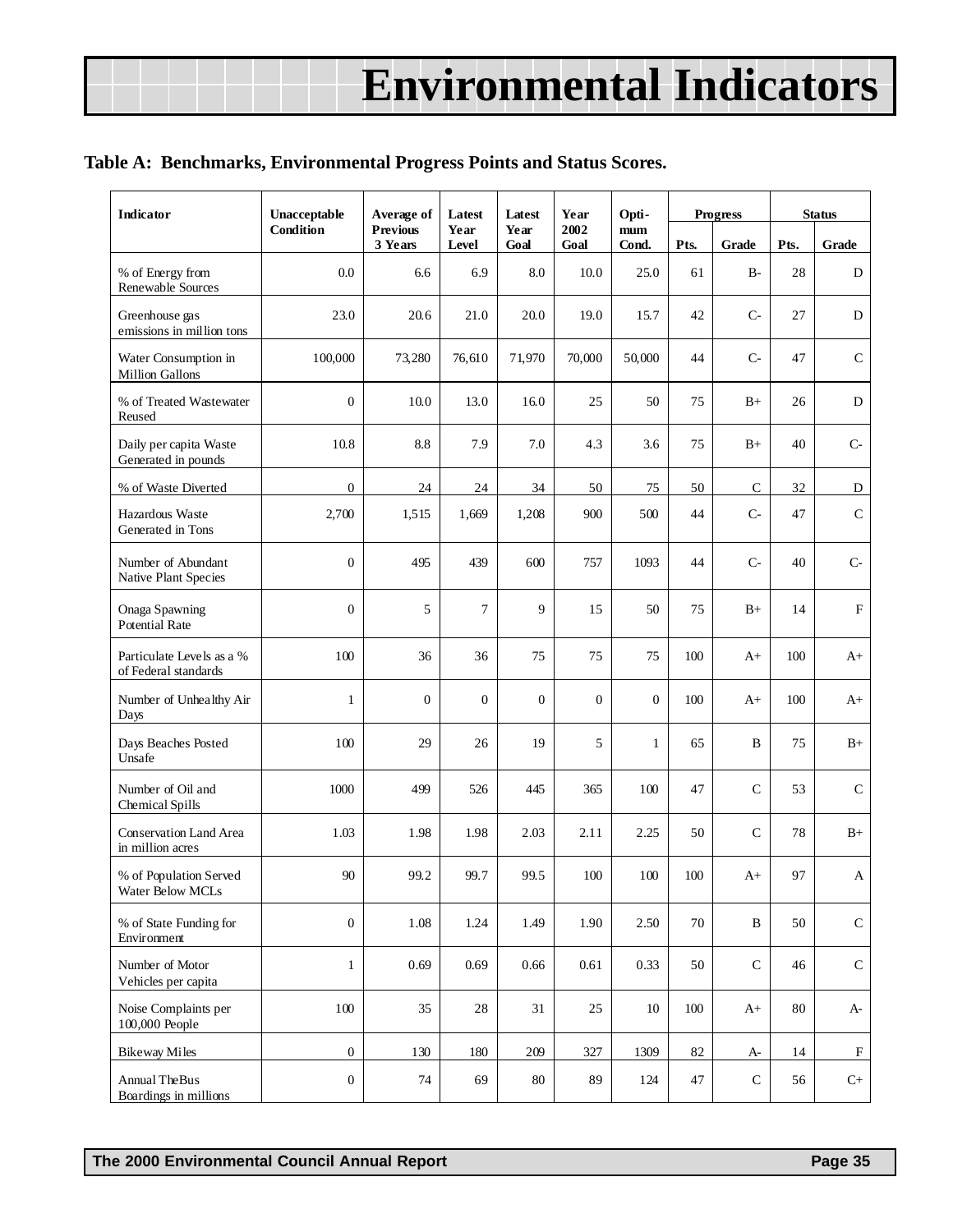# Environmental Indicators

**Table A: Benchmarks, Environmental Progress Points and Status Scores.**

| Indicator | Unacceptable Condition | Average of Previous 3 Years | Latest Year Level | Latest Year Goal | Year 2002 Goal | Optimum Cond. | Progress | | Status | |
|---|---|---|---|---|---|---|---|---|---|---|
| | | | | | | | Pts. | Grade | Pts. | Grade |
| % of Energy from Renewable Sources | 0.0 | 6.6 | 6.9 | 8.0 | 10.0 | 25.0 | 61 | B- | 28 | D |
| Greenhouse gas emissions in million tons | 23.0 | 20.6 | 21.0 | 20.0 | 19.0 | 15.7 | 42 | C- | 27 | D |
| Water Consumption in Million Gallons | 100,000 | 73,280 | 76,610 | 71,970 | 70,000 | 50,000 | 44 | C- | 47 | C |
| % of Treated Wastewater Reused | 0 | 10.0 | 13.0 | 16.0 | 25 | 50 | 75 | B+ | 26 | D |
| Daily per capita Waste Generated in pounds | 10.8 | 8.8 | 7.9 | 7.0 | 4.3 | 3.6 | 75 | B+ | 40 | C- |
| % of Waste Diverted | 0 | 24 | 24 | 34 | 50 | 75 | 50 | C | 32 | D |
| Hazardous Waste Generated in Tons | 2,700 | 1,515 | 1,669 | 1,208 | 900 | 500 | 44 | C- | 47 | C |
| Number of Abundant Native Plant Species | 0 | 495 | 439 | 600 | 757 | 1093 | 44 | C- | 40 | C- |
| Onaga Spawning Potential Rate | 0 | 5 | 7 | 9 | 15 | 50 | 75 | B+ | 14 | F |
| Particulate Levels as a % of Federal standards | 100 | 36 | 36 | 75 | 75 | 75 | 100 | A+ | 100 | A+ |
| Number of Unhealthy Air Days | 1 | 0 | 0 | 0 | 0 | 0 | 100 | A+ | 100 | A+ |
| Days Beaches Posted Unsafe | 100 | 29 | 26 | 19 | 5 | 1 | 65 | B | 75 | B+ |
| Number of Oil and Chemical Spills | 1000 | 499 | 526 | 445 | 365 | 100 | 47 | C | 53 | C |
| Conservation Land Area in million acres | 1.03 | 1.98 | 1.98 | 2.03 | 2.11 | 2.25 | 50 | C | 78 | B+ |
| % of Population Served Water Below MCLs | 90 | 99.2 | 99.7 | 99.5 | 100 | 100 | 100 | A+ | 97 | A |
| % of State Funding for Environment | 0 | 1.08 | 1.24 | 1.49 | 1.90 | 2.50 | 70 | B | 50 | C |
| Number of Motor Vehicles per capita | 1 | 0.69 | 0.69 | 0.66 | 0.61 | 0.33 | 50 | C | 46 | C |
| Noise Complaints per 100,000 People | 100 | 35 | 28 | 31 | 25 | 10 | 100 | A+ | 80 | A- |
| Bikeway Miles | 0 | 130 | 180 | 209 | 327 | 1309 | 82 | A- | 14 | F |
| Annual TheBus Boardings in millions | 0 | 74 | 69 | 80 | 89 | 124 | 47 | C | 56 | C+ |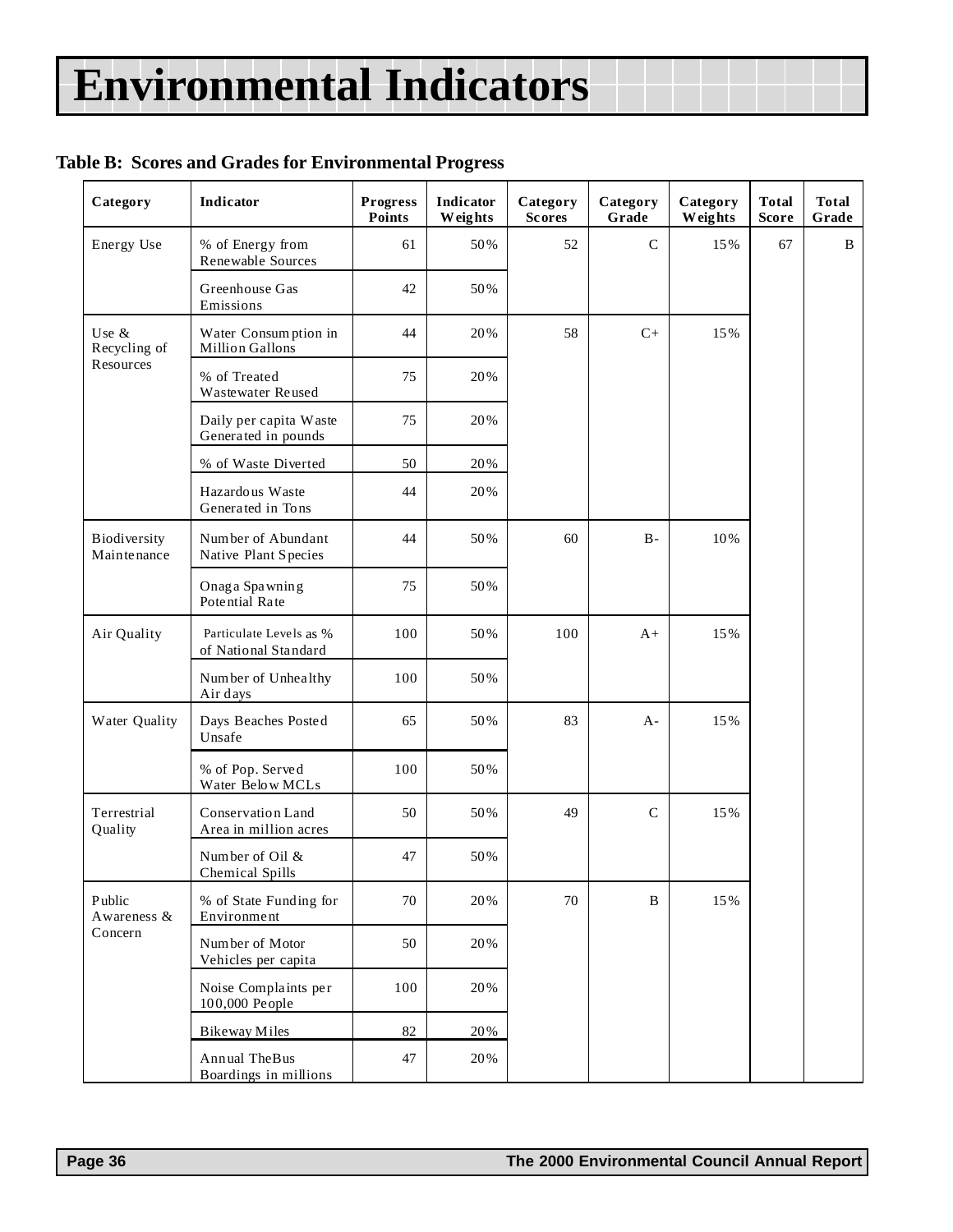# Environmental Indicators

**Table B: Scores and Grades for Environmental Progress**

| Category | Indicator | Progress Points | Indicator Weights | Category Scores | Category Grade | Category Weights | Total Score | Total Grade |
|---|---|---|---|---|---|---|---|---|
| Energy Use | % of Energy from Renewable Sources | 61 | 50% | 52 | C | 15% | 67 | B |
| | Greenhouse Gas Emissions | 42 | 50% | | | | | |
| Use & Recycling of Resources | Water Consumption in Million Gallons | 44 | 20% | 58 | C+ | 15% | | |
| | % of Treated Wastewater Reused | 75 | 20% | | | | | |
| | Daily per capita Waste Generated in pounds | 75 | 20% | | | | | |
| | % of Waste Diverted | 50 | 20% | | | | | |
| | Hazardous Waste Generated in Tons | 44 | 20% | | | | | |
| Biodiversity Maintenance | Number of Abundant Native Plant Species | 44 | 50% | 60 | B- | 10% | | |
| | Onaga Spawning Potential Rate | 75 | 50% | | | | | |
| Air Quality | Particulate Levels as % of National Standard | 100 | 50% | 100 | A+ | 15% | | |
| | Number of Unhealthy Air days | 100 | 50% | | | | | |
| Water Quality | Days Beaches Posted Unsafe | 65 | 50% | 83 | A- | 15% | | |
| | % of Pop. Served Water Below MCLs | 100 | 50% | | | | | |
| Terrestrial Quality | Conservation Land Area in million acres | 50 | 50% | 49 | C | 15% | | |
| | Number of Oil & Chemical Spills | 47 | 50% | | | | | |
| Public Awareness & Concern | % of State Funding for Environment | 70 | 20% | 70 | B | 15% | | |
| | Number of Motor Vehicles per capita | 50 | 20% | | | | | |
| | Noise Complaints per 100,000 People | 100 | 20% | | | | | |
| | Bikeway Miles | 82 | 20% | | | | | |
| | Annual TheBus Boardings in millions | 47 | 20% | | | | | |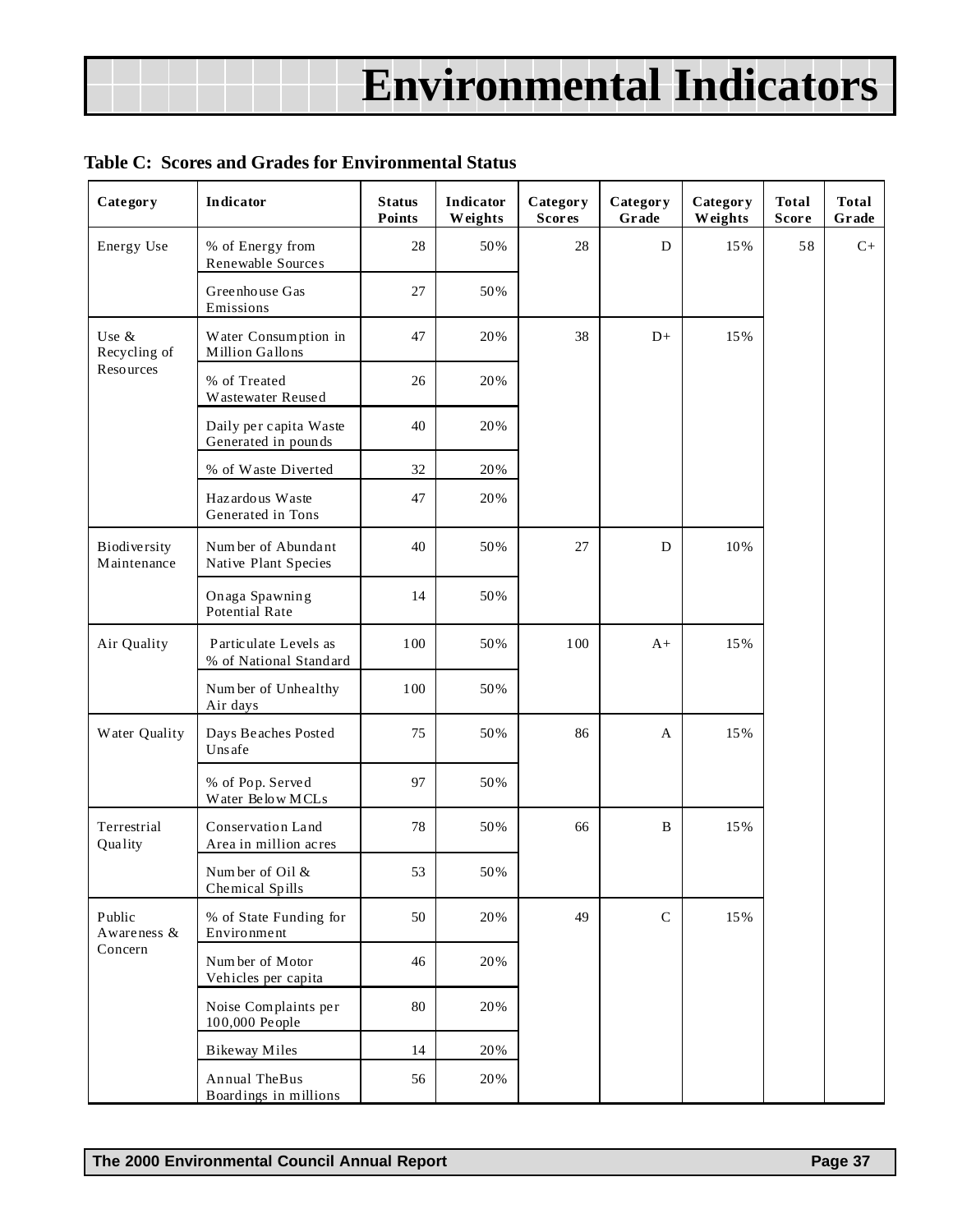# Environmental Indicators

**Table C: Scores and Grades for Environmental Status**

| Category | Indicator | Status Points | Indicator Weights | Category Scores | Category Grade | Category Weights | Total Score | Total Grade |
|---|---|---|---|---|---|---|---|---|
| Energy Use | % of Energy from Renewable Sources | 28 | 50% | 28 | D | 15% | 58 | C+ |
| | Greenhouse Gas Emissions | 27 | 50% | | | | | |
| Use & Recycling of Resources | Water Consumption in Million Gallons | 47 | 20% | 38 | D+ | 15% | | |
| | % of Treated Wastewater Reused | 26 | 20% | | | | | |
| | Daily per capita Waste Generated in pounds | 40 | 20% | | | | | |
| | % of Waste Diverted | 32 | 20% | | | | | |
| | Hazardous Waste Generated in Tons | 47 | 20% | | | | | |
| Biodiversity Maintenance | Number of Abundant Native Plant Species | 40 | 50% | 27 | D | 10% | | |
| | Onaga Spawning Potential Rate | 14 | 50% | | | | | |
| Air Quality | Particulate Levels as % of National Standard | 100 | 50% | 100 | A+ | 15% | | |
| | Number of Unhealthy Air days | 100 | 50% | | | | | |
| Water Quality | Days Beaches Posted Unsafe | 75 | 50% | 86 | A | 15% | | |
| | % of Pop. Served Water Below MCLs | 97 | 50% | | | | | |
| Terrestrial Quality | Conservation Land Area in million acres | 78 | 50% | 66 | B | 15% | | |
| | Number of Oil & Chemical Spills | 53 | 50% | | | | | |
| Public Awareness & Concern | % of State Funding for Environment | 50 | 20% | 49 | C | 15% | | |
| | Number of Motor Vehicles per capita | 46 | 20% | | | | | |
| | Noise Complaints per 100,000 People | 80 | 20% | | | | | |
| | Bikeway Miles | 14 | 20% | | | | | |
| | Annual TheBus Boardings in millions | 56 | 20% | | | | | |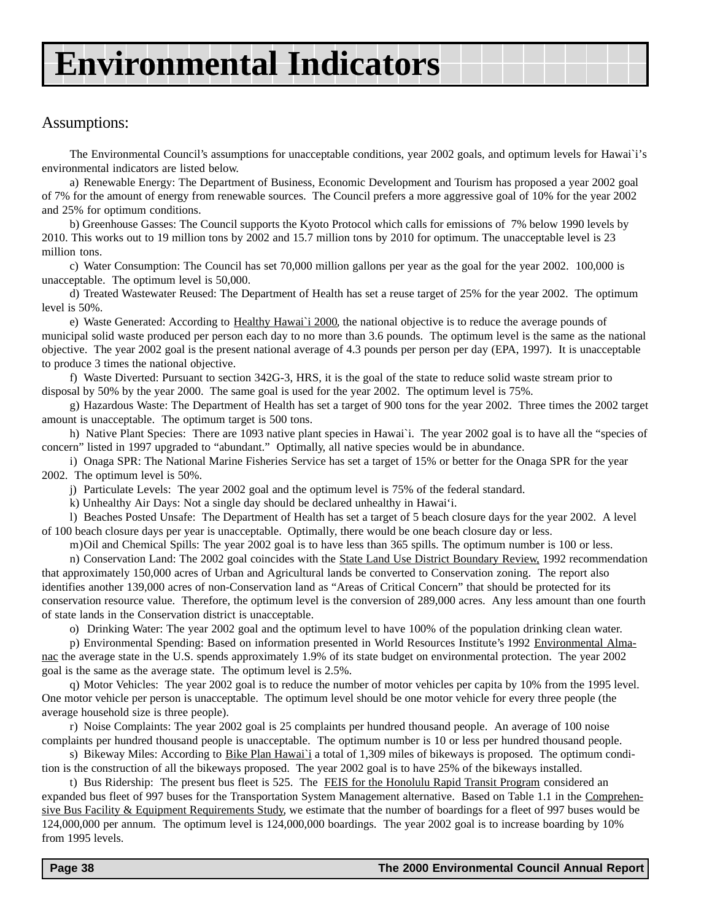# Environmental Indicators

## Assumptions:

The Environmental Council's assumptions for unacceptable conditions, year 2002 goals, and optimum levels for Hawai`i's environmental indicators are listed below.

a) Renewable Energy: The Department of Business, Economic Development and Tourism has proposed a year 2002 goal of 7% for the amount of energy from renewable sources. The Council prefers a more aggressive goal of 10% for the year 2002 and 25% for optimum conditions.

b) Greenhouse Gasses: The Council supports the Kyoto Protocol which calls for emissions of 7% below 1990 levels by 2010. This works out to 19 million tons by 2002 and 15.7 million tons by 2010 for optimum. The unacceptable level is 23 million tons.

c) Water Consumption: The Council has set 70,000 million gallons per year as the goal for the year 2002. 100,000 is unacceptable. The optimum level is 50,000.

d) Treated Wastewater Reused: The Department of Health has set a reuse target of 25% for the year 2002. The optimum level is 50%.

e) Waste Generated: According to Healthy Hawai`i 2000, the national objective is to reduce the average pounds of municipal solid waste produced per person each day to no more than 3.6 pounds. The optimum level is the same as the national objective. The year 2002 goal is the present national average of 4.3 pounds per person per day (EPA, 1997). It is unacceptable to produce 3 times the national objective.

f) Waste Diverted: Pursuant to section 342G-3, HRS, it is the goal of the state to reduce solid waste stream prior to disposal by 50% by the year 2000. The same goal is used for the year 2002. The optimum level is 75%.

g) Hazardous Waste: The Department of Health has set a target of 900 tons for the year 2002. Three times the 2002 target amount is unacceptable. The optimum target is 500 tons.

h) Native Plant Species: There are 1093 native plant species in Hawai`i. The year 2002 goal is to have all the "species of concern" listed in 1997 upgraded to "abundant." Optimally, all native species would be in abundance.

i) Onaga SPR: The National Marine Fisheries Service has set a target of 15% or better for the Onaga SPR for the year 2002. The optimum level is 50%.

j) Particulate Levels: The year 2002 goal and the optimum level is 75% of the federal standard.

k) Unhealthy Air Days: Not a single day should be declared unhealthy in Hawai'i.

l) Beaches Posted Unsafe: The Department of Health has set a target of 5 beach closure days for the year 2002. A level of 100 beach closure days per year is unacceptable. Optimally, there would be one beach closure day or less.

m) Oil and Chemical Spills: The year 2002 goal is to have less than 365 spills. The optimum number is 100 or less.

n) Conservation Land: The 2002 goal coincides with the State Land Use District Boundary Review, 1992 recommendation that approximately 150,000 acres of Urban and Agricultural lands be converted to Conservation zoning. The report also identifies another 139,000 acres of non-Conservation land as "Areas of Critical Concern" that should be protected for its conservation resource value. Therefore, the optimum level is the conversion of 289,000 acres. Any less amount than one fourth of state lands in the Conservation district is unacceptable.

o) Drinking Water: The year 2002 goal and the optimum level to have 100% of the population drinking clean water.

p) Environmental Spending: Based on information presented in World Resources Institute's 1992 Environmental Almanac the average state in the U.S. spends approximately 1.9% of its state budget on environmental protection. The year 2002 goal is the same as the average state. The optimum level is 2.5%.

q) Motor Vehicles: The year 2002 goal is to reduce the number of motor vehicles per capita by 10% from the 1995 level. One motor vehicle per person is unacceptable. The optimum level should be one motor vehicle for every three people (the average household size is three people).

r) Noise Complaints: The year 2002 goal is 25 complaints per hundred thousand people. An average of 100 noise complaints per hundred thousand people is unacceptable. The optimum number is 10 or less per hundred thousand people.

s) Bikeway Miles: According to Bike Plan Hawai`i a total of 1,309 miles of bikeways is proposed. The optimum condition is the construction of all the bikeways proposed. The year 2002 goal is to have 25% of the bikeways installed.

t) Bus Ridership: The present bus fleet is 525. The FEIS for the Honolulu Rapid Transit Program considered an expanded bus fleet of 997 buses for the Transportation System Management alternative. Based on Table 1.1 in the Comprehensive Bus Facility & Equipment Requirements Study, we estimate that the number of boardings for a fleet of 997 buses would be 124,000,000 per annum. The optimum level is 124,000,000 boardings. The year 2002 goal is to increase boarding by 10% from 1995 levels.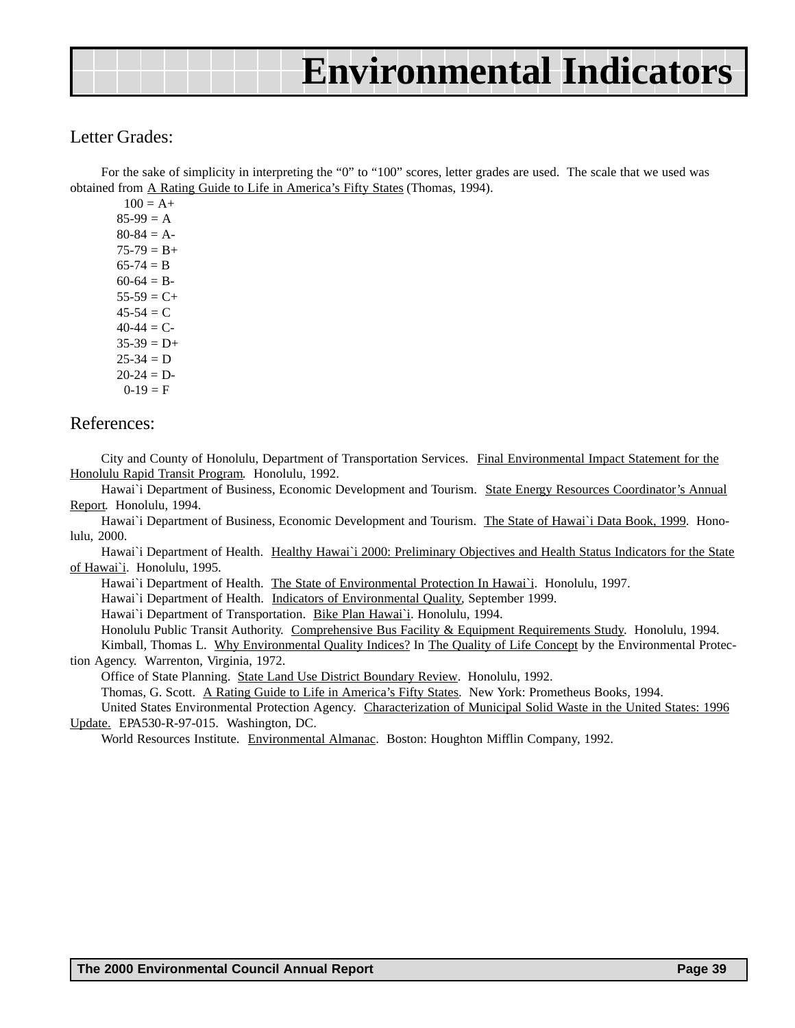# Environmental Indicators

## Letter Grades:

For the sake of simplicity in interpreting the "0" to "100" scores, letter grades are used. The scale that we used was obtained from A Rating Guide to Life in America's Fifty States (Thomas, 1994).

100 = A+
85-99 = A
80-84 = A-
75-79 = B+
65-74 = B
60-64 = B-
55-59 = C+
45-54 = C
40-44 = C-
35-39 = D+
25-34 = D
20-24 = D-
0-19 = F

## References:

City and County of Honolulu, Department of Transportation Services. Final Environmental Impact Statement for the Honolulu Rapid Transit Program. Honolulu, 1992.

Hawai`i Department of Business, Economic Development and Tourism. State Energy Resources Coordinator's Annual Report. Honolulu, 1994.

Hawai`i Department of Business, Economic Development and Tourism. The State of Hawai`i Data Book, 1999. Honolulu, 2000.

Hawai`i Department of Health. Healthy Hawai`i 2000: Preliminary Objectives and Health Status Indicators for the State of Hawai`i. Honolulu, 1995.

Hawai`i Department of Health. The State of Environmental Protection In Hawai`i. Honolulu, 1997.

Hawai`i Department of Health. Indicators of Environmental Quality, September 1999.

Hawai`i Department of Transportation. Bike Plan Hawai`i. Honolulu, 1994.

Honolulu Public Transit Authority. Comprehensive Bus Facility & Equipment Requirements Study. Honolulu, 1994.

Kimball, Thomas L. Why Environmental Quality Indices? In The Quality of Life Concept by the Environmental Protection Agency. Warrenton, Virginia, 1972.

Office of State Planning. State Land Use District Boundary Review. Honolulu, 1992.

Thomas, G. Scott. A Rating Guide to Life in America's Fifty States. New York: Prometheus Books, 1994.

United States Environmental Protection Agency. Characterization of Municipal Solid Waste in the United States: 1996 Update. EPA530-R-97-015. Washington, DC.

World Resources Institute. Environmental Almanac. Boston: Houghton Mifflin Company, 1992.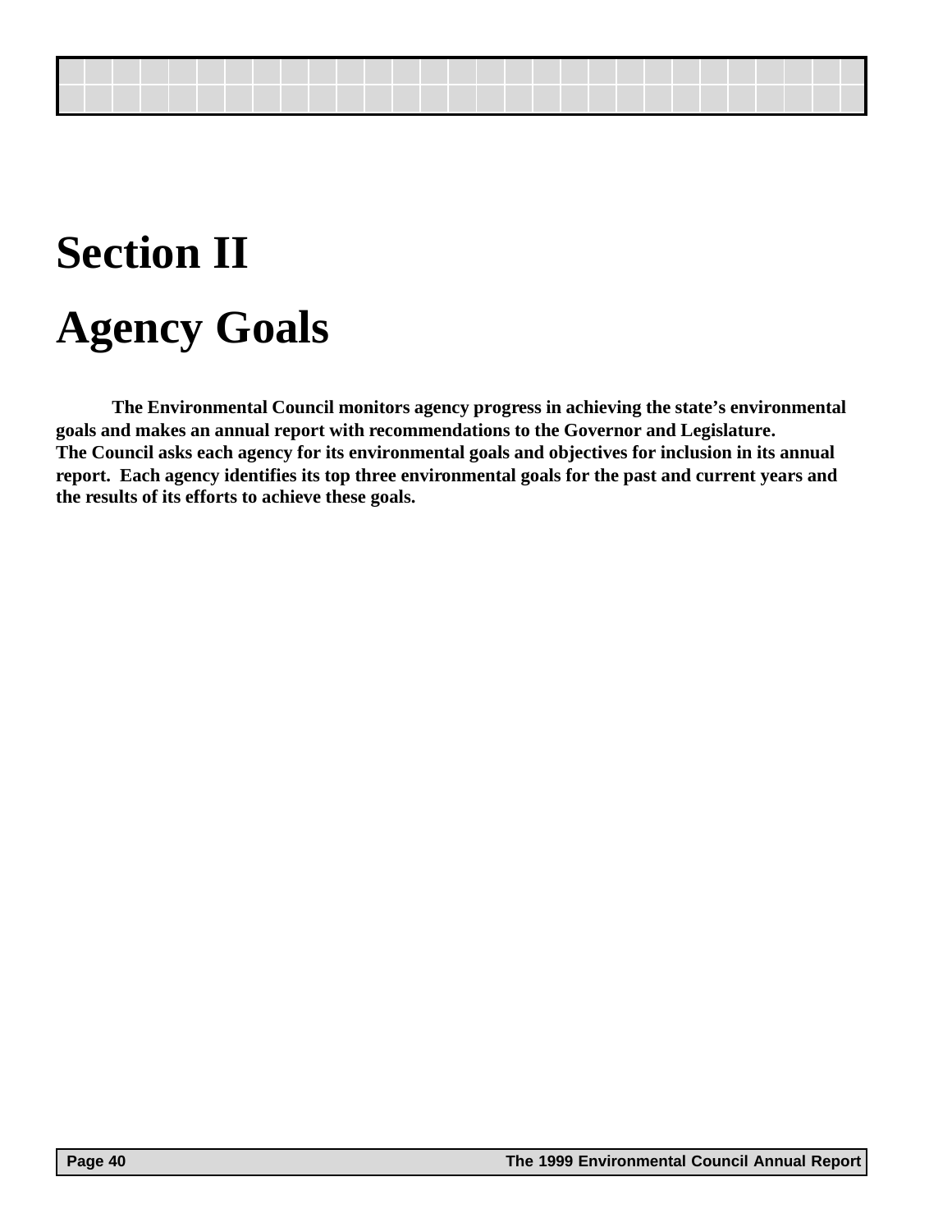# Section II

# Agency Goals

**The Environmental Council monitors agency progress in achieving the state's environmental goals and makes an annual report with recommendations to the Governor and Legislature. The Council asks each agency for its environmental goals and objectives for inclusion in its annual report. Each agency identifies its top three environmental goals for the past and current years and the results of its efforts to achieve these goals.**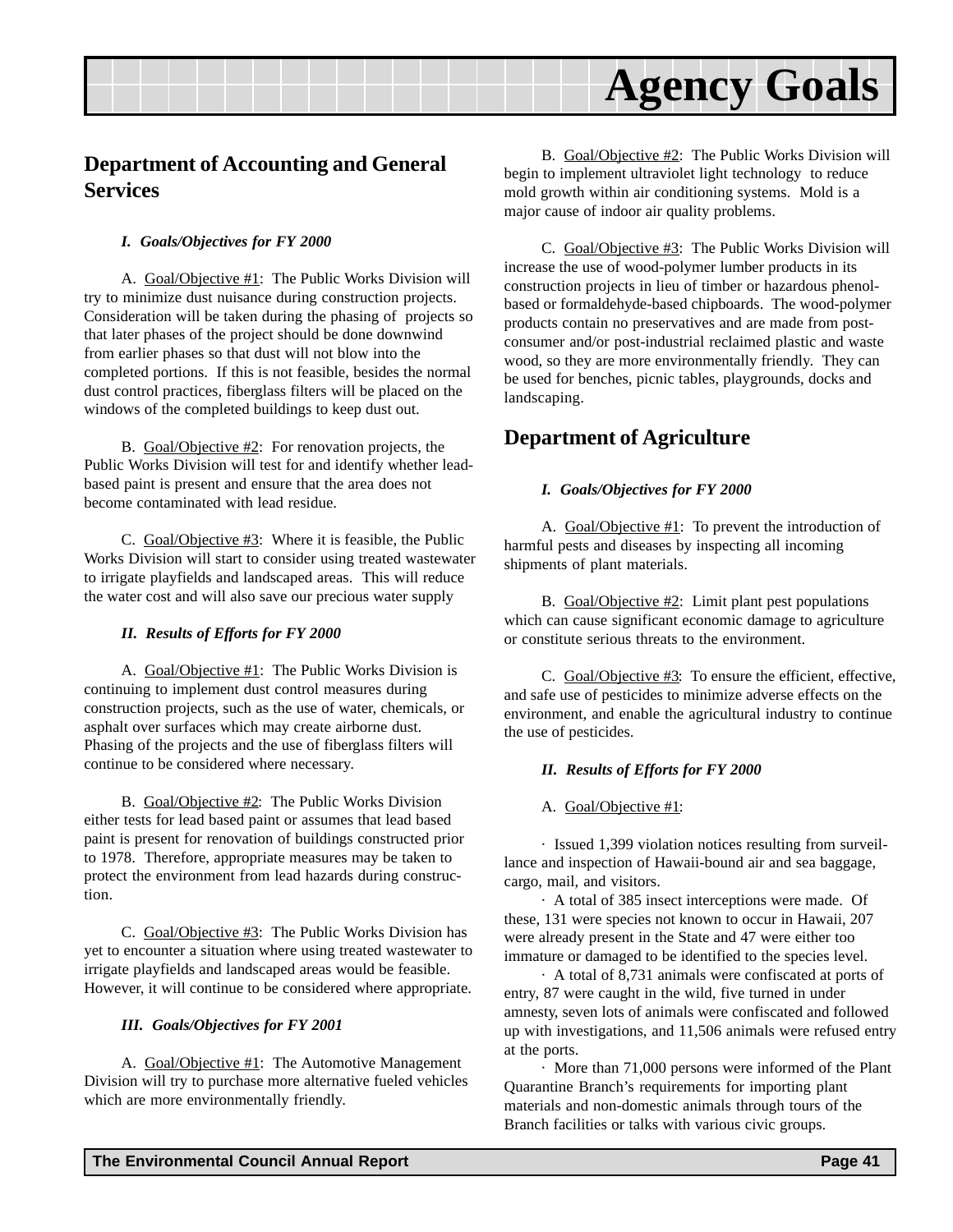# Agency Goals

## Department of Accounting and General Services

***I. Goals/Objectives for FY 2000***

A. Goal/Objective #1: The Public Works Division will try to minimize dust nuisance during construction projects. Consideration will be taken during the phasing of projects so that later phases of the project should be done downwind from earlier phases so that dust will not blow into the completed portions. If this is not feasible, besides the normal dust control practices, fiberglass filters will be placed on the windows of the completed buildings to keep dust out.

B. Goal/Objective #2: For renovation projects, the Public Works Division will test for and identify whether lead-based paint is present and ensure that the area does not become contaminated with lead residue.

C. Goal/Objective #3: Where it is feasible, the Public Works Division will start to consider using treated wastewater to irrigate playfields and landscaped areas. This will reduce the water cost and will also save our precious water supply

***II. Results of Efforts for FY 2000***

A. Goal/Objective #1: The Public Works Division is continuing to implement dust control measures during construction projects, such as the use of water, chemicals, or asphalt over surfaces which may create airborne dust. Phasing of the projects and the use of fiberglass filters will continue to be considered where necessary.

B. Goal/Objective #2: The Public Works Division either tests for lead based paint or assumes that lead based paint is present for renovation of buildings constructed prior to 1978. Therefore, appropriate measures may be taken to protect the environment from lead hazards during construction.

C. Goal/Objective #3: The Public Works Division has yet to encounter a situation where using treated wastewater to irrigate playfields and landscaped areas would be feasible. However, it will continue to be considered where appropriate.

***III. Goals/Objectives for FY 2001***

A. Goal/Objective #1: The Automotive Management Division will try to purchase more alternative fueled vehicles which are more environmentally friendly.

B. Goal/Objective #2: The Public Works Division will begin to implement ultraviolet light technology to reduce mold growth within air conditioning systems. Mold is a major cause of indoor air quality problems.

C. Goal/Objective #3: The Public Works Division will increase the use of wood-polymer lumber products in its construction projects in lieu of timber or hazardous phenol-based or formaldehyde-based chipboards. The wood-polymer products contain no preservatives and are made from post-consumer and/or post-industrial reclaimed plastic and waste wood, so they are more environmentally friendly. They can be used for benches, picnic tables, playgrounds, docks and landscaping.

## Department of Agriculture

***I. Goals/Objectives for FY 2000***

A. Goal/Objective #1: To prevent the introduction of harmful pests and diseases by inspecting all incoming shipments of plant materials.

B. Goal/Objective #2: Limit plant pest populations which can cause significant economic damage to agriculture or constitute serious threats to the environment.

C. Goal/Objective #3: To ensure the efficient, effective, and safe use of pesticides to minimize adverse effects on the environment, and enable the agricultural industry to continue the use of pesticides.

***II. Results of Efforts for FY 2000***

A. Goal/Objective #1:

- Issued 1,399 violation notices resulting from surveillance and inspection of Hawaii-bound air and sea baggage, cargo, mail, and visitors.
- A total of 385 insect interceptions were made. Of these, 131 were species not known to occur in Hawaii, 207 were already present in the State and 47 were either too immature or damaged to be identified to the species level.
- A total of 8,731 animals were confiscated at ports of entry, 87 were caught in the wild, five turned in under amnesty, seven lots of animals were confiscated and followed up with investigations, and 11,506 animals were refused entry at the ports.
- More than 71,000 persons were informed of the Plant Quarantine Branch's requirements for importing plant materials and non-domestic animals through tours of the Branch facilities or talks with various civic groups.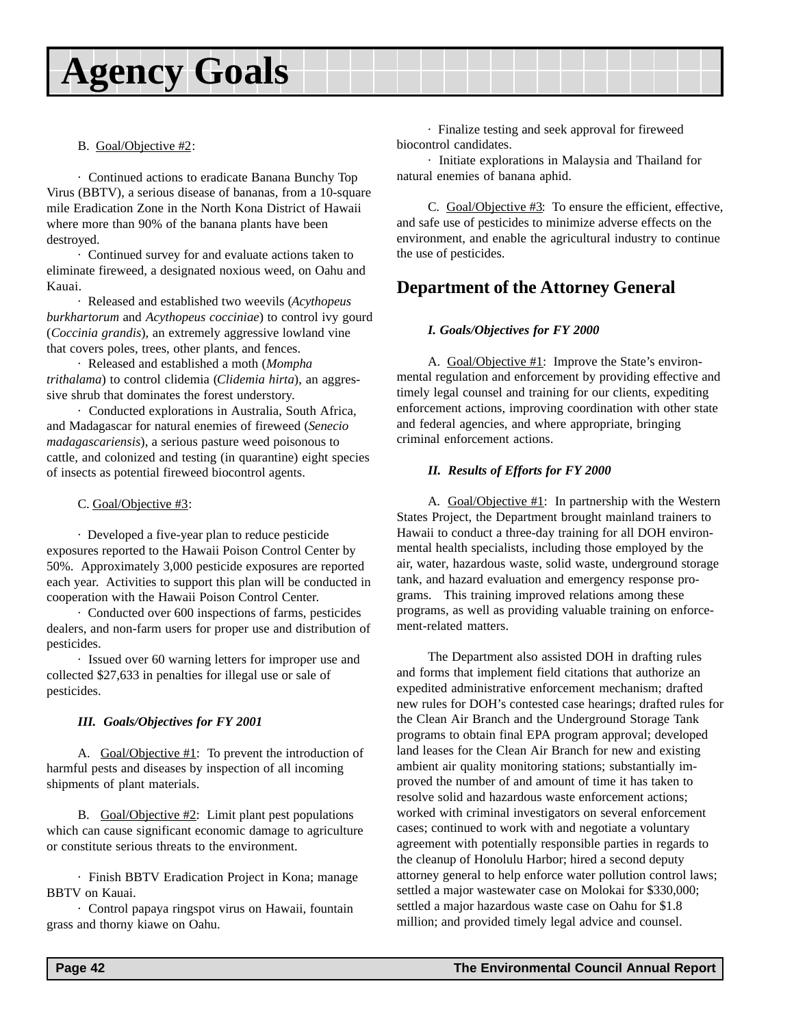# Agency Goals

B. Goal/Objective #2:

· Continued actions to eradicate Banana Bunchy Top Virus (BBTV), a serious disease of bananas, from a 10-square mile Eradication Zone in the North Kona District of Hawaii where more than 90% of the banana plants have been destroyed.

· Continued survey for and evaluate actions taken to eliminate fireweed, a designated noxious weed, on Oahu and Kauai.

· Released and established two weevils (*Acythopeus burkhartorum* and *Acythopeus cocciniae*) to control ivy gourd (*Coccinia grandis*), an extremely aggressive lowland vine that covers poles, trees, other plants, and fences.

· Released and established a moth (*Mompha trithalama*) to control clidemia (*Clidemia hirta*), an aggressive shrub that dominates the forest understory.

· Conducted explorations in Australia, South Africa, and Madagascar for natural enemies of fireweed (*Senecio madagascariensis*), a serious pasture weed poisonous to cattle, and colonized and testing (in quarantine) eight species of insects as potential fireweed biocontrol agents.

C. Goal/Objective #3:

· Developed a five-year plan to reduce pesticide exposures reported to the Hawaii Poison Control Center by 50%. Approximately 3,000 pesticide exposures are reported each year. Activities to support this plan will be conducted in cooperation with the Hawaii Poison Control Center.

· Conducted over 600 inspections of farms, pesticides dealers, and non-farm users for proper use and distribution of pesticides.

· Issued over 60 warning letters for improper use and collected $27,633 in penalties for illegal use or sale of pesticides.

***III. Goals/Objectives for FY 2001***

A. Goal/Objective #1: To prevent the introduction of harmful pests and diseases by inspection of all incoming shipments of plant materials.

B. Goal/Objective #2: Limit plant pest populations which can cause significant economic damage to agriculture or constitute serious threats to the environment.

· Finish BBTV Eradication Project in Kona; manage BBTV on Kauai.

· Control papaya ringspot virus on Hawaii, fountain grass and thorny kiawe on Oahu.

· Finalize testing and seek approval for fireweed biocontrol candidates.

· Initiate explorations in Malaysia and Thailand for natural enemies of banana aphid.

C. Goal/Objective #3: To ensure the efficient, effective, and safe use of pesticides to minimize adverse effects on the environment, and enable the agricultural industry to continue the use of pesticides.

## Department of the Attorney General

***I. Goals/Objectives for FY 2000***

A. Goal/Objective #1: Improve the State's environmental regulation and enforcement by providing effective and timely legal counsel and training for our clients, expediting enforcement actions, improving coordination with other state and federal agencies, and where appropriate, bringing criminal enforcement actions.

***II. Results of Efforts for FY 2000***

A. Goal/Objective #1: In partnership with the Western States Project, the Department brought mainland trainers to Hawaii to conduct a three-day training for all DOH environmental health specialists, including those employed by the air, water, hazardous waste, solid waste, underground storage tank, and hazard evaluation and emergency response programs. This training improved relations among these programs, as well as providing valuable training on enforcement-related matters.

The Department also assisted DOH in drafting rules and forms that implement field citations that authorize an expedited administrative enforcement mechanism; drafted new rules for DOH's contested case hearings; drafted rules for the Clean Air Branch and the Underground Storage Tank programs to obtain final EPA program approval; developed land leases for the Clean Air Branch for new and existing ambient air quality monitoring stations; substantially improved the number of and amount of time it has taken to resolve solid and hazardous waste enforcement actions; worked with criminal investigators on several enforcement cases; continued to work with and negotiate a voluntary agreement with potentially responsible parties in regards to the cleanup of Honolulu Harbor; hired a second deputy attorney general to help enforce water pollution control laws; settled a major wastewater case on Molokai for $330,000; settled a major hazardous waste case on Oahu for $1.8 million; and provided timely legal advice and counsel.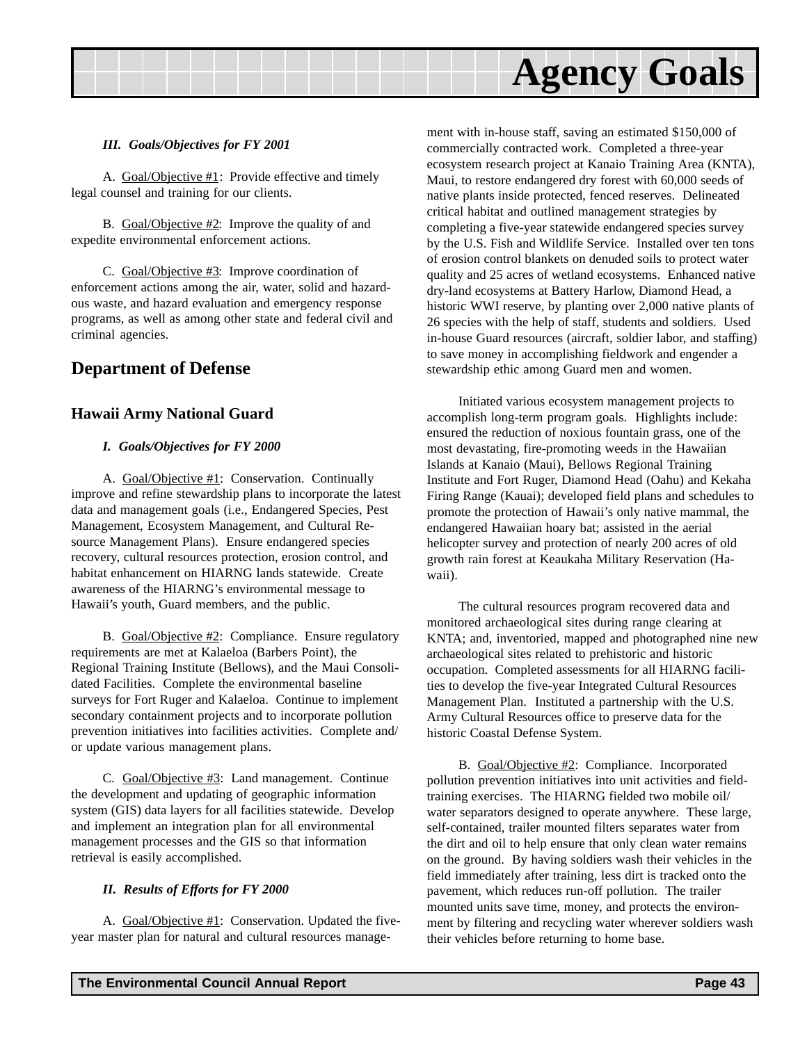# Agency Goals

***III. Goals/Objectives for FY 2001***

A. Goal/Objective #1: Provide effective and timely legal counsel and training for our clients.

B. Goal/Objective #2: Improve the quality of and expedite environmental enforcement actions.

C. Goal/Objective #3: Improve coordination of enforcement actions among the air, water, solid and hazardous waste, and hazard evaluation and emergency response programs, as well as among other state and federal civil and criminal agencies.

## Department of Defense

### Hawaii Army National Guard

***I. Goals/Objectives for FY 2000***

A. Goal/Objective #1: Conservation. Continually improve and refine stewardship plans to incorporate the latest data and management goals (i.e., Endangered Species, Pest Management, Ecosystem Management, and Cultural Resource Management Plans). Ensure endangered species recovery, cultural resources protection, erosion control, and habitat enhancement on HIARNG lands statewide. Create awareness of the HIARNG's environmental message to Hawaii's youth, Guard members, and the public.

B. Goal/Objective #2: Compliance. Ensure regulatory requirements are met at Kalaeloa (Barbers Point), the Regional Training Institute (Bellows), and the Maui Consolidated Facilities. Complete the environmental baseline surveys for Fort Ruger and Kalaeloa. Continue to implement secondary containment projects and to incorporate pollution prevention initiatives into facilities activities. Complete and/or update various management plans.

C. Goal/Objective #3: Land management. Continue the development and updating of geographic information system (GIS) data layers for all facilities statewide. Develop and implement an integration plan for all environmental management processes and the GIS so that information retrieval is easily accomplished.

***II. Results of Efforts for FY 2000***

A. Goal/Objective #1: Conservation. Updated the five-year master plan for natural and cultural resources management with in-house staff, saving an estimated $150,000 of commercially contracted work. Completed a three-year ecosystem research project at Kanaio Training Area (KNTA), Maui, to restore endangered dry forest with 60,000 seeds of native plants inside protected, fenced reserves. Delineated critical habitat and outlined management strategies by completing a five-year statewide endangered species survey by the U.S. Fish and Wildlife Service. Installed over ten tons of erosion control blankets on denuded soils to protect water quality and 25 acres of wetland ecosystems. Enhanced native dry-land ecosystems at Battery Harlow, Diamond Head, a historic WWI reserve, by planting over 2,000 native plants of 26 species with the help of staff, students and soldiers. Used in-house Guard resources (aircraft, soldier labor, and staffing) to save money in accomplishing fieldwork and engender a stewardship ethic among Guard men and women.

Initiated various ecosystem management projects to accomplish long-term program goals. Highlights include: ensured the reduction of noxious fountain grass, one of the most devastating, fire-promoting weeds in the Hawaiian Islands at Kanaio (Maui), Bellows Regional Training Institute and Fort Ruger, Diamond Head (Oahu) and Kekaha Firing Range (Kauai); developed field plans and schedules to promote the protection of Hawaii's only native mammal, the endangered Hawaiian hoary bat; assisted in the aerial helicopter survey and protection of nearly 200 acres of old growth rain forest at Keaukaha Military Reservation (Hawaii).

The cultural resources program recovered data and monitored archaeological sites during range clearing at KNTA; and, inventoried, mapped and photographed nine new archaeological sites related to prehistoric and historic occupation. Completed assessments for all HIARNG facilities to develop the five-year Integrated Cultural Resources Management Plan. Instituted a partnership with the U.S. Army Cultural Resources office to preserve data for the historic Coastal Defense System.

B. Goal/Objective #2: Compliance. Incorporated pollution prevention initiatives into unit activities and field-training exercises. The HIARNG fielded two mobile oil/water separators designed to operate anywhere. These large, self-contained, trailer mounted filters separates water from the dirt and oil to help ensure that only clean water remains on the ground. By having soldiers wash their vehicles in the field immediately after training, less dirt is tracked onto the pavement, which reduces run-off pollution. The trailer mounted units save time, money, and protects the environment by filtering and recycling water wherever soldiers wash their vehicles before returning to home base.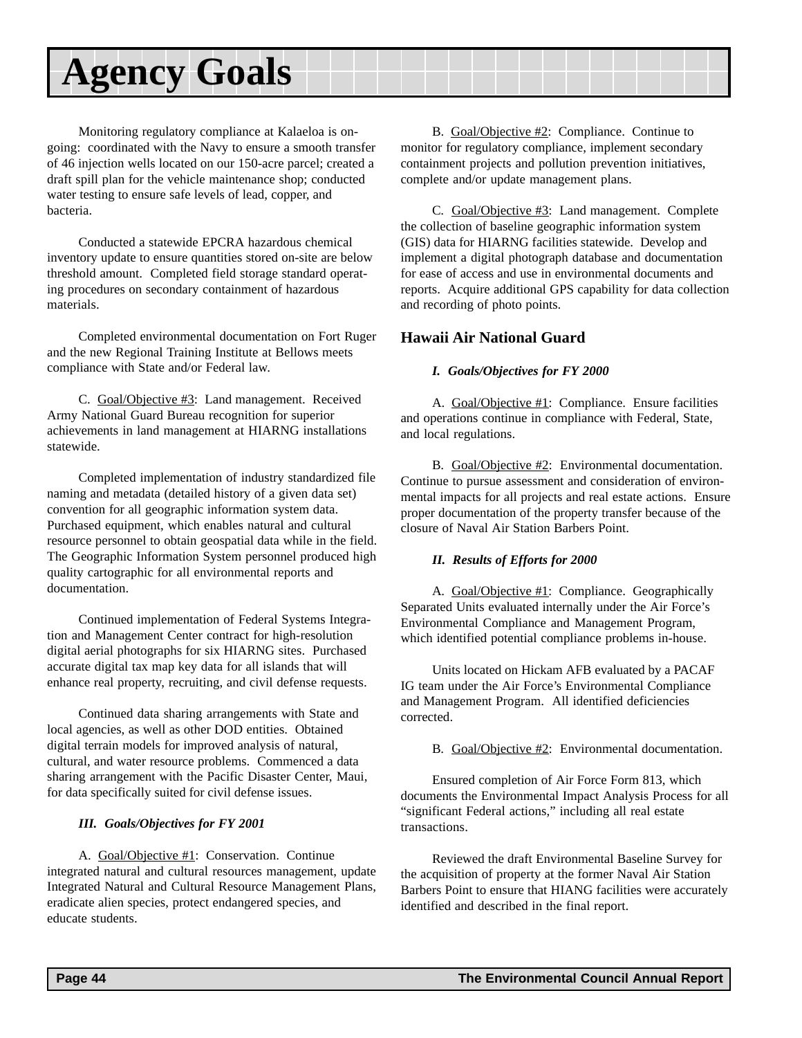# Agency Goals

Monitoring regulatory compliance at Kalaeloa is on-going: coordinated with the Navy to ensure a smooth transfer of 46 injection wells located on our 150-acre parcel; created a draft spill plan for the vehicle maintenance shop; conducted water testing to ensure safe levels of lead, copper, and bacteria.

Conducted a statewide EPCRA hazardous chemical inventory update to ensure quantities stored on-site are below threshold amount. Completed field storage standard operating procedures on secondary containment of hazardous materials.

Completed environmental documentation on Fort Ruger and the new Regional Training Institute at Bellows meets compliance with State and/or Federal law.

C. <u>Goal/Objective #3</u>: Land management. Received Army National Guard Bureau recognition for superior achievements in land management at HIARNG installations statewide.

Completed implementation of industry standardized file naming and metadata (detailed history of a given data set) convention for all geographic information system data. Purchased equipment, which enables natural and cultural resource personnel to obtain geospatial data while in the field. The Geographic Information System personnel produced high quality cartographic for all environmental reports and documentation.

Continued implementation of Federal Systems Integration and Management Center contract for high-resolution digital aerial photographs for six HIARNG sites. Purchased accurate digital tax map key data for all islands that will enhance real property, recruiting, and civil defense requests.

Continued data sharing arrangements with State and local agencies, as well as other DOD entities. Obtained digital terrain models for improved analysis of natural, cultural, and water resource problems. Commenced a data sharing arrangement with the Pacific Disaster Center, Maui, for data specifically suited for civil defense issues.

***III. Goals/Objectives for FY 2001***

A. <u>Goal/Objective #1</u>: Conservation. Continue integrated natural and cultural resources management, update Integrated Natural and Cultural Resource Management Plans, eradicate alien species, protect endangered species, and educate students.

B. <u>Goal/Objective #2</u>: Compliance. Continue to monitor for regulatory compliance, implement secondary containment projects and pollution prevention initiatives, complete and/or update management plans.

C. <u>Goal/Objective #3</u>: Land management. Complete the collection of baseline geographic information system (GIS) data for HIARNG facilities statewide. Develop and implement a digital photograph database and documentation for ease of access and use in environmental documents and reports. Acquire additional GPS capability for data collection and recording of photo points.

## Hawaii Air National Guard

***I. Goals/Objectives for FY 2000***

A. <u>Goal/Objective #1</u>: Compliance. Ensure facilities and operations continue in compliance with Federal, State, and local regulations.

B. <u>Goal/Objective #2</u>: Environmental documentation. Continue to pursue assessment and consideration of environmental impacts for all projects and real estate actions. Ensure proper documentation of the property transfer because of the closure of Naval Air Station Barbers Point.

***II. Results of Efforts for 2000***

A. <u>Goal/Objective #1</u>: Compliance. Geographically Separated Units evaluated internally under the Air Force's Environmental Compliance and Management Program, which identified potential compliance problems in-house.

Units located on Hickam AFB evaluated by a PACAF IG team under the Air Force's Environmental Compliance and Management Program. All identified deficiencies corrected.

B. <u>Goal/Objective #2</u>: Environmental documentation.

Ensured completion of Air Force Form 813, which documents the Environmental Impact Analysis Process for all "significant Federal actions," including all real estate transactions.

Reviewed the draft Environmental Baseline Survey for the acquisition of property at the former Naval Air Station Barbers Point to ensure that HIANG facilities were accurately identified and described in the final report.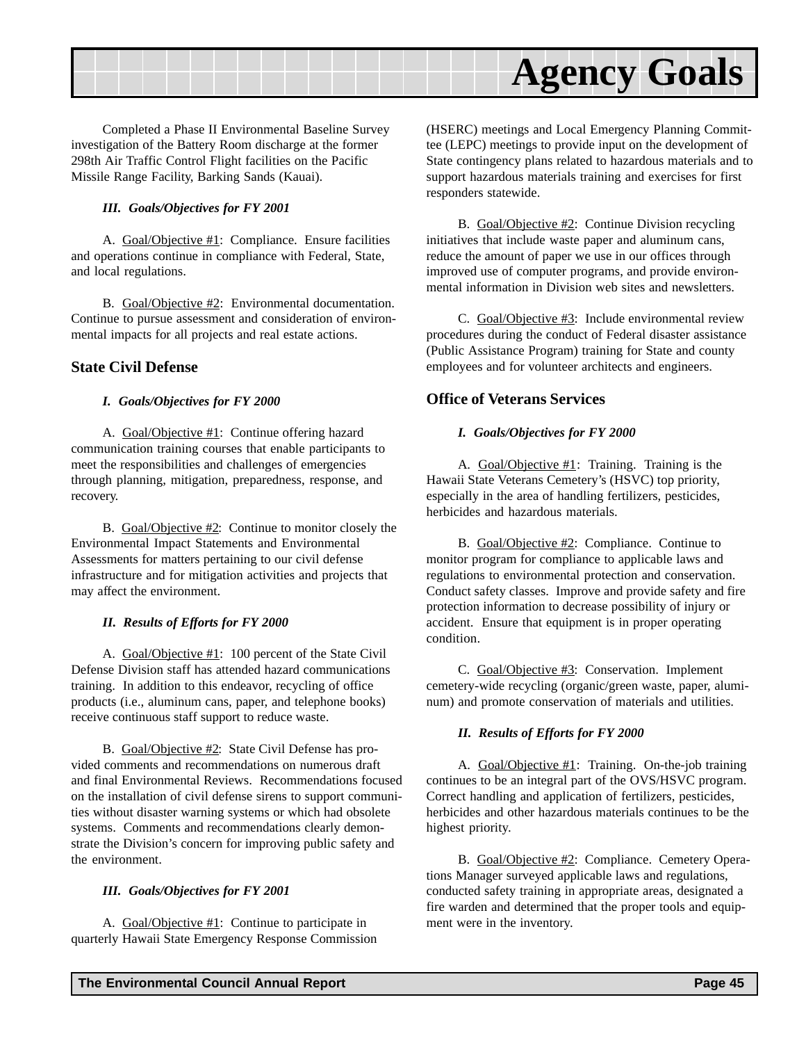Completed a Phase II Environmental Baseline Survey investigation of the Battery Room discharge at the former 298th Air Traffic Control Flight facilities on the Pacific Missile Range Facility, Barking Sands (Kauai).

***III. Goals/Objectives for FY 2001***

A. Goal/Objective #1: Compliance. Ensure facilities and operations continue in compliance with Federal, State, and local regulations.

B. Goal/Objective #2: Environmental documentation. Continue to pursue assessment and consideration of environmental impacts for all projects and real estate actions.

## State Civil Defense

***I. Goals/Objectives for FY 2000***

A. Goal/Objective #1: Continue offering hazard communication training courses that enable participants to meet the responsibilities and challenges of emergencies through planning, mitigation, preparedness, response, and recovery.

B. Goal/Objective #2: Continue to monitor closely the Environmental Impact Statements and Environmental Assessments for matters pertaining to our civil defense infrastructure and for mitigation activities and projects that may affect the environment.

***II. Results of Efforts for FY 2000***

A. Goal/Objective #1: 100 percent of the State Civil Defense Division staff has attended hazard communications training. In addition to this endeavor, recycling of office products (i.e., aluminum cans, paper, and telephone books) receive continuous staff support to reduce waste.

B. Goal/Objective #2: State Civil Defense has provided comments and recommendations on numerous draft and final Environmental Reviews. Recommendations focused on the installation of civil defense sirens to support communities without disaster warning systems or which had obsolete systems. Comments and recommendations clearly demonstrate the Division's concern for improving public safety and the environment.

***III. Goals/Objectives for FY 2001***

A. Goal/Objective #1: Continue to participate in quarterly Hawaii State Emergency Response Commission (HSERC) meetings and Local Emergency Planning Committee (LEPC) meetings to provide input on the development of State contingency plans related to hazardous materials and to support hazardous materials training and exercises for first responders statewide.

B. Goal/Objective #2: Continue Division recycling initiatives that include waste paper and aluminum cans, reduce the amount of paper we use in our offices through improved use of computer programs, and provide environmental information in Division web sites and newsletters.

C. Goal/Objective #3: Include environmental review procedures during the conduct of Federal disaster assistance (Public Assistance Program) training for State and county employees and for volunteer architects and engineers.

## Office of Veterans Services

***I. Goals/Objectives for FY 2000***

A. Goal/Objective #1: Training. Training is the Hawaii State Veterans Cemetery's (HSVC) top priority, especially in the area of handling fertilizers, pesticides, herbicides and hazardous materials.

B. Goal/Objective #2: Compliance. Continue to monitor program for compliance to applicable laws and regulations to environmental protection and conservation. Conduct safety classes. Improve and provide safety and fire protection information to decrease possibility of injury or accident. Ensure that equipment is in proper operating condition.

C. Goal/Objective #3: Conservation. Implement cemetery-wide recycling (organic/green waste, paper, aluminum) and promote conservation of materials and utilities.

***II. Results of Efforts for FY 2000***

A. Goal/Objective #1: Training. On-the-job training continues to be an integral part of the OVS/HSVC program. Correct handling and application of fertilizers, pesticides, herbicides and other hazardous materials continues to be the highest priority.

B. Goal/Objective #2: Compliance. Cemetery Operations Manager surveyed applicable laws and regulations, conducted safety training in appropriate areas, designated a fire warden and determined that the proper tools and equipment were in the inventory.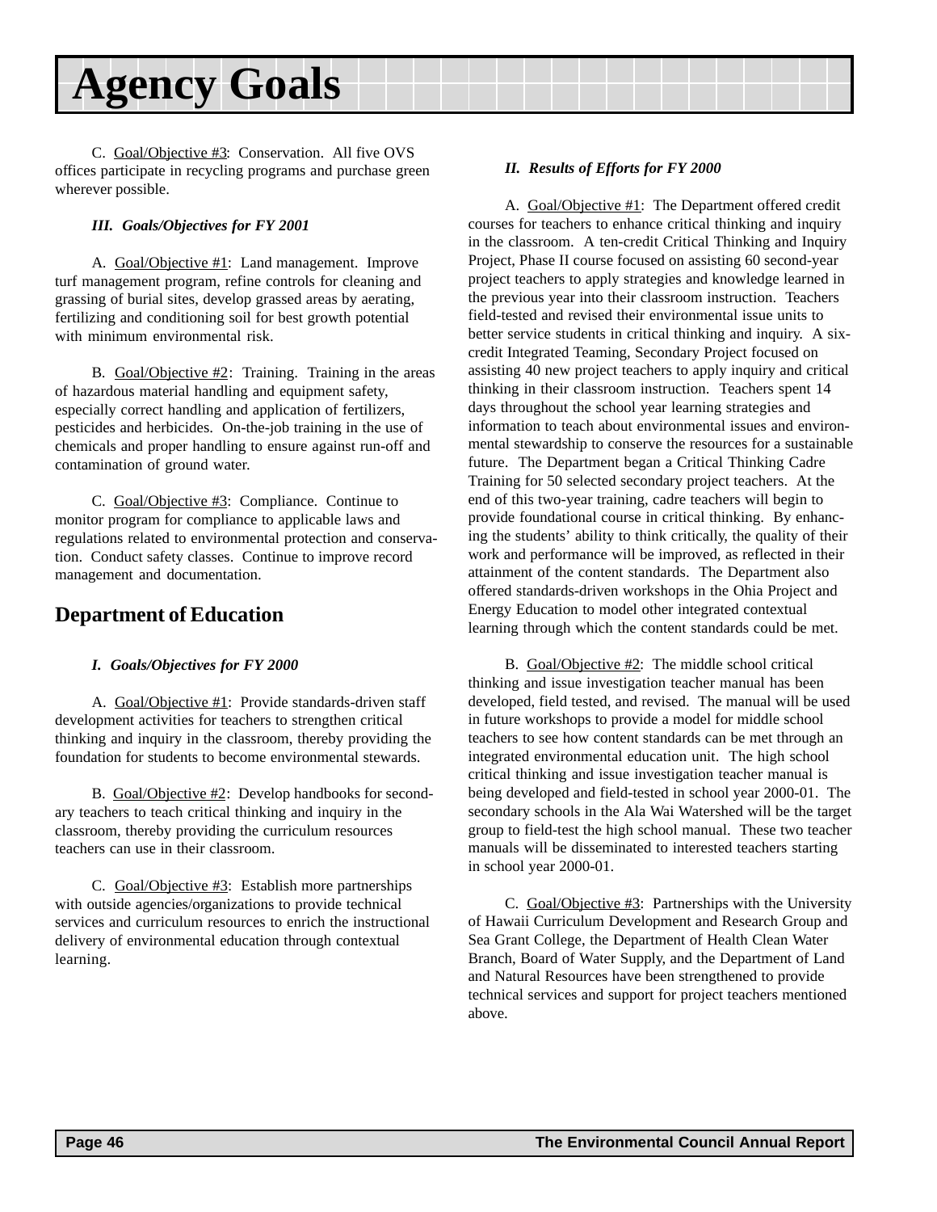# Agency Goals

C. Goal/Objective #3: Conservation. All five OVS offices participate in recycling programs and purchase green wherever possible.

***III. Goals/Objectives for FY 2001***

A. Goal/Objective #1: Land management. Improve turf management program, refine controls for cleaning and grassing of burial sites, develop grassed areas by aerating, fertilizing and conditioning soil for best growth potential with minimum environmental risk.

B. Goal/Objective #2: Training. Training in the areas of hazardous material handling and equipment safety, especially correct handling and application of fertilizers, pesticides and herbicides. On-the-job training in the use of chemicals and proper handling to ensure against run-off and contamination of ground water.

C. Goal/Objective #3: Compliance. Continue to monitor program for compliance to applicable laws and regulations related to environmental protection and conservation. Conduct safety classes. Continue to improve record management and documentation.

## Department of Education

***I. Goals/Objectives for FY 2000***

A. Goal/Objective #1: Provide standards-driven staff development activities for teachers to strengthen critical thinking and inquiry in the classroom, thereby providing the foundation for students to become environmental stewards.

B. Goal/Objective #2: Develop handbooks for secondary teachers to teach critical thinking and inquiry in the classroom, thereby providing the curriculum resources teachers can use in their classroom.

C. Goal/Objective #3: Establish more partnerships with outside agencies/organizations to provide technical services and curriculum resources to enrich the instructional delivery of environmental education through contextual learning.

***II. Results of Efforts for FY 2000***

A. Goal/Objective #1: The Department offered credit courses for teachers to enhance critical thinking and inquiry in the classroom. A ten-credit Critical Thinking and Inquiry Project, Phase II course focused on assisting 60 second-year project teachers to apply strategies and knowledge learned in the previous year into their classroom instruction. Teachers field-tested and revised their environmental issue units to better service students in critical thinking and inquiry. A six-credit Integrated Teaming, Secondary Project focused on assisting 40 new project teachers to apply inquiry and critical thinking in their classroom instruction. Teachers spent 14 days throughout the school year learning strategies and information to teach about environmental issues and environmental stewardship to conserve the resources for a sustainable future. The Department began a Critical Thinking Cadre Training for 50 selected secondary project teachers. At the end of this two-year training, cadre teachers will begin to provide foundational course in critical thinking. By enhancing the students' ability to think critically, the quality of their work and performance will be improved, as reflected in their attainment of the content standards. The Department also offered standards-driven workshops in the Ohia Project and Energy Education to model other integrated contextual learning through which the content standards could be met.

B. Goal/Objective #2: The middle school critical thinking and issue investigation teacher manual has been developed, field tested, and revised. The manual will be used in future workshops to provide a model for middle school teachers to see how content standards can be met through an integrated environmental education unit. The high school critical thinking and issue investigation teacher manual is being developed and field-tested in school year 2000-01. The secondary schools in the Ala Wai Watershed will be the target group to field-test the high school manual. These two teacher manuals will be disseminated to interested teachers starting in school year 2000-01.

C. Goal/Objective #3: Partnerships with the University of Hawaii Curriculum Development and Research Group and Sea Grant College, the Department of Health Clean Water Branch, Board of Water Supply, and the Department of Land and Natural Resources have been strengthened to provide technical services and support for project teachers mentioned above.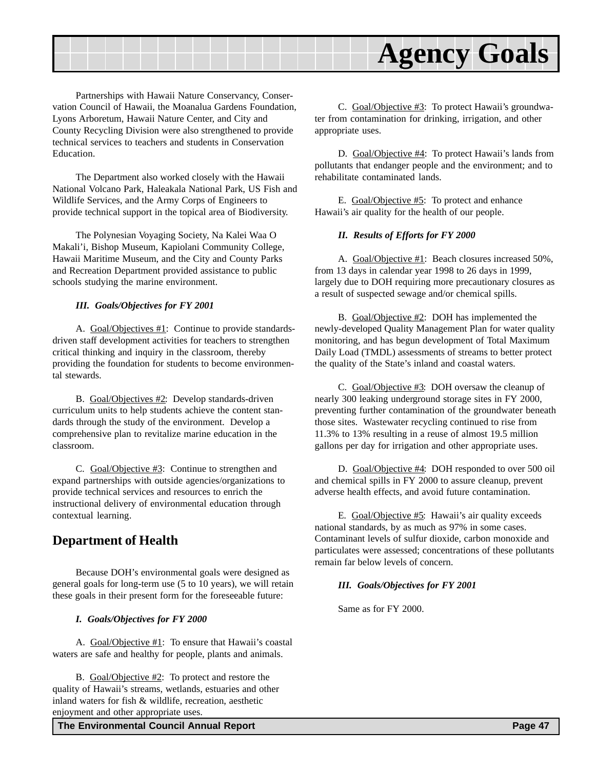# Agency Goals

Partnerships with Hawaii Nature Conservancy, Conservation Council of Hawaii, the Moanalua Gardens Foundation, Lyons Arboretum, Hawaii Nature Center, and City and County Recycling Division were also strengthened to provide technical services to teachers and students in Conservation Education.

The Department also worked closely with the Hawaii National Volcano Park, Haleakala National Park, US Fish and Wildlife Services, and the Army Corps of Engineers to provide technical support in the topical area of Biodiversity.

The Polynesian Voyaging Society, Na Kalei Waa O Makali'i, Bishop Museum, Kapiolani Community College, Hawaii Maritime Museum, and the City and County Parks and Recreation Department provided assistance to public schools studying the marine environment.

***III. Goals/Objectives for FY 2001***

A. <u>Goal/Objectives #1</u>: Continue to provide standards-driven staff development activities for teachers to strengthen critical thinking and inquiry in the classroom, thereby providing the foundation for students to become environmental stewards.

B. <u>Goal/Objectives #2</u>: Develop standards-driven curriculum units to help students achieve the content standards through the study of the environment. Develop a comprehensive plan to revitalize marine education in the classroom.

C. <u>Goal/Objective #3</u>: Continue to strengthen and expand partnerships with outside agencies/organizations to provide technical services and resources to enrich the instructional delivery of environmental education through contextual learning.

## Department of Health

Because DOH's environmental goals were designed as general goals for long-term use (5 to 10 years), we will retain these goals in their present form for the foreseeable future:

***I. Goals/Objectives for FY 2000***

A. <u>Goal/Objective #1</u>: To ensure that Hawaii's coastal waters are safe and healthy for people, plants and animals.

B. <u>Goal/Objective #2</u>: To protect and restore the quality of Hawaii's streams, wetlands, estuaries and other inland waters for fish & wildlife, recreation, aesthetic enjoyment and other appropriate uses.

C. <u>Goal/Objective #3</u>: To protect Hawaii's groundwater from contamination for drinking, irrigation, and other appropriate uses.

D. <u>Goal/Objective #4</u>: To protect Hawaii's lands from pollutants that endanger people and the environment; and to rehabilitate contaminated lands.

E. <u>Goal/Objective #5</u>: To protect and enhance Hawaii's air quality for the health of our people.

***II. Results of Efforts for FY 2000***

A. <u>Goal/Objective #1</u>: Beach closures increased 50%, from 13 days in calendar year 1998 to 26 days in 1999, largely due to DOH requiring more precautionary closures as a result of suspected sewage and/or chemical spills.

B. <u>Goal/Objective #2</u>: DOH has implemented the newly-developed Quality Management Plan for water quality monitoring, and has begun development of Total Maximum Daily Load (TMDL) assessments of streams to better protect the quality of the State's inland and coastal waters.

C. <u>Goal/Objective #3</u>: DOH oversaw the cleanup of nearly 300 leaking underground storage sites in FY 2000, preventing further contamination of the groundwater beneath those sites. Wastewater recycling continued to rise from 11.3% to 13% resulting in a reuse of almost 19.5 million gallons per day for irrigation and other appropriate uses.

D. <u>Goal/Objective #4</u>: DOH responded to over 500 oil and chemical spills in FY 2000 to assure cleanup, prevent adverse health effects, and avoid future contamination.

E. <u>Goal/Objective #5</u>: Hawaii's air quality exceeds national standards, by as much as 97% in some cases. Contaminant levels of sulfur dioxide, carbon monoxide and particulates were assessed; concentrations of these pollutants remain far below levels of concern.

***III. Goals/Objectives for FY 2001***

Same as for FY 2000.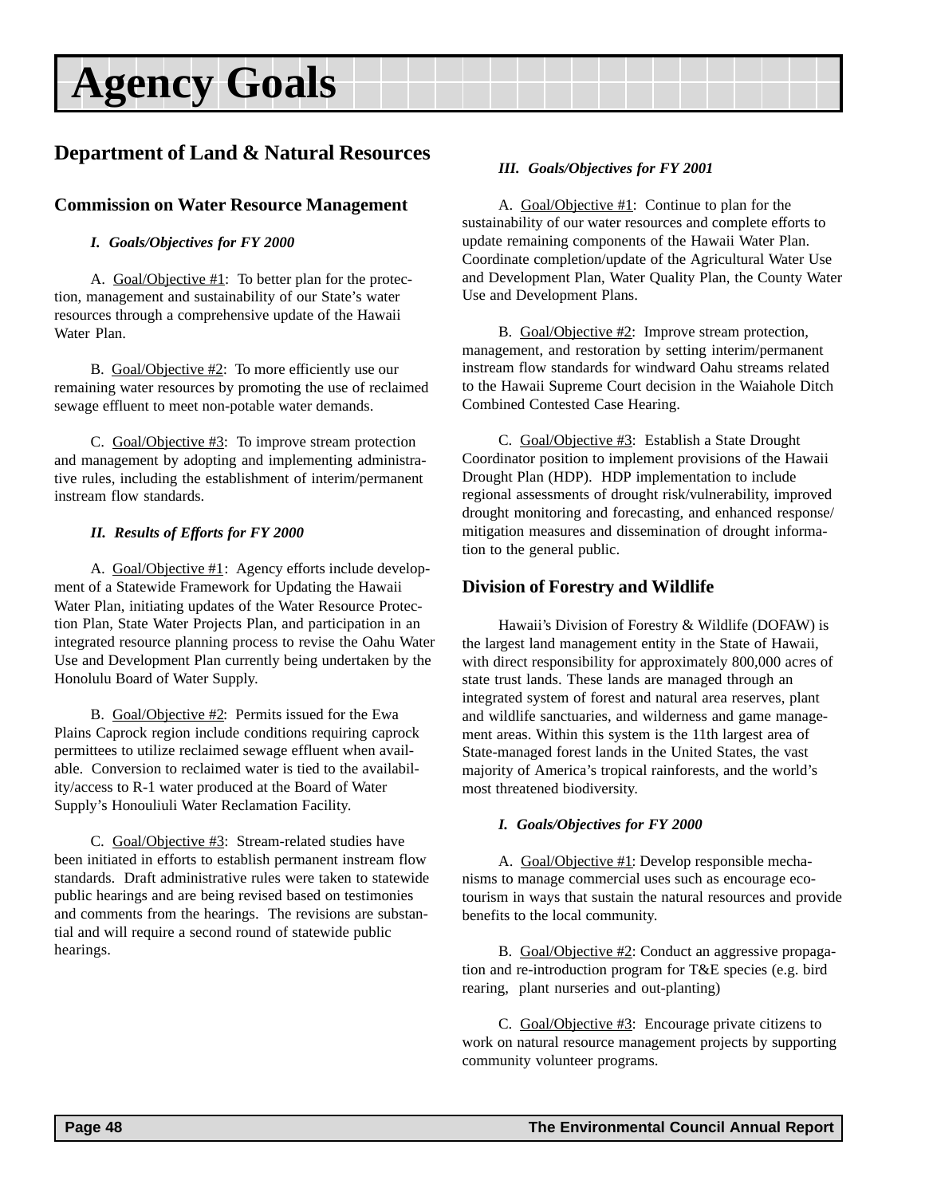# Agency Goals

## Department of Land & Natural Resources

### Commission on Water Resource Management

***I. Goals/Objectives for FY 2000***

A. Goal/Objective #1: To better plan for the protection, management and sustainability of our State's water resources through a comprehensive update of the Hawaii Water Plan.

B. Goal/Objective #2: To more efficiently use our remaining water resources by promoting the use of reclaimed sewage effluent to meet non-potable water demands.

C. Goal/Objective #3: To improve stream protection and management by adopting and implementing administrative rules, including the establishment of interim/permanent instream flow standards.

***II. Results of Efforts for FY 2000***

A. Goal/Objective #1: Agency efforts include development of a Statewide Framework for Updating the Hawaii Water Plan, initiating updates of the Water Resource Protection Plan, State Water Projects Plan, and participation in an integrated resource planning process to revise the Oahu Water Use and Development Plan currently being undertaken by the Honolulu Board of Water Supply.

B. Goal/Objective #2: Permits issued for the Ewa Plains Caprock region include conditions requiring caprock permittees to utilize reclaimed sewage effluent when available. Conversion to reclaimed water is tied to the availability/access to R-1 water produced at the Board of Water Supply's Honouliuli Water Reclamation Facility.

C. Goal/Objective #3: Stream-related studies have been initiated in efforts to establish permanent instream flow standards. Draft administrative rules were taken to statewide public hearings and are being revised based on testimonies and comments from the hearings. The revisions are substantial and will require a second round of statewide public hearings.

***III. Goals/Objectives for FY 2001***

A. Goal/Objective #1: Continue to plan for the sustainability of our water resources and complete efforts to update remaining components of the Hawaii Water Plan. Coordinate completion/update of the Agricultural Water Use and Development Plan, Water Quality Plan, the County Water Use and Development Plans.

B. Goal/Objective #2: Improve stream protection, management, and restoration by setting interim/permanent instream flow standards for windward Oahu streams related to the Hawaii Supreme Court decision in the Waiahole Ditch Combined Contested Case Hearing.

C. Goal/Objective #3: Establish a State Drought Coordinator position to implement provisions of the Hawaii Drought Plan (HDP). HDP implementation to include regional assessments of drought risk/vulnerability, improved drought monitoring and forecasting, and enhanced response/mitigation measures and dissemination of drought information to the general public.

### Division of Forestry and Wildlife

Hawaii's Division of Forestry & Wildlife (DOFAW) is the largest land management entity in the State of Hawaii, with direct responsibility for approximately 800,000 acres of state trust lands. These lands are managed through an integrated system of forest and natural area reserves, plant and wildlife sanctuaries, and wilderness and game management areas. Within this system is the 11th largest area of State-managed forest lands in the United States, the vast majority of America's tropical rainforests, and the world's most threatened biodiversity.

***I. Goals/Objectives for FY 2000***

A. Goal/Objective #1: Develop responsible mechanisms to manage commercial uses such as encourage ecotourism in ways that sustain the natural resources and provide benefits to the local community.

B. Goal/Objective #2: Conduct an aggressive propagation and re-introduction program for T&E species (e.g. bird rearing, plant nurseries and out-planting)

C. Goal/Objective #3: Encourage private citizens to work on natural resource management projects by supporting community volunteer programs.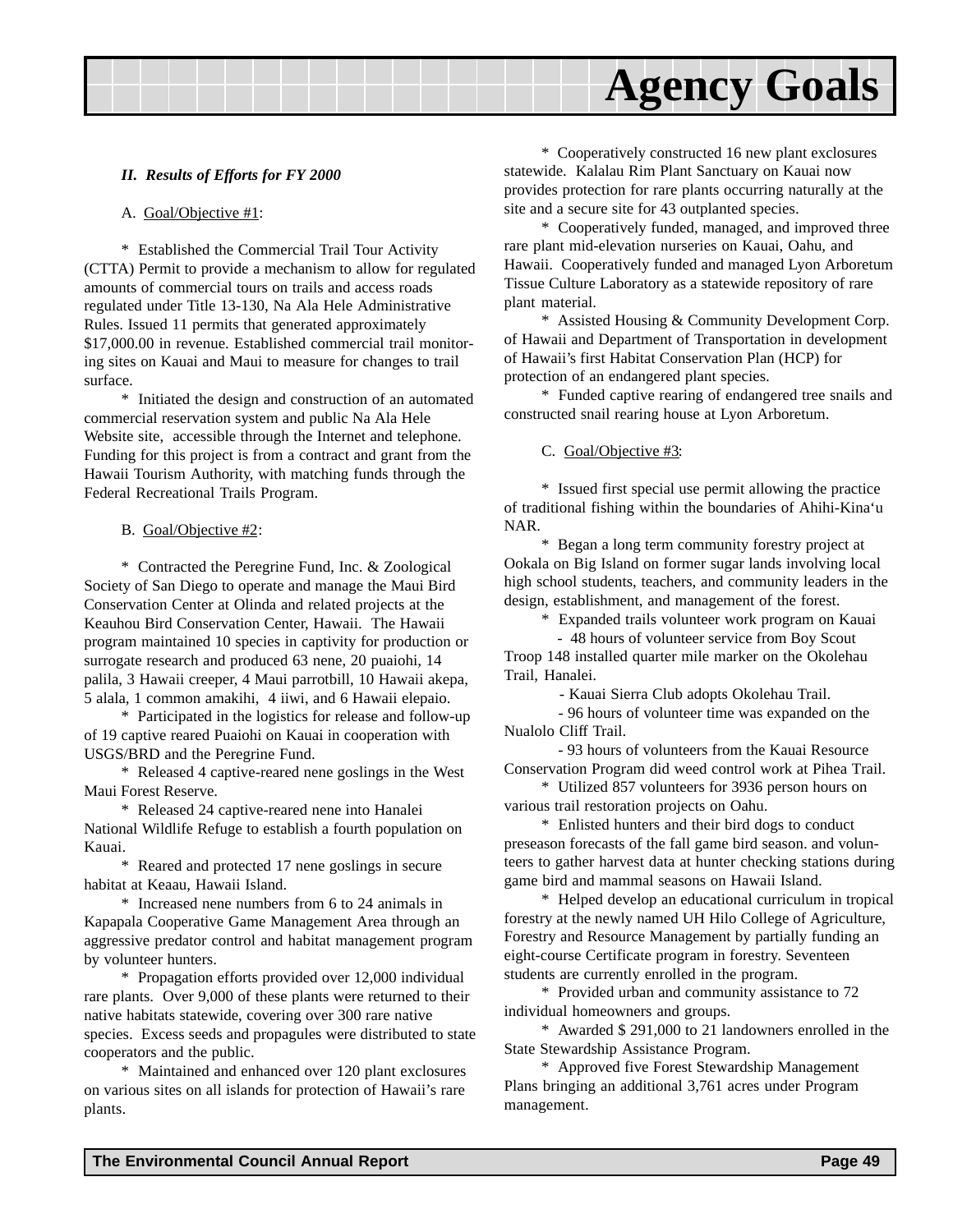# Agency Goals

***II. Results of Efforts for FY 2000***

A. Goal/Objective #1:

* Established the Commercial Trail Tour Activity (CTTA) Permit to provide a mechanism to allow for regulated amounts of commercial tours on trails and access roads regulated under Title 13-130, Na Ala Hele Administrative Rules. Issued 11 permits that generated approximately $17,000.00 in revenue. Established commercial trail monitoring sites on Kauai and Maui to measure for changes to trail surface.

* Initiated the design and construction of an automated commercial reservation system and public Na Ala Hele Website site, accessible through the Internet and telephone. Funding for this project is from a contract and grant from the Hawaii Tourism Authority, with matching funds through the Federal Recreational Trails Program.

B. Goal/Objective #2:

* Contracted the Peregrine Fund, Inc. & Zoological Society of San Diego to operate and manage the Maui Bird Conservation Center at Olinda and related projects at the Keauhou Bird Conservation Center, Hawaii. The Hawaii program maintained 10 species in captivity for production or surrogate research and produced 63 nene, 20 puaiohi, 14 palila, 3 Hawaii creeper, 4 Maui parrotbill, 10 Hawaii akepa, 5 alala, 1 common amakihi, 4 iiwi, and 6 Hawaii elepaio.

* Participated in the logistics for release and follow-up of 19 captive reared Puaiohi on Kauai in cooperation with USGS/BRD and the Peregrine Fund.

* Released 4 captive-reared nene goslings in the West Maui Forest Reserve.

* Released 24 captive-reared nene into Hanalei National Wildlife Refuge to establish a fourth population on Kauai.

* Reared and protected 17 nene goslings in secure habitat at Keaau, Hawaii Island.

* Increased nene numbers from 6 to 24 animals in Kapapala Cooperative Game Management Area through an aggressive predator control and habitat management program by volunteer hunters.

* Propagation efforts provided over 12,000 individual rare plants. Over 9,000 of these plants were returned to their native habitats statewide, covering over 300 rare native species. Excess seeds and propagules were distributed to state cooperators and the public.

* Maintained and enhanced over 120 plant exclosures on various sites on all islands for protection of Hawaii's rare plants.

* Cooperatively constructed 16 new plant exclosures statewide. Kalalau Rim Plant Sanctuary on Kauai now provides protection for rare plants occurring naturally at the site and a secure site for 43 outplanted species.

* Cooperatively funded, managed, and improved three rare plant mid-elevation nurseries on Kauai, Oahu, and Hawaii. Cooperatively funded and managed Lyon Arboretum Tissue Culture Laboratory as a statewide repository of rare plant material.

* Assisted Housing & Community Development Corp. of Hawaii and Department of Transportation in development of Hawaii's first Habitat Conservation Plan (HCP) for protection of an endangered plant species.

* Funded captive rearing of endangered tree snails and constructed snail rearing house at Lyon Arboretum.

C. Goal/Objective #3:

* Issued first special use permit allowing the practice of traditional fishing within the boundaries of Ahihi-Kina'u NAR.

* Began a long term community forestry project at Ookala on Big Island on former sugar lands involving local high school students, teachers, and community leaders in the design, establishment, and management of the forest.

* Expanded trails volunteer work program on Kauai

- 48 hours of volunteer service from Boy Scout Troop 148 installed quarter mile marker on the Okolehau Trail, Hanalei.
- Kauai Sierra Club adopts Okolehau Trail.
- 96 hours of volunteer time was expanded on the Nualolo Cliff Trail.
- 93 hours of volunteers from the Kauai Resource Conservation Program did weed control work at Pihea Trail.

* Utilized 857 volunteers for 3936 person hours on various trail restoration projects on Oahu.

* Enlisted hunters and their bird dogs to conduct preseason forecasts of the fall game bird season. and volunteers to gather harvest data at hunter checking stations during game bird and mammal seasons on Hawaii Island.

* Helped develop an educational curriculum in tropical forestry at the newly named UH Hilo College of Agriculture, Forestry and Resource Management by partially funding an eight-course Certificate program in forestry. Seventeen students are currently enrolled in the program.

* Provided urban and community assistance to 72 individual homeowners and groups.

* Awarded $ 291,000 to 21 landowners enrolled in the State Stewardship Assistance Program.

* Approved five Forest Stewardship Management Plans bringing an additional 3,761 acres under Program management.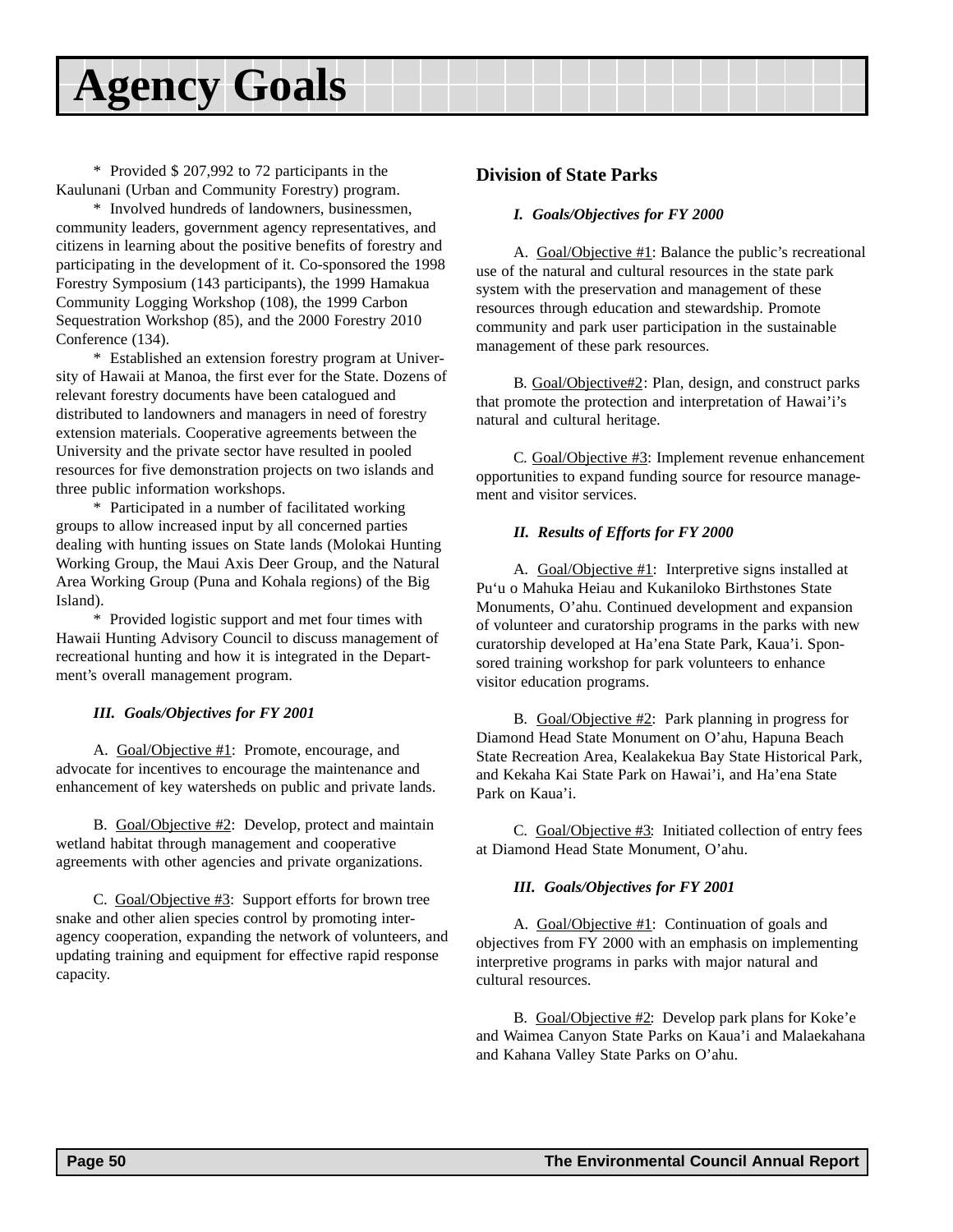# Agency Goals

\* Provided $ 207,992 to 72 participants in the Kaulunani (Urban and Community Forestry) program.

\* Involved hundreds of landowners, businessmen, community leaders, government agency representatives, and citizens in learning about the positive benefits of forestry and participating in the development of it. Co-sponsored the 1998 Forestry Symposium (143 participants), the 1999 Hamakua Community Logging Workshop (108), the 1999 Carbon Sequestration Workshop (85), and the 2000 Forestry 2010 Conference (134).

\* Established an extension forestry program at University of Hawaii at Manoa, the first ever for the State. Dozens of relevant forestry documents have been catalogued and distributed to landowners and managers in need of forestry extension materials. Cooperative agreements between the University and the private sector have resulted in pooled resources for five demonstration projects on two islands and three public information workshops.

\* Participated in a number of facilitated working groups to allow increased input by all concerned parties dealing with hunting issues on State lands (Molokai Hunting Working Group, the Maui Axis Deer Group, and the Natural Area Working Group (Puna and Kohala regions) of the Big Island).

\* Provided logistic support and met four times with Hawaii Hunting Advisory Council to discuss management of recreational hunting and how it is integrated in the Department's overall management program.

***III. Goals/Objectives for FY 2001***

A. Goal/Objective #1: Promote, encourage, and advocate for incentives to encourage the maintenance and enhancement of key watersheds on public and private lands.

B. Goal/Objective #2: Develop, protect and maintain wetland habitat through management and cooperative agreements with other agencies and private organizations.

C. Goal/Objective #3: Support efforts for brown tree snake and other alien species control by promoting inter-agency cooperation, expanding the network of volunteers, and updating training and equipment for effective rapid response capacity.

### Division of State Parks

***I. Goals/Objectives for FY 2000***

A. Goal/Objective #1: Balance the public's recreational use of the natural and cultural resources in the state park system with the preservation and management of these resources through education and stewardship. Promote community and park user participation in the sustainable management of these park resources.

B. Goal/Objective#2: Plan, design, and construct parks that promote the protection and interpretation of Hawai'i's natural and cultural heritage.

C. Goal/Objective #3: Implement revenue enhancement opportunities to expand funding source for resource management and visitor services.

***II. Results of Efforts for FY 2000***

A. Goal/Objective #1: Interpretive signs installed at Pu'u o Mahuka Heiau and Kukaniloko Birthstones State Monuments, O'ahu. Continued development and expansion of volunteer and curatorship programs in the parks with new curatorship developed at Ha'ena State Park, Kaua'i. Sponsored training workshop for park volunteers to enhance visitor education programs.

B. Goal/Objective #2: Park planning in progress for Diamond Head State Monument on O'ahu, Hapuna Beach State Recreation Area, Kealakekua Bay State Historical Park, and Kekaha Kai State Park on Hawai'i, and Ha'ena State Park on Kaua'i.

C. Goal/Objective #3: Initiated collection of entry fees at Diamond Head State Monument, O'ahu.

***III. Goals/Objectives for FY 2001***

A. Goal/Objective #1: Continuation of goals and objectives from FY 2000 with an emphasis on implementing interpretive programs in parks with major natural and cultural resources.

B. Goal/Objective #2: Develop park plans for Koke'e and Waimea Canyon State Parks on Kaua'i and Malaekahana and Kahana Valley State Parks on O'ahu.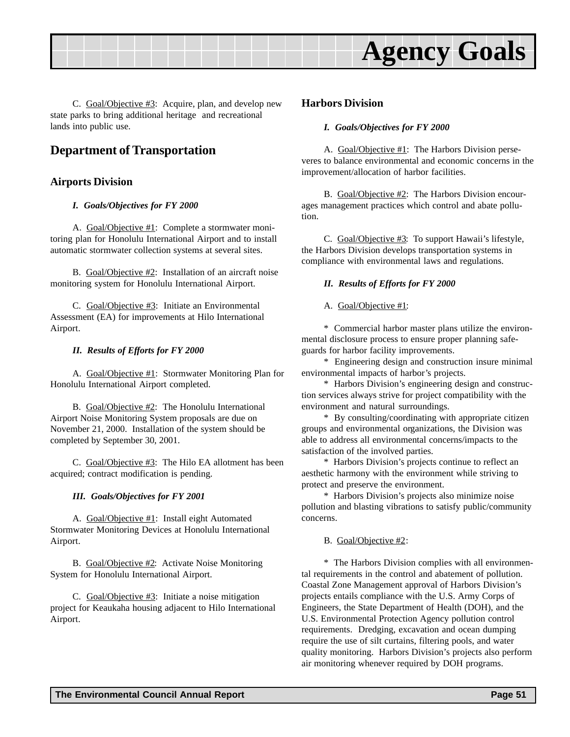C. Goal/Objective #3: Acquire, plan, and develop new state parks to bring additional heritage and recreational lands into public use.

## Department of Transportation

### Airports Division

***I. Goals/Objectives for FY 2000***

A. Goal/Objective #1: Complete a stormwater monitoring plan for Honolulu International Airport and to install automatic stormwater collection systems at several sites.

B. Goal/Objective #2: Installation of an aircraft noise monitoring system for Honolulu International Airport.

C. Goal/Objective #3: Initiate an Environmental Assessment (EA) for improvements at Hilo International Airport.

***II. Results of Efforts for FY 2000***

A. Goal/Objective #1: Stormwater Monitoring Plan for Honolulu International Airport completed.

B. Goal/Objective #2: The Honolulu International Airport Noise Monitoring System proposals are due on November 21, 2000. Installation of the system should be completed by September 30, 2001.

C. Goal/Objective #3: The Hilo EA allotment has been acquired; contract modification is pending.

***III. Goals/Objectives for FY 2001***

A. Goal/Objective #1: Install eight Automated Stormwater Monitoring Devices at Honolulu International Airport.

B. Goal/Objective #2: Activate Noise Monitoring System for Honolulu International Airport.

C. Goal/Objective #3: Initiate a noise mitigation project for Keaukaha housing adjacent to Hilo International Airport.

### Harbors Division

***I. Goals/Objectives for FY 2000***

A. Goal/Objective #1: The Harbors Division perseveres to balance environmental and economic concerns in the improvement/allocation of harbor facilities.

B. Goal/Objective #2: The Harbors Division encourages management practices which control and abate pollution.

C. Goal/Objective #3: To support Hawaii's lifestyle, the Harbors Division develops transportation systems in compliance with environmental laws and regulations.

***II. Results of Efforts for FY 2000***

A. Goal/Objective #1:

* Commercial harbor master plans utilize the environmental disclosure process to ensure proper planning safeguards for harbor facility improvements.
* Engineering design and construction insure minimal environmental impacts of harbor's projects.
* Harbors Division's engineering design and construction services always strive for project compatibility with the environment and natural surroundings.
* By consulting/coordinating with appropriate citizen groups and environmental organizations, the Division was able to address all environmental concerns/impacts to the satisfaction of the involved parties.
* Harbors Division's projects continue to reflect an aesthetic harmony with the environment while striving to protect and preserve the environment.
* Harbors Division's projects also minimize noise pollution and blasting vibrations to satisfy public/community concerns.

B. Goal/Objective #2:

* The Harbors Division complies with all environmental requirements in the control and abatement of pollution. Coastal Zone Management approval of Harbors Division's projects entails compliance with the U.S. Army Corps of Engineers, the State Department of Health (DOH), and the U.S. Environmental Protection Agency pollution control requirements. Dredging, excavation and ocean dumping require the use of silt curtains, filtering pools, and water quality monitoring. Harbors Division's projects also perform air monitoring whenever required by DOH programs.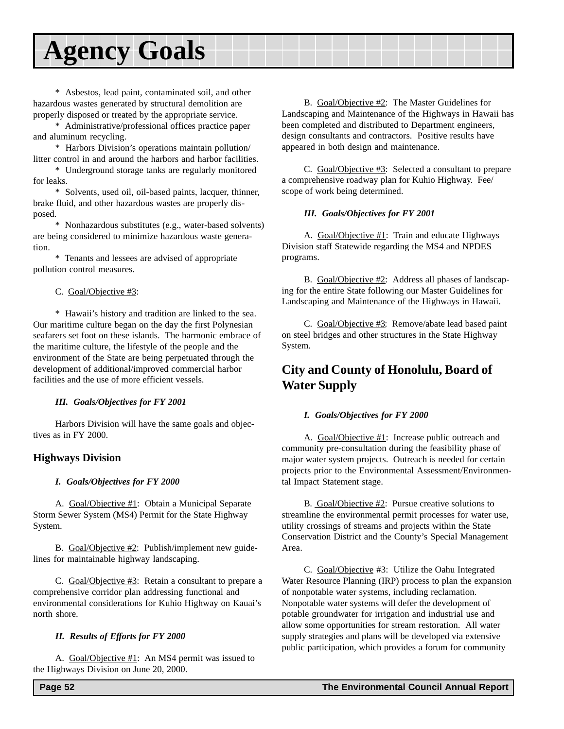# Agency Goals

\* Asbestos, lead paint, contaminated soil, and other hazardous wastes generated by structural demolition are properly disposed or treated by the appropriate service.

\* Administrative/professional offices practice paper and aluminum recycling.

\* Harbors Division's operations maintain pollution/litter control in and around the harbors and harbor facilities.

\* Underground storage tanks are regularly monitored for leaks.

\* Solvents, used oil, oil-based paints, lacquer, thinner, brake fluid, and other hazardous wastes are properly disposed.

\* Nonhazardous substitutes (e.g., water-based solvents) are being considered to minimize hazardous waste generation.

\* Tenants and lessees are advised of appropriate pollution control measures.

C. Goal/Objective #3:

\* Hawaii's history and tradition are linked to the sea. Our maritime culture began on the day the first Polynesian seafarers set foot on these islands. The harmonic embrace of the maritime culture, the lifestyle of the people and the environment of the State are being perpetuated through the development of additional/improved commercial harbor facilities and the use of more efficient vessels.

***III. Goals/Objectives for FY 2001***

Harbors Division will have the same goals and objectives as in FY 2000.

### Highways Division

***I. Goals/Objectives for FY 2000***

A. Goal/Objective #1: Obtain a Municipal Separate Storm Sewer System (MS4) Permit for the State Highway System.

B. Goal/Objective #2: Publish/implement new guidelines for maintainable highway landscaping.

C. Goal/Objective #3: Retain a consultant to prepare a comprehensive corridor plan addressing functional and environmental considerations for Kuhio Highway on Kauai's north shore.

***II. Results of Efforts for FY 2000***

A. Goal/Objective #1: An MS4 permit was issued to the Highways Division on June 20, 2000.

B. Goal/Objective #2: The Master Guidelines for Landscaping and Maintenance of the Highways in Hawaii has been completed and distributed to Department engineers, design consultants and contractors. Positive results have appeared in both design and maintenance.

C. Goal/Objective #3: Selected a consultant to prepare a comprehensive roadway plan for Kuhio Highway. Fee/scope of work being determined.

***III. Goals/Objectives for FY 2001***

A. Goal/Objective #1: Train and educate Highways Division staff Statewide regarding the MS4 and NPDES programs.

B. Goal/Objective #2: Address all phases of landscaping for the entire State following our Master Guidelines for Landscaping and Maintenance of the Highways in Hawaii.

C. Goal/Objective #3: Remove/abate lead based paint on steel bridges and other structures in the State Highway System.

## City and County of Honolulu, Board of Water Supply

***I. Goals/Objectives for FY 2000***

A. Goal/Objective #1: Increase public outreach and community pre-consultation during the feasibility phase of major water system projects. Outreach is needed for certain projects prior to the Environmental Assessment/Environmental Impact Statement stage.

B. Goal/Objective #2: Pursue creative solutions to streamline the environmental permit processes for water use, utility crossings of streams and projects within the State Conservation District and the County's Special Management Area.

C. Goal/Objective #3: Utilize the Oahu Integrated Water Resource Planning (IRP) process to plan the expansion of nonpotable water systems, including reclamation. Nonpotable water systems will defer the development of potable groundwater for irrigation and industrial use and allow some opportunities for stream restoration. All water supply strategies and plans will be developed via extensive public participation, which provides a forum for community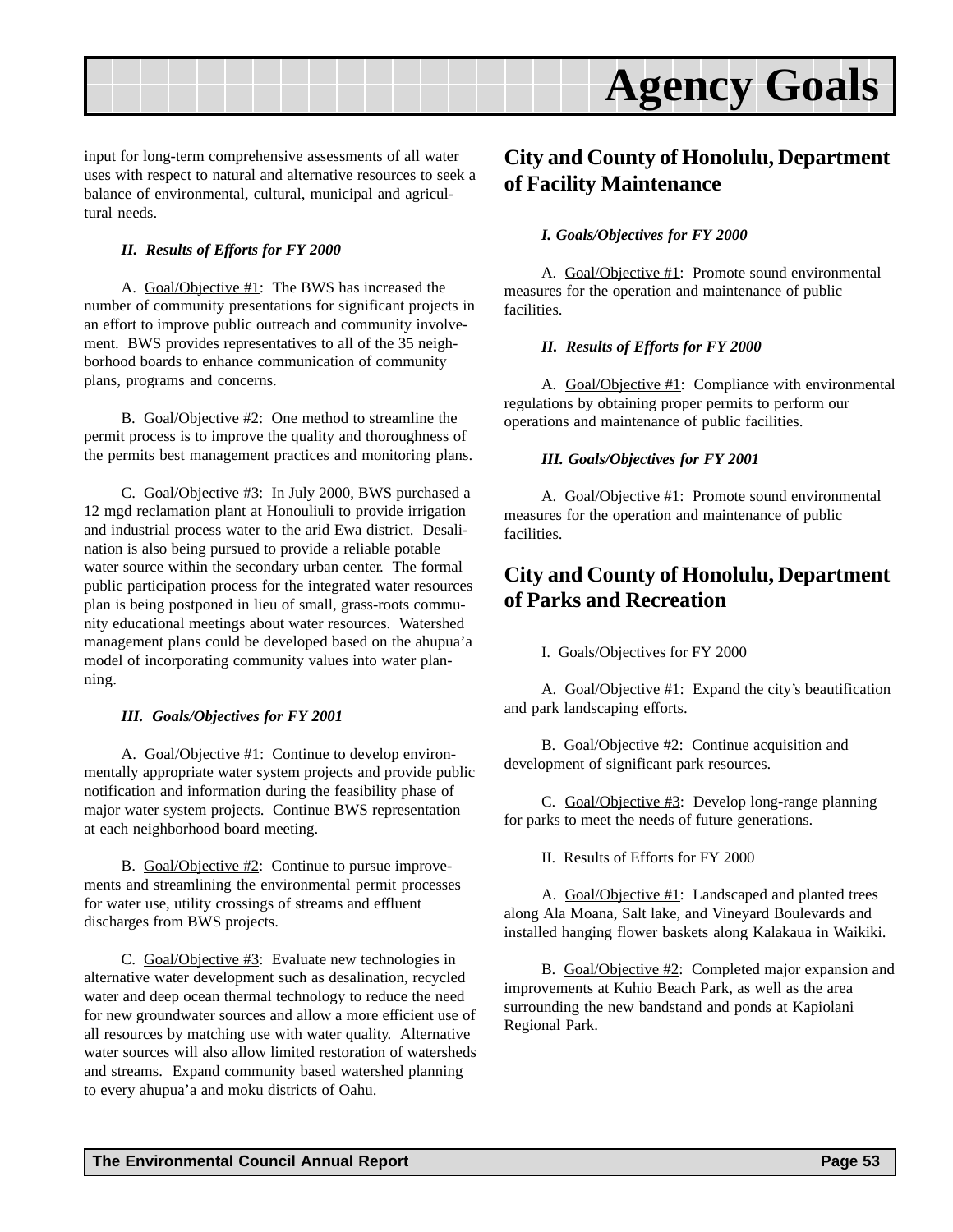input for long-term comprehensive assessments of all water uses with respect to natural and alternative resources to seek a balance of environmental, cultural, municipal and agricultural needs.

***II. Results of Efforts for FY 2000***

A. Goal/Objective #1: The BWS has increased the number of community presentations for significant projects in an effort to improve public outreach and community involvement. BWS provides representatives to all of the 35 neighborhood boards to enhance communication of community plans, programs and concerns.

B. Goal/Objective #2: One method to streamline the permit process is to improve the quality and thoroughness of the permits best management practices and monitoring plans.

C. Goal/Objective #3: In July 2000, BWS purchased a 12 mgd reclamation plant at Honouliuli to provide irrigation and industrial process water to the arid Ewa district. Desalination is also being pursued to provide a reliable potable water source within the secondary urban center. The formal public participation process for the integrated water resources plan is being postponed in lieu of small, grass-roots community educational meetings about water resources. Watershed management plans could be developed based on the ahupua'a model of incorporating community values into water planning.

***III. Goals/Objectives for FY 2001***

A. Goal/Objective #1: Continue to develop environmentally appropriate water system projects and provide public notification and information during the feasibility phase of major water system projects. Continue BWS representation at each neighborhood board meeting.

B. Goal/Objective #2: Continue to pursue improvements and streamlining the environmental permit processes for water use, utility crossings of streams and effluent discharges from BWS projects.

C. Goal/Objective #3: Evaluate new technologies in alternative water development such as desalination, recycled water and deep ocean thermal technology to reduce the need for new groundwater sources and allow a more efficient use of all resources by matching use with water quality. Alternative water sources will also allow limited restoration of watersheds and streams. Expand community based watershed planning to every ahupua'a and moku districts of Oahu.

## City and County of Honolulu, Department of Facility Maintenance

***I. Goals/Objectives for FY 2000***

A. Goal/Objective #1: Promote sound environmental measures for the operation and maintenance of public facilities.

***II. Results of Efforts for FY 2000***

A. Goal/Objective #1: Compliance with environmental regulations by obtaining proper permits to perform our operations and maintenance of public facilities.

***III. Goals/Objectives for FY 2001***

A. Goal/Objective #1: Promote sound environmental measures for the operation and maintenance of public facilities.

## City and County of Honolulu, Department of Parks and Recreation

I. Goals/Objectives for FY 2000

A. Goal/Objective #1: Expand the city's beautification and park landscaping efforts.

B. Goal/Objective #2: Continue acquisition and development of significant park resources.

C. Goal/Objective #3: Develop long-range planning for parks to meet the needs of future generations.

II. Results of Efforts for FY 2000

A. Goal/Objective #1: Landscaped and planted trees along Ala Moana, Salt lake, and Vineyard Boulevards and installed hanging flower baskets along Kalakaua in Waikiki.

B. Goal/Objective #2: Completed major expansion and improvements at Kuhio Beach Park, as well as the area surrounding the new bandstand and ponds at Kapiolani Regional Park.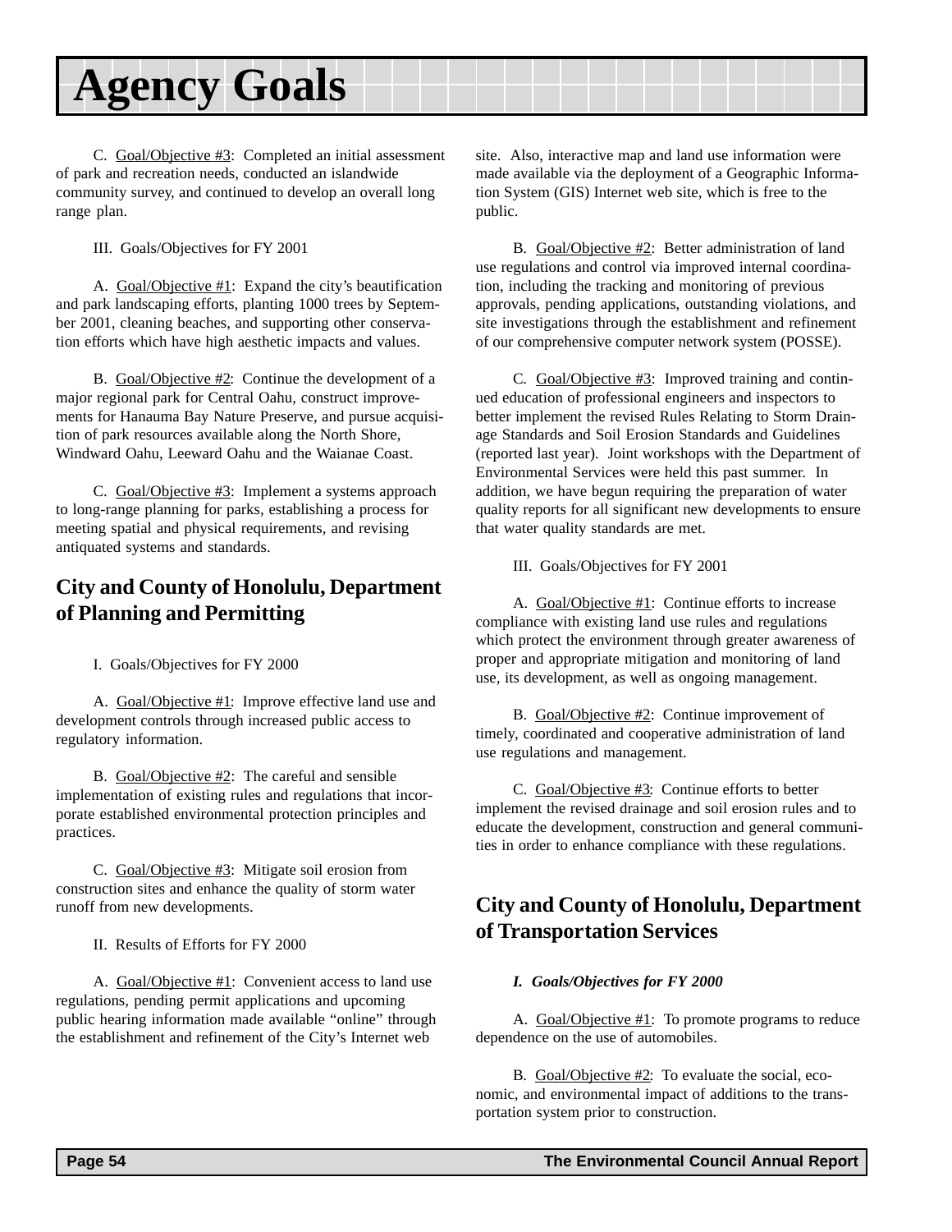# Agency Goals

C. Goal/Objective #3: Completed an initial assessment of park and recreation needs, conducted an islandwide community survey, and continued to develop an overall long range plan.

III. Goals/Objectives for FY 2001

A. Goal/Objective #1: Expand the city's beautification and park landscaping efforts, planting 1000 trees by September 2001, cleaning beaches, and supporting other conservation efforts which have high aesthetic impacts and values.

B. Goal/Objective #2: Continue the development of a major regional park for Central Oahu, construct improvements for Hanauma Bay Nature Preserve, and pursue acquisition of park resources available along the North Shore, Windward Oahu, Leeward Oahu and the Waianae Coast.

C. Goal/Objective #3: Implement a systems approach to long-range planning for parks, establishing a process for meeting spatial and physical requirements, and revising antiquated systems and standards.

## City and County of Honolulu, Department of Planning and Permitting

I. Goals/Objectives for FY 2000

A. Goal/Objective #1: Improve effective land use and development controls through increased public access to regulatory information.

B. Goal/Objective #2: The careful and sensible implementation of existing rules and regulations that incorporate established environmental protection principles and practices.

C. Goal/Objective #3: Mitigate soil erosion from construction sites and enhance the quality of storm water runoff from new developments.

II. Results of Efforts for FY 2000

A. Goal/Objective #1: Convenient access to land use regulations, pending permit applications and upcoming public hearing information made available "online" through the establishment and refinement of the City's Internet web site. Also, interactive map and land use information were made available via the deployment of a Geographic Information System (GIS) Internet web site, which is free to the public.

B. Goal/Objective #2: Better administration of land use regulations and control via improved internal coordination, including the tracking and monitoring of previous approvals, pending applications, outstanding violations, and site investigations through the establishment and refinement of our comprehensive computer network system (POSSE).

C. Goal/Objective #3: Improved training and continued education of professional engineers and inspectors to better implement the revised Rules Relating to Storm Drainage Standards and Soil Erosion Standards and Guidelines (reported last year). Joint workshops with the Department of Environmental Services were held this past summer. In addition, we have begun requiring the preparation of water quality reports for all significant new developments to ensure that water quality standards are met.

III. Goals/Objectives for FY 2001

A. Goal/Objective #1: Continue efforts to increase compliance with existing land use rules and regulations which protect the environment through greater awareness of proper and appropriate mitigation and monitoring of land use, its development, as well as ongoing management.

B. Goal/Objective #2: Continue improvement of timely, coordinated and cooperative administration of land use regulations and management.

C. Goal/Objective #3: Continue efforts to better implement the revised drainage and soil erosion rules and to educate the development, construction and general communities in order to enhance compliance with these regulations.

## City and County of Honolulu, Department of Transportation Services

***I. Goals/Objectives for FY 2000***

A. Goal/Objective #1: To promote programs to reduce dependence on the use of automobiles.

B. Goal/Objective #2: To evaluate the social, economic, and environmental impact of additions to the transportation system prior to construction.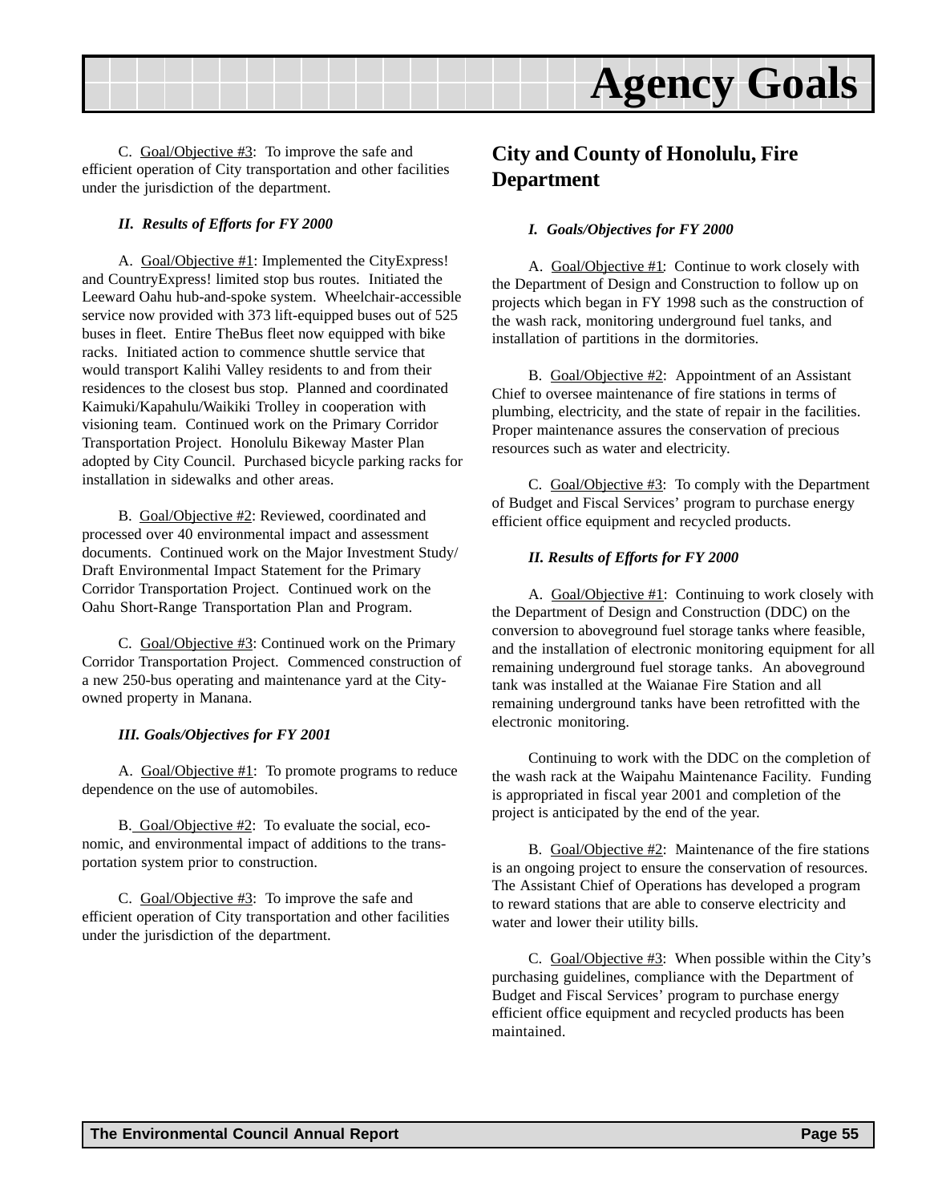C. Goal/Objective #3: To improve the safe and efficient operation of City transportation and other facilities under the jurisdiction of the department.

***II. Results of Efforts for FY 2000***

A. Goal/Objective #1: Implemented the CityExpress! and CountryExpress! limited stop bus routes. Initiated the Leeward Oahu hub-and-spoke system. Wheelchair-accessible service now provided with 373 lift-equipped buses out of 525 buses in fleet. Entire TheBus fleet now equipped with bike racks. Initiated action to commence shuttle service that would transport Kalihi Valley residents to and from their residences to the closest bus stop. Planned and coordinated Kaimuki/Kapahulu/Waikiki Trolley in cooperation with visioning team. Continued work on the Primary Corridor Transportation Project. Honolulu Bikeway Master Plan adopted by City Council. Purchased bicycle parking racks for installation in sidewalks and other areas.

B. Goal/Objective #2: Reviewed, coordinated and processed over 40 environmental impact and assessment documents. Continued work on the Major Investment Study/ Draft Environmental Impact Statement for the Primary Corridor Transportation Project. Continued work on the Oahu Short-Range Transportation Plan and Program.

C. Goal/Objective #3: Continued work on the Primary Corridor Transportation Project. Commenced construction of a new 250-bus operating and maintenance yard at the City-owned property in Manana.

***III. Goals/Objectives for FY 2001***

A. Goal/Objective #1: To promote programs to reduce dependence on the use of automobiles.

B. Goal/Objective #2: To evaluate the social, economic, and environmental impact of additions to the transportation system prior to construction.

C. Goal/Objective #3: To improve the safe and efficient operation of City transportation and other facilities under the jurisdiction of the department.

## City and County of Honolulu, Fire Department

***I. Goals/Objectives for FY 2000***

A. Goal/Objective #1: Continue to work closely with the Department of Design and Construction to follow up on projects which began in FY 1998 such as the construction of the wash rack, monitoring underground fuel tanks, and installation of partitions in the dormitories.

B. Goal/Objective #2: Appointment of an Assistant Chief to oversee maintenance of fire stations in terms of plumbing, electricity, and the state of repair in the facilities. Proper maintenance assures the conservation of precious resources such as water and electricity.

C. Goal/Objective #3: To comply with the Department of Budget and Fiscal Services' program to purchase energy efficient office equipment and recycled products.

***II. Results of Efforts for FY 2000***

A. Goal/Objective #1: Continuing to work closely with the Department of Design and Construction (DDC) on the conversion to aboveground fuel storage tanks where feasible, and the installation of electronic monitoring equipment for all remaining underground fuel storage tanks. An aboveground tank was installed at the Waianae Fire Station and all remaining underground tanks have been retrofitted with the electronic monitoring.

Continuing to work with the DDC on the completion of the wash rack at the Waipahu Maintenance Facility. Funding is appropriated in fiscal year 2001 and completion of the project is anticipated by the end of the year.

B. Goal/Objective #2: Maintenance of the fire stations is an ongoing project to ensure the conservation of resources. The Assistant Chief of Operations has developed a program to reward stations that are able to conserve electricity and water and lower their utility bills.

C. Goal/Objective #3: When possible within the City's purchasing guidelines, compliance with the Department of Budget and Fiscal Services' program to purchase energy efficient office equipment and recycled products has been maintained.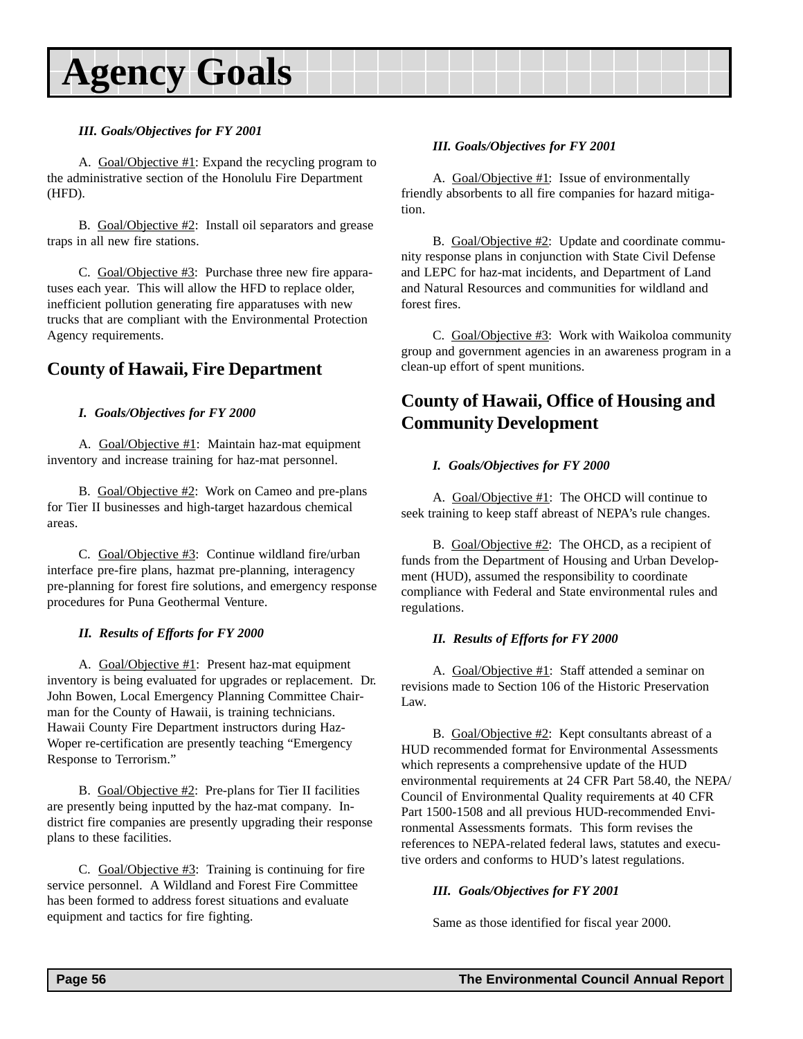# Agency Goals

***III. Goals/Objectives for FY 2001***

A. Goal/Objective #1: Expand the recycling program to the administrative section of the Honolulu Fire Department (HFD).

B. Goal/Objective #2: Install oil separators and grease traps in all new fire stations.

C. Goal/Objective #3: Purchase three new fire apparatuses each year. This will allow the HFD to replace older, inefficient pollution generating fire apparatuses with new trucks that are compliant with the Environmental Protection Agency requirements.

## County of Hawaii, Fire Department

***I. Goals/Objectives for FY 2000***

A. Goal/Objective #1: Maintain haz-mat equipment inventory and increase training for haz-mat personnel.

B. Goal/Objective #2: Work on Cameo and pre-plans for Tier II businesses and high-target hazardous chemical areas.

C. Goal/Objective #3: Continue wildland fire/urban interface pre-fire plans, hazmat pre-planning, interagency pre-planning for forest fire solutions, and emergency response procedures for Puna Geothermal Venture.

***II. Results of Efforts for FY 2000***

A. Goal/Objective #1: Present haz-mat equipment inventory is being evaluated for upgrades or replacement. Dr. John Bowen, Local Emergency Planning Committee Chairman for the County of Hawaii, is training technicians. Hawaii County Fire Department instructors during Haz-Woper re-certification are presently teaching "Emergency Response to Terrorism."

B. Goal/Objective #2: Pre-plans for Tier II facilities are presently being inputted by the haz-mat company. In-district fire companies are presently upgrading their response plans to these facilities.

C. Goal/Objective #3: Training is continuing for fire service personnel. A Wildland and Forest Fire Committee has been formed to address forest situations and evaluate equipment and tactics for fire fighting.

***III. Goals/Objectives for FY 2001***

A. Goal/Objective #1: Issue of environmentally friendly absorbents to all fire companies for hazard mitigation.

B. Goal/Objective #2: Update and coordinate community response plans in conjunction with State Civil Defense and LEPC for haz-mat incidents, and Department of Land and Natural Resources and communities for wildland and forest fires.

C. Goal/Objective #3: Work with Waikoloa community group and government agencies in an awareness program in a clean-up effort of spent munitions.

## County of Hawaii, Office of Housing and Community Development

***I. Goals/Objectives for FY 2000***

A. Goal/Objective #1: The OHCD will continue to seek training to keep staff abreast of NEPA's rule changes.

B. Goal/Objective #2: The OHCD, as a recipient of funds from the Department of Housing and Urban Development (HUD), assumed the responsibility to coordinate compliance with Federal and State environmental rules and regulations.

***II. Results of Efforts for FY 2000***

A. Goal/Objective #1: Staff attended a seminar on revisions made to Section 106 of the Historic Preservation Law.

B. Goal/Objective #2: Kept consultants abreast of a HUD recommended format for Environmental Assessments which represents a comprehensive update of the HUD environmental requirements at 24 CFR Part 58.40, the NEPA/Council of Environmental Quality requirements at 40 CFR Part 1500-1508 and all previous HUD-recommended Environmental Assessments formats. This form revises the references to NEPA-related federal laws, statutes and executive orders and conforms to HUD's latest regulations.

***III. Goals/Objectives for FY 2001***

Same as those identified for fiscal year 2000.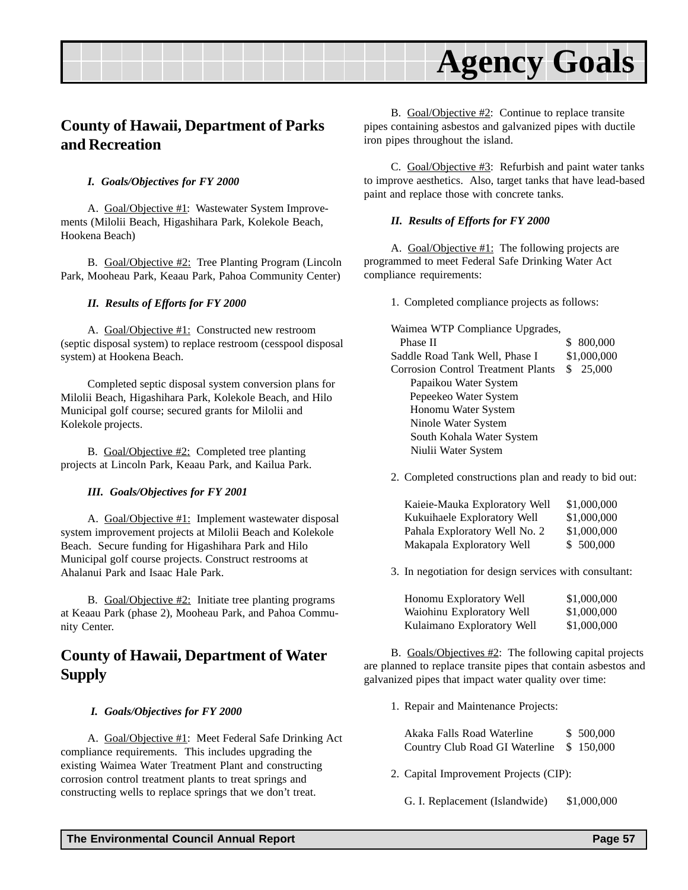# Agency Goals

## County of Hawaii, Department of Parks and Recreation

***I. Goals/Objectives for FY 2000***

A. Goal/Objective #1: Wastewater System Improvements (Milolii Beach, Higashihara Park, Kolekole Beach, Hookena Beach)

B. Goal/Objective #2: Tree Planting Program (Lincoln Park, Mooheau Park, Keaau Park, Pahoa Community Center)

***II. Results of Efforts for FY 2000***

A. Goal/Objective #1: Constructed new restroom (septic disposal system) to replace restroom (cesspool disposal system) at Hookena Beach.

Completed septic disposal system conversion plans for Milolii Beach, Higashihara Park, Kolekole Beach, and Hilo Municipal golf course; secured grants for Milolii and Kolekole projects.

B. Goal/Objective #2: Completed tree planting projects at Lincoln Park, Keaau Park, and Kailua Park.

***III. Goals/Objectives for FY 2001***

A. Goal/Objective #1: Implement wastewater disposal system improvement projects at Milolii Beach and Kolekole Beach. Secure funding for Higashihara Park and Hilo Municipal golf course projects. Construct restrooms at Ahalanui Park and Isaac Hale Park.

B. Goal/Objective #2: Initiate tree planting programs at Keaau Park (phase 2), Mooheau Park, and Pahoa Community Center.

## County of Hawaii, Department of Water Supply

***I. Goals/Objectives for FY 2000***

A. Goal/Objective #1: Meet Federal Safe Drinking Act compliance requirements. This includes upgrading the existing Waimea Water Treatment Plant and constructing corrosion control treatment plants to treat springs and constructing wells to replace springs that we don't treat.

B. Goal/Objective #2: Continue to replace transite pipes containing asbestos and galvanized pipes with ductile iron pipes throughout the island.

C. Goal/Objective #3: Refurbish and paint water tanks to improve aesthetics. Also, target tanks that have lead-based paint and replace those with concrete tanks.

***II. Results of Efforts for FY 2000***

A. Goal/Objective #1: The following projects are programmed to meet Federal Safe Drinking Water Act compliance requirements:

1. Completed compliance projects as follows:

| Project | Amount |
|---|---|
| Waimea WTP Compliance Upgrades, Phase II | $ 800,000 |
| Saddle Road Tank Well, Phase I | $1,000,000 |
| Corrosion Control Treatment Plants | $ 25,000 |
| Papaikou Water System | |
| Pepeekeo Water System | |
| Honomu Water System | |
| Ninole Water System | |
| South Kohala Water System | |
| Niulii Water System | |

2. Completed constructions plan and ready to bid out:

| Project | Amount |
|---|---|
| Kaieie-Mauka Exploratory Well | $1,000,000 |
| Kukuihaele Exploratory Well | $1,000,000 |
| Pahala Exploratory Well No. 2 | $1,000,000 |
| Makapala Exploratory Well | $ 500,000 |

3. In negotiation for design services with consultant:

| Project | Amount |
|---|---|
| Honomu Exploratory Well | $1,000,000 |
| Waiohinu Exploratory Well | $1,000,000 |
| Kulaimano Exploratory Well | $1,000,000 |

B. Goals/Objectives #2: The following capital projects are planned to replace transite pipes that contain asbestos and galvanized pipes that impact water quality over time:

1. Repair and Maintenance Projects:

| Project | Amount |
|---|---|
| Akaka Falls Road Waterline | $ 500,000 |
| Country Club Road GI Waterline | $ 150,000 |

2. Capital Improvement Projects (CIP):

| Project | Amount |
|---|---|
| G. I. Replacement (Islandwide) | $1,000,000 |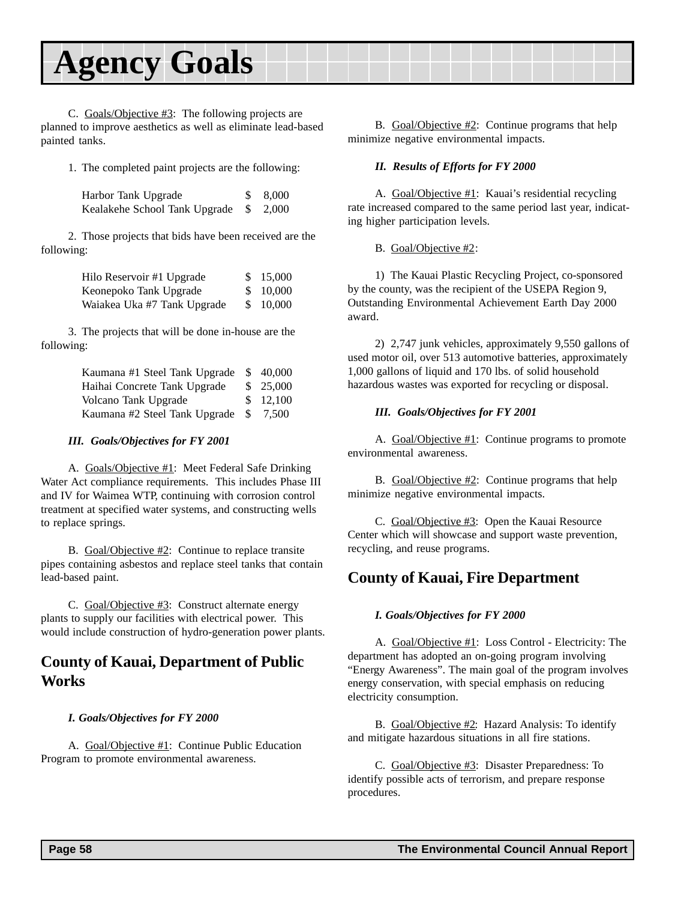# Agency Goals

C. Goals/Objective #3: The following projects are planned to improve aesthetics as well as eliminate lead-based painted tanks.

1. The completed paint projects are the following:

| | |
|---|---|
| Harbor Tank Upgrade | $ 8,000 |
| Kealakehe School Tank Upgrade | $ 2,000 |

2. Those projects that bids have been received are the following:

| | |
|---|---|
| Hilo Reservoir #1 Upgrade | $ 15,000 |
| Keonepoko Tank Upgrade | $ 10,000 |
| Waiakea Uka #7 Tank Upgrade | $ 10,000 |

3. The projects that will be done in-house are the following:

| | |
|---|---|
| Kaumana #1 Steel Tank Upgrade | $ 40,000 |
| Haihai Concrete Tank Upgrade | $ 25,000 |
| Volcano Tank Upgrade | $ 12,100 |
| Kaumana #2 Steel Tank Upgrade | $ 7,500 |

***III. Goals/Objectives for FY 2001***

A. Goals/Objective #1: Meet Federal Safe Drinking Water Act compliance requirements. This includes Phase III and IV for Waimea WTP, continuing with corrosion control treatment at specified water systems, and constructing wells to replace springs.

B. Goal/Objective #2: Continue to replace transite pipes containing asbestos and replace steel tanks that contain lead-based paint.

C. Goal/Objective #3: Construct alternate energy plants to supply our facilities with electrical power. This would include construction of hydro-generation power plants.

## County of Kauai, Department of Public Works

***I. Goals/Objectives for FY 2000***

A. Goal/Objective #1: Continue Public Education Program to promote environmental awareness.

B. Goal/Objective #2: Continue programs that help minimize negative environmental impacts.

***II. Results of Efforts for FY 2000***

A. Goal/Objective #1: Kauai's residential recycling rate increased compared to the same period last year, indicating higher participation levels.

B. Goal/Objective #2:

1) The Kauai Plastic Recycling Project, co-sponsored by the county, was the recipient of the USEPA Region 9, Outstanding Environmental Achievement Earth Day 2000 award.

2) 2,747 junk vehicles, approximately 9,550 gallons of used motor oil, over 513 automotive batteries, approximately 1,000 gallons of liquid and 170 lbs. of solid household hazardous wastes was exported for recycling or disposal.

***III. Goals/Objectives for FY 2001***

A. Goal/Objective #1: Continue programs to promote environmental awareness.

B. Goal/Objective #2: Continue programs that help minimize negative environmental impacts.

C. Goal/Objective #3: Open the Kauai Resource Center which will showcase and support waste prevention, recycling, and reuse programs.

## County of Kauai, Fire Department

***I. Goals/Objectives for FY 2000***

A. Goal/Objective #1: Loss Control - Electricity: The department has adopted an on-going program involving "Energy Awareness". The main goal of the program involves energy conservation, with special emphasis on reducing electricity consumption.

B. Goal/Objective #2: Hazard Analysis: To identify and mitigate hazardous situations in all fire stations.

C. Goal/Objective #3: Disaster Preparedness: To identify possible acts of terrorism, and prepare response procedures.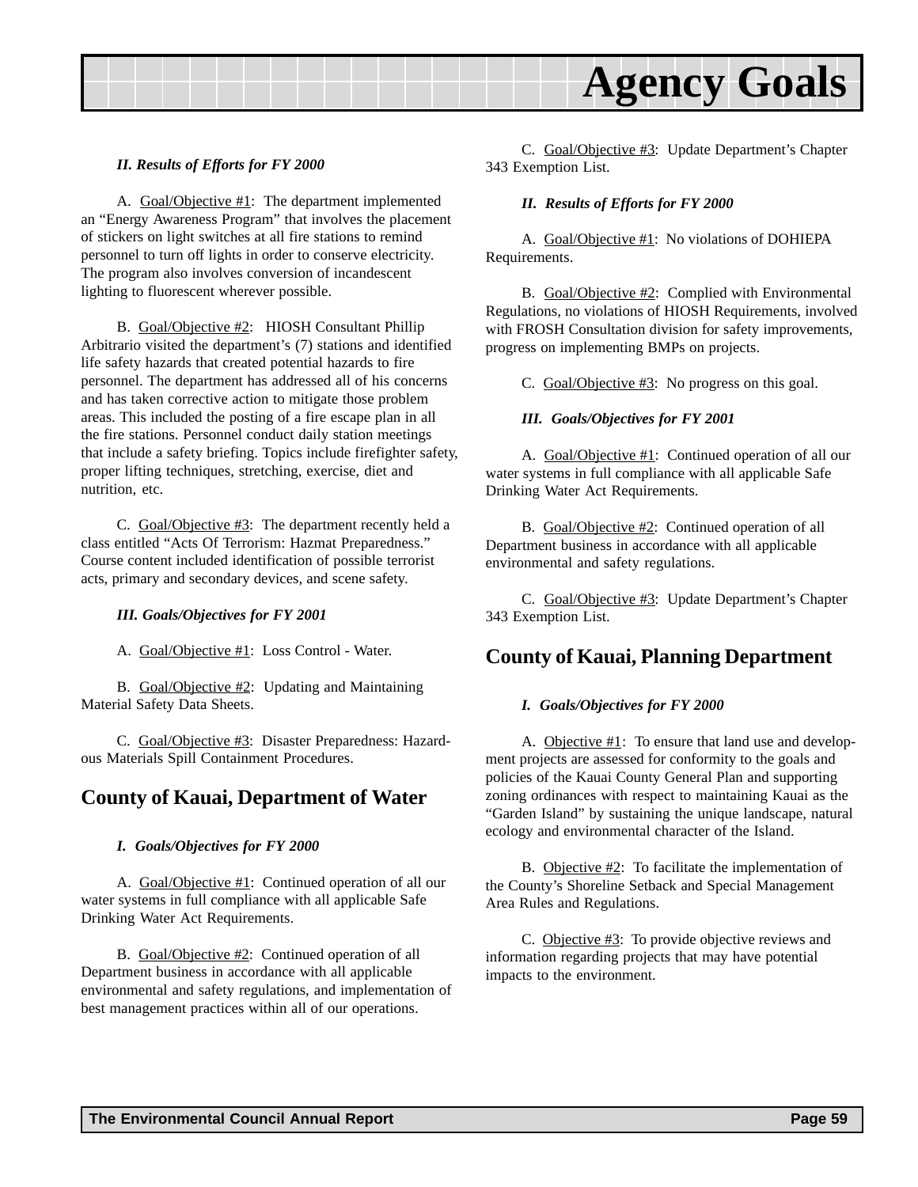***II. Results of Efforts for FY 2000***

A. Goal/Objective #1: The department implemented an "Energy Awareness Program" that involves the placement of stickers on light switches at all fire stations to remind personnel to turn off lights in order to conserve electricity. The program also involves conversion of incandescent lighting to fluorescent wherever possible.

B. Goal/Objective #2: HIOSH Consultant Phillip Arbitrario visited the department's (7) stations and identified life safety hazards that created potential hazards to fire personnel. The department has addressed all of his concerns and has taken corrective action to mitigate those problem areas. This included the posting of a fire escape plan in all the fire stations. Personnel conduct daily station meetings that include a safety briefing. Topics include firefighter safety, proper lifting techniques, stretching, exercise, diet and nutrition, etc.

C. Goal/Objective #3: The department recently held a class entitled "Acts Of Terrorism: Hazmat Preparedness." Course content included identification of possible terrorist acts, primary and secondary devices, and scene safety.

***III. Goals/Objectives for FY 2001***

A. Goal/Objective #1: Loss Control - Water.

B. Goal/Objective #2: Updating and Maintaining Material Safety Data Sheets.

C. Goal/Objective #3: Disaster Preparedness: Hazardous Materials Spill Containment Procedures.

## County of Kauai, Department of Water

***I. Goals/Objectives for FY 2000***

A. Goal/Objective #1: Continued operation of all our water systems in full compliance with all applicable Safe Drinking Water Act Requirements.

B. Goal/Objective #2: Continued operation of all Department business in accordance with all applicable environmental and safety regulations, and implementation of best management practices within all of our operations.

C. Goal/Objective #3: Update Department's Chapter 343 Exemption List.

***II. Results of Efforts for FY 2000***

A. Goal/Objective #1: No violations of DOHIEPA Requirements.

B. Goal/Objective #2: Complied with Environmental Regulations, no violations of HIOSH Requirements, involved with FROSH Consultation division for safety improvements, progress on implementing BMPs on projects.

C. Goal/Objective #3: No progress on this goal.

***III. Goals/Objectives for FY 2001***

A. Goal/Objective #1: Continued operation of all our water systems in full compliance with all applicable Safe Drinking Water Act Requirements.

B. Goal/Objective #2: Continued operation of all Department business in accordance with all applicable environmental and safety regulations.

C. Goal/Objective #3: Update Department's Chapter 343 Exemption List.

## County of Kauai, Planning Department

***I. Goals/Objectives for FY 2000***

A. Objective #1: To ensure that land use and development projects are assessed for conformity to the goals and policies of the Kauai County General Plan and supporting zoning ordinances with respect to maintaining Kauai as the "Garden Island" by sustaining the unique landscape, natural ecology and environmental character of the Island.

B. Objective #2: To facilitate the implementation of the County's Shoreline Setback and Special Management Area Rules and Regulations.

C. Objective #3: To provide objective reviews and information regarding projects that may have potential impacts to the environment.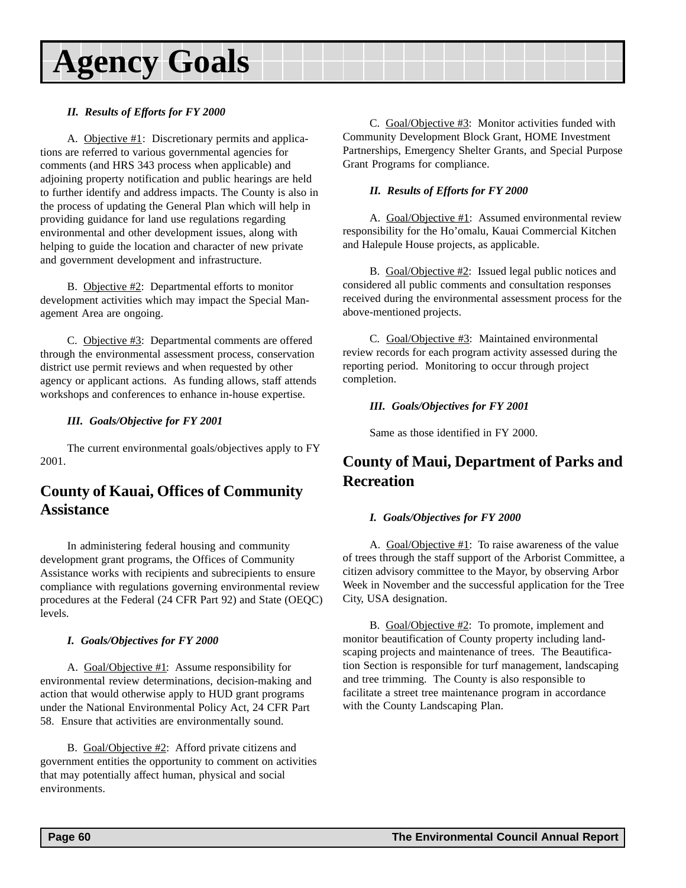# Agency Goals

***II. Results of Efforts for FY 2000***

A. Objective #1: Discretionary permits and applications are referred to various governmental agencies for comments (and HRS 343 process when applicable) and adjoining property notification and public hearings are held to further identify and address impacts. The County is also in the process of updating the General Plan which will help in providing guidance for land use regulations regarding environmental and other development issues, along with helping to guide the location and character of new private and government development and infrastructure.

B. Objective #2: Departmental efforts to monitor development activities which may impact the Special Management Area are ongoing.

C. Objective #3: Departmental comments are offered through the environmental assessment process, conservation district use permit reviews and when requested by other agency or applicant actions. As funding allows, staff attends workshops and conferences to enhance in-house expertise.

***III. Goals/Objective for FY 2001***

The current environmental goals/objectives apply to FY 2001.

## County of Kauai, Offices of Community Assistance

In administering federal housing and community development grant programs, the Offices of Community Assistance works with recipients and subrecipients to ensure compliance with regulations governing environmental review procedures at the Federal (24 CFR Part 92) and State (OEQC) levels.

***I. Goals/Objectives for FY 2000***

A. Goal/Objective #1: Assume responsibility for environmental review determinations, decision-making and action that would otherwise apply to HUD grant programs under the National Environmental Policy Act, 24 CFR Part 58. Ensure that activities are environmentally sound.

B. Goal/Objective #2: Afford private citizens and government entities the opportunity to comment on activities that may potentially affect human, physical and social environments.

C. Goal/Objective #3: Monitor activities funded with Community Development Block Grant, HOME Investment Partnerships, Emergency Shelter Grants, and Special Purpose Grant Programs for compliance.

***II. Results of Efforts for FY 2000***

A. Goal/Objective #1: Assumed environmental review responsibility for the Ho'omalu, Kauai Commercial Kitchen and Halepule House projects, as applicable.

B. Goal/Objective #2: Issued legal public notices and considered all public comments and consultation responses received during the environmental assessment process for the above-mentioned projects.

C. Goal/Objective #3: Maintained environmental review records for each program activity assessed during the reporting period. Monitoring to occur through project completion.

***III. Goals/Objectives for FY 2001***

Same as those identified in FY 2000.

## County of Maui, Department of Parks and Recreation

***I. Goals/Objectives for FY 2000***

A. Goal/Objective #1: To raise awareness of the value of trees through the staff support of the Arborist Committee, a citizen advisory committee to the Mayor, by observing Arbor Week in November and the successful application for the Tree City, USA designation.

B. Goal/Objective #2: To promote, implement and monitor beautification of County property including landscaping projects and maintenance of trees. The Beautification Section is responsible for turf management, landscaping and tree trimming. The County is also responsible to facilitate a street tree maintenance program in accordance with the County Landscaping Plan.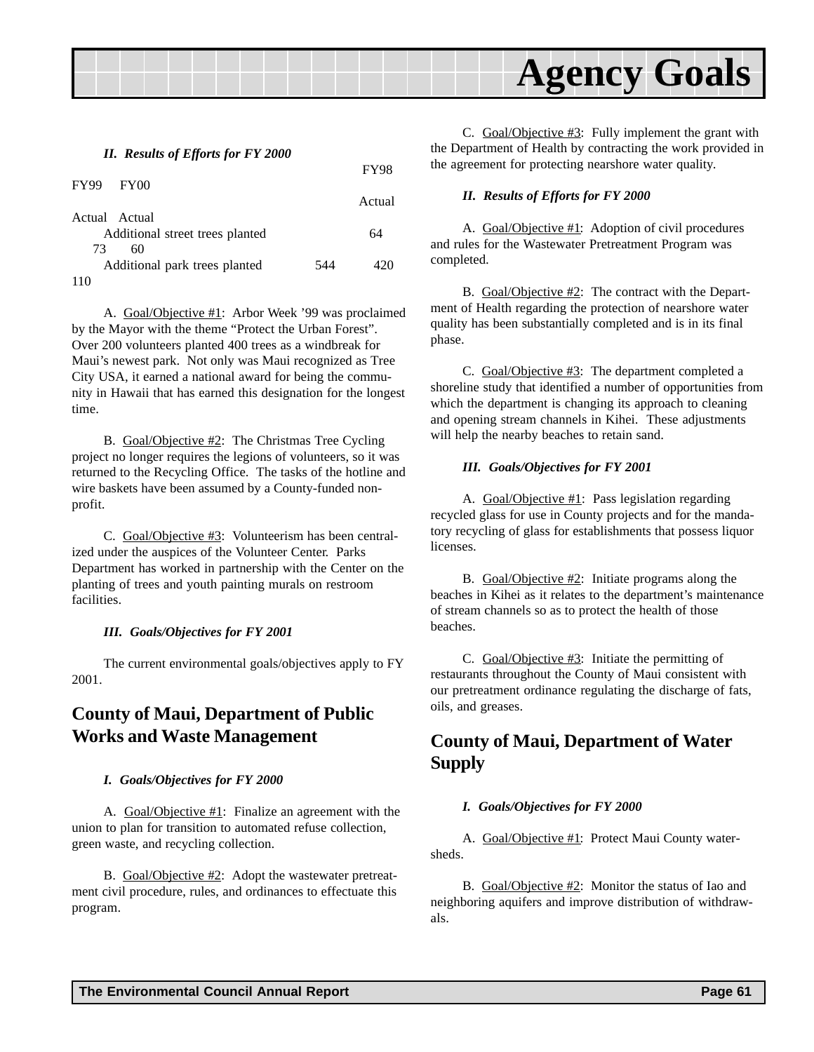## II. Results of Efforts for FY 2000

| | FY98 Actual | FY99 Actual | FY00 Actual |
|---|---|---|---|
| Additional street trees planted | 64 | 73 | 60 |
| Additional park trees planted | 544 | 420 | 110 |

A. Goal/Objective #1: Arbor Week '99 was proclaimed by the Mayor with the theme "Protect the Urban Forest". Over 200 volunteers planted 400 trees as a windbreak for Maui's newest park. Not only was Maui recognized as Tree City USA, it earned a national award for being the community in Hawaii that has earned this designation for the longest time.

B. Goal/Objective #2: The Christmas Tree Cycling project no longer requires the legions of volunteers, so it was returned to the Recycling Office. The tasks of the hotline and wire baskets have been assumed by a County-funded non-profit.

C. Goal/Objective #3: Volunteerism has been centralized under the auspices of the Volunteer Center. Parks Department has worked in partnership with the Center on the planting of trees and youth painting murals on restroom facilities.

### III. Goals/Objectives for FY 2001

The current environmental goals/objectives apply to FY 2001.

## County of Maui, Department of Public Works and Waste Management

### I. Goals/Objectives for FY 2000

A. Goal/Objective #1: Finalize an agreement with the union to plan for transition to automated refuse collection, green waste, and recycling collection.

B. Goal/Objective #2: Adopt the wastewater pretreatment civil procedure, rules, and ordinances to effectuate this program.

C. Goal/Objective #3: Fully implement the grant with the Department of Health by contracting the work provided in the agreement for protecting nearshore water quality.

### II. Results of Efforts for FY 2000

A. Goal/Objective #1: Adoption of civil procedures and rules for the Wastewater Pretreatment Program was completed.

B. Goal/Objective #2: The contract with the Department of Health regarding the protection of nearshore water quality has been substantially completed and is in its final phase.

C. Goal/Objective #3: The department completed a shoreline study that identified a number of opportunities from which the department is changing its approach to cleaning and opening stream channels in Kihei. These adjustments will help the nearby beaches to retain sand.

### III. Goals/Objectives for FY 2001

A. Goal/Objective #1: Pass legislation regarding recycled glass for use in County projects and for the mandatory recycling of glass for establishments that possess liquor licenses.

B. Goal/Objective #2: Initiate programs along the beaches in Kihei as it relates to the department's maintenance of stream channels so as to protect the health of those beaches.

C. Goal/Objective #3: Initiate the permitting of restaurants throughout the County of Maui consistent with our pretreatment ordinance regulating the discharge of fats, oils, and greases.

## County of Maui, Department of Water Supply

### I. Goals/Objectives for FY 2000

A. Goal/Objective #1: Protect Maui County watersheds.

B. Goal/Objective #2: Monitor the status of Iao and neighboring aquifers and improve distribution of withdrawals.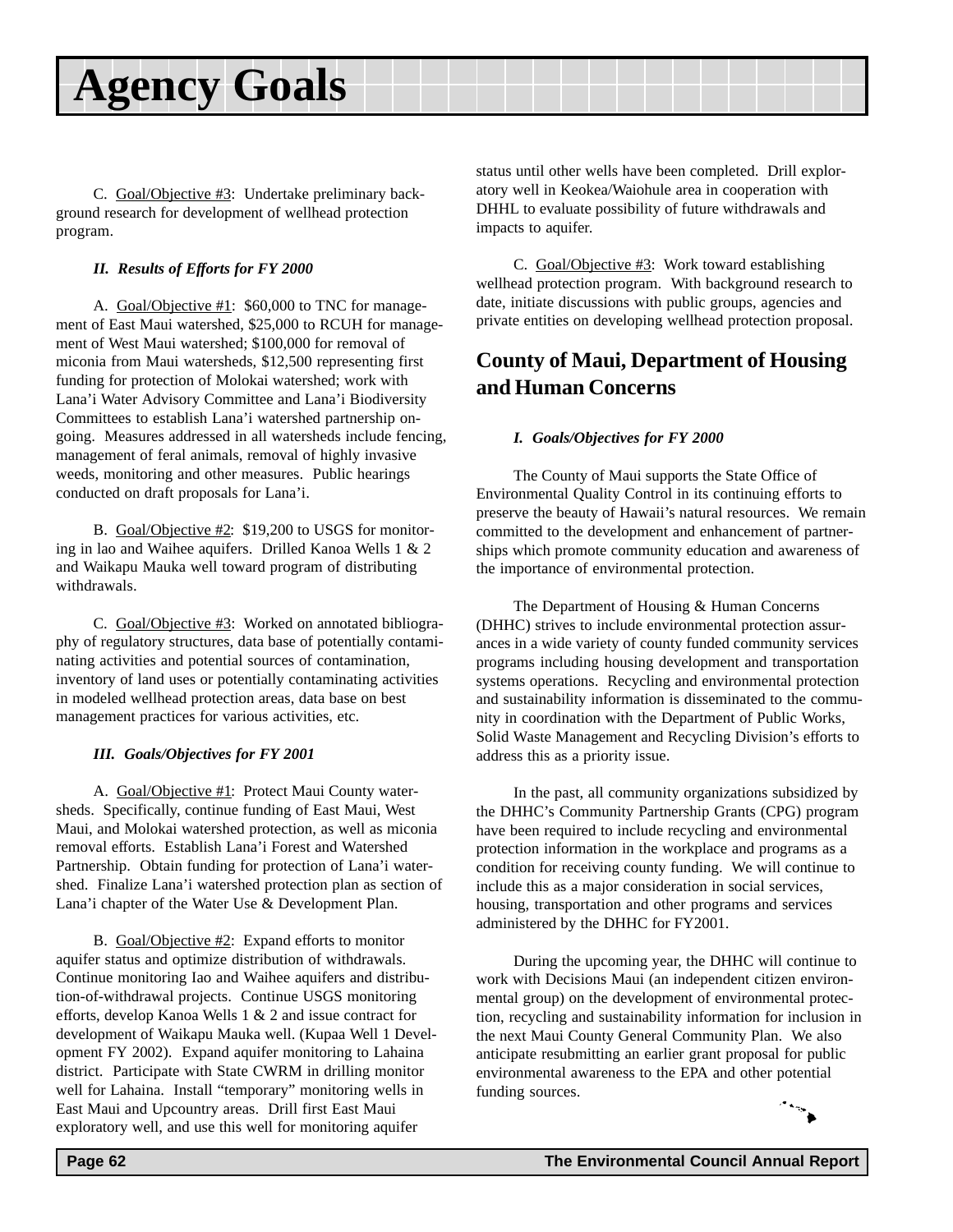# Agency Goals

C. Goal/Objective #3: Undertake preliminary background research for development of wellhead protection program.

***II. Results of Efforts for FY 2000***

A. Goal/Objective #1: $60,000 to TNC for management of East Maui watershed, $25,000 to RCUH for management of West Maui watershed; $100,000 for removal of miconia from Maui watersheds, $12,500 representing first funding for protection of Molokai watershed; work with Lana'i Water Advisory Committee and Lana'i Biodiversity Committees to establish Lana'i watershed partnership ongoing. Measures addressed in all watersheds include fencing, management of feral animals, removal of highly invasive weeds, monitoring and other measures. Public hearings conducted on draft proposals for Lana'i.

B. Goal/Objective #2: $19,200 to USGS for monitoring in lao and Waihee aquifers. Drilled Kanoa Wells 1 & 2 and Waikapu Mauka well toward program of distributing withdrawals.

C. Goal/Objective #3: Worked on annotated bibliography of regulatory structures, data base of potentially contaminating activities and potential sources of contamination, inventory of land uses or potentially contaminating activities in modeled wellhead protection areas, data base on best management practices for various activities, etc.

***III. Goals/Objectives for FY 2001***

A. Goal/Objective #1: Protect Maui County watersheds. Specifically, continue funding of East Maui, West Maui, and Molokai watershed protection, as well as miconia removal efforts. Establish Lana'i Forest and Watershed Partnership. Obtain funding for protection of Lana'i watershed. Finalize Lana'i watershed protection plan as section of Lana'i chapter of the Water Use & Development Plan.

B. Goal/Objective #2: Expand efforts to monitor aquifer status and optimize distribution of withdrawals. Continue monitoring Iao and Waihee aquifers and distribution-of-withdrawal projects. Continue USGS monitoring efforts, develop Kanoa Wells 1 & 2 and issue contract for development of Waikapu Mauka well. (Kupaa Well 1 Development FY 2002). Expand aquifer monitoring to Lahaina district. Participate with State CWRM in drilling monitor well for Lahaina. Install "temporary" monitoring wells in East Maui and Upcountry areas. Drill first East Maui exploratory well, and use this well for monitoring aquifer status until other wells have been completed. Drill exploratory well in Keokea/Waiohule area in cooperation with DHHL to evaluate possibility of future withdrawals and impacts to aquifer.

C. Goal/Objective #3: Work toward establishing wellhead protection program. With background research to date, initiate discussions with public groups, agencies and private entities on developing wellhead protection proposal.

## County of Maui, Department of Housing and Human Concerns

***I. Goals/Objectives for FY 2000***

The County of Maui supports the State Office of Environmental Quality Control in its continuing efforts to preserve the beauty of Hawaii's natural resources. We remain committed to the development and enhancement of partnerships which promote community education and awareness of the importance of environmental protection.

The Department of Housing & Human Concerns (DHHC) strives to include environmental protection assurances in a wide variety of county funded community services programs including housing development and transportation systems operations. Recycling and environmental protection and sustainability information is disseminated to the community in coordination with the Department of Public Works, Solid Waste Management and Recycling Division's efforts to address this as a priority issue.

In the past, all community organizations subsidized by the DHHC's Community Partnership Grants (CPG) program have been required to include recycling and environmental protection information in the workplace and programs as a condition for receiving county funding. We will continue to include this as a major consideration in social services, housing, transportation and other programs and services administered by the DHHC for FY2001.

During the upcoming year, the DHHC will continue to work with Decisions Maui (an independent citizen environmental group) on the development of environmental protection, recycling and sustainability information for inclusion in the next Maui County General Community Plan. We also anticipate resubmitting an earlier grant proposal for public environmental awareness to the EPA and other potential funding sources.